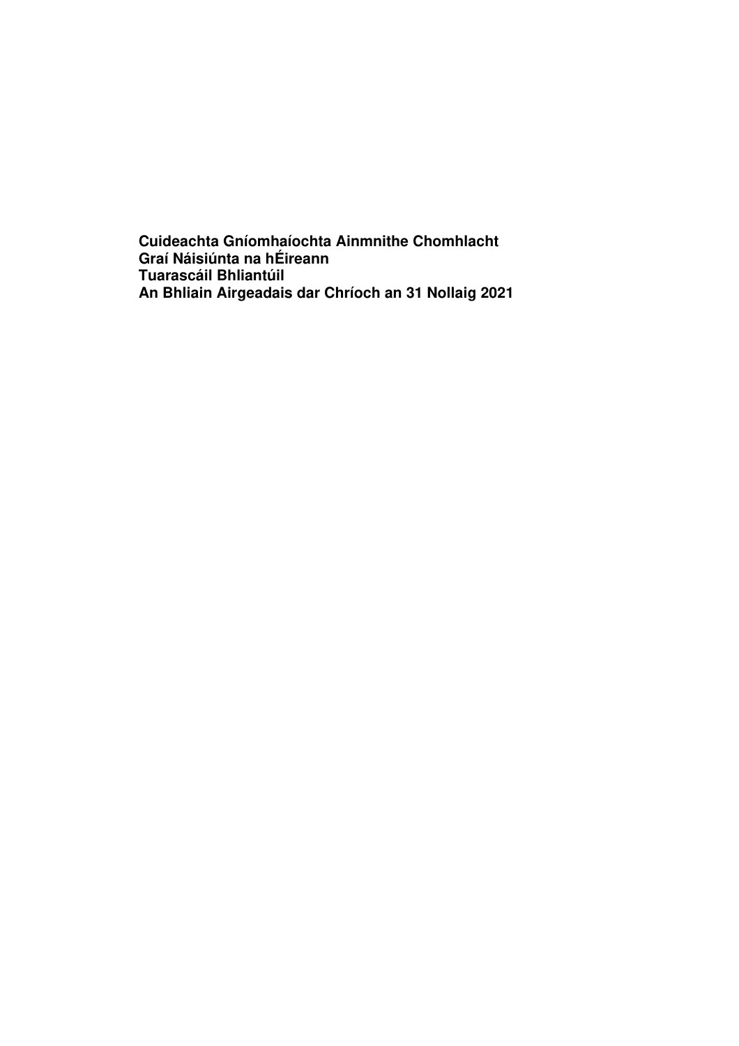**Cuideachta Gníomhaíochta Ainmnithe Chomhlacht Graí Náisiúnta na hÉireann**
**Tuarascáil Bhliantúil**
**An Bhliain Airgeadais dar Chríoch an 31 Nollaig 2021**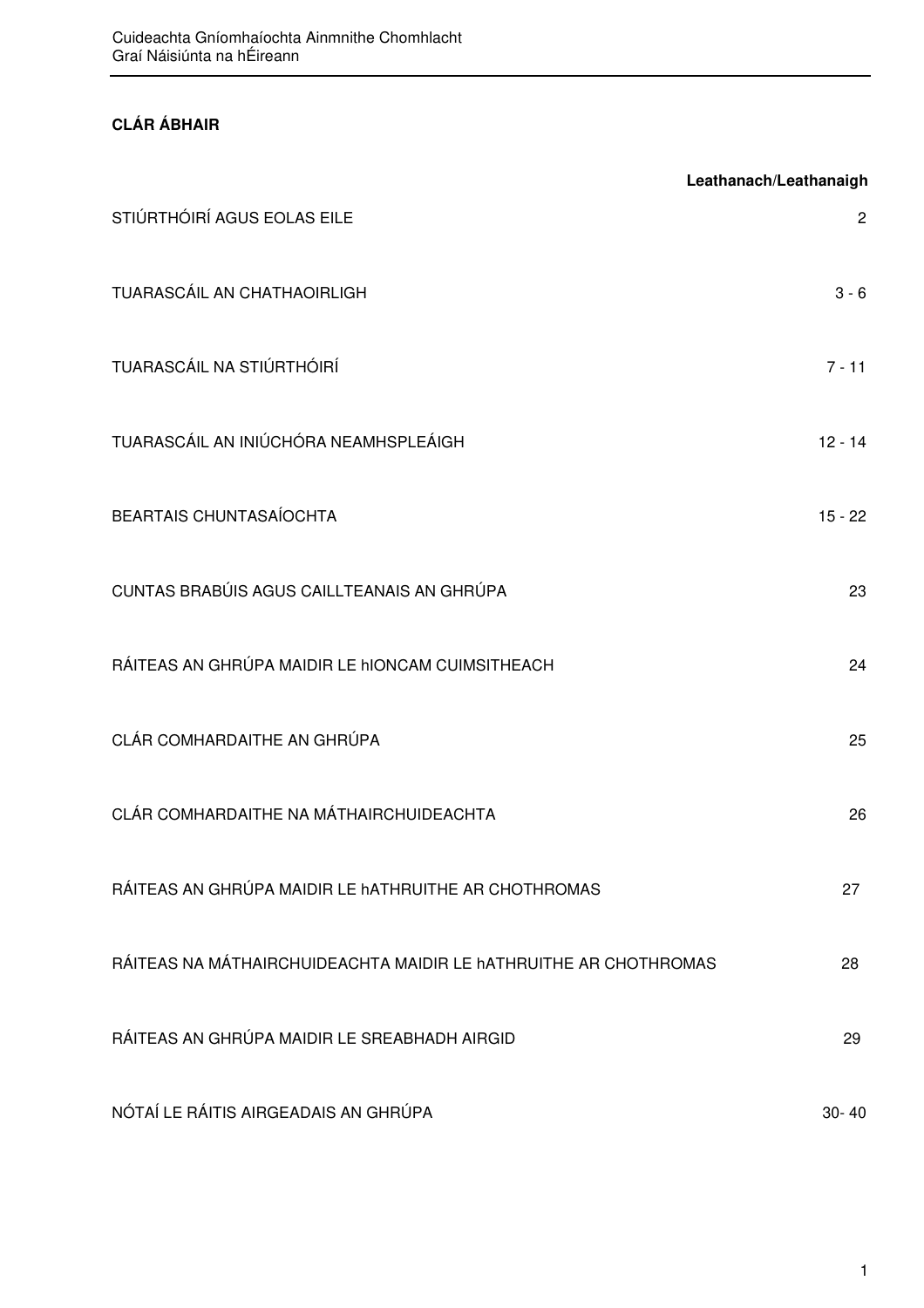## CLÁR ÁBHAIR

| | Leathanach/Leathanaigh |
|---|---|
| STIÚRTHÓIRÍ AGUS EOLAS EILE | 2 |
| TUARASCÁIL AN CHATHAOIRLIGH | 3 - 6 |
| TUARASCÁIL NA STIÚRTHÓIRÍ | 7 - 11 |
| TUARASCÁIL AN INIÚCHÓRA NEAMHSPLEÁIGH | 12 - 14 |
| BEARTAIS CHUNTASAÍOCHTA | 15 - 22 |
| CUNTAS BRABÚIS AGUS CAILLTEANAIS AN GHRÚPA | 23 |
| RÁITEAS AN GHRÚPA MAIDIR LE hIONCAM CUIMSITHEACH | 24 |
| CLÁR COMHARDAITHE AN GHRÚPA | 25 |
| CLÁR COMHARDAITHE NA MÁTHAIRCHUIDEACHTA | 26 |
| RÁITEAS AN GHRÚPA MAIDIR LE hATHRUITHE AR CHOTHROMAS | 27 |
| RÁITEAS NA MÁTHAIRCHUIDEACHTA MAIDIR LE hATHRUITHE AR CHOTHROMAS | 28 |
| RÁITEAS AN GHRÚPA MAIDIR LE SREABHADH AIRGID | 29 |
| NÓTAÍ LE RÁITIS AIRGEADAIS AN GHRÚPA | 30- 40 |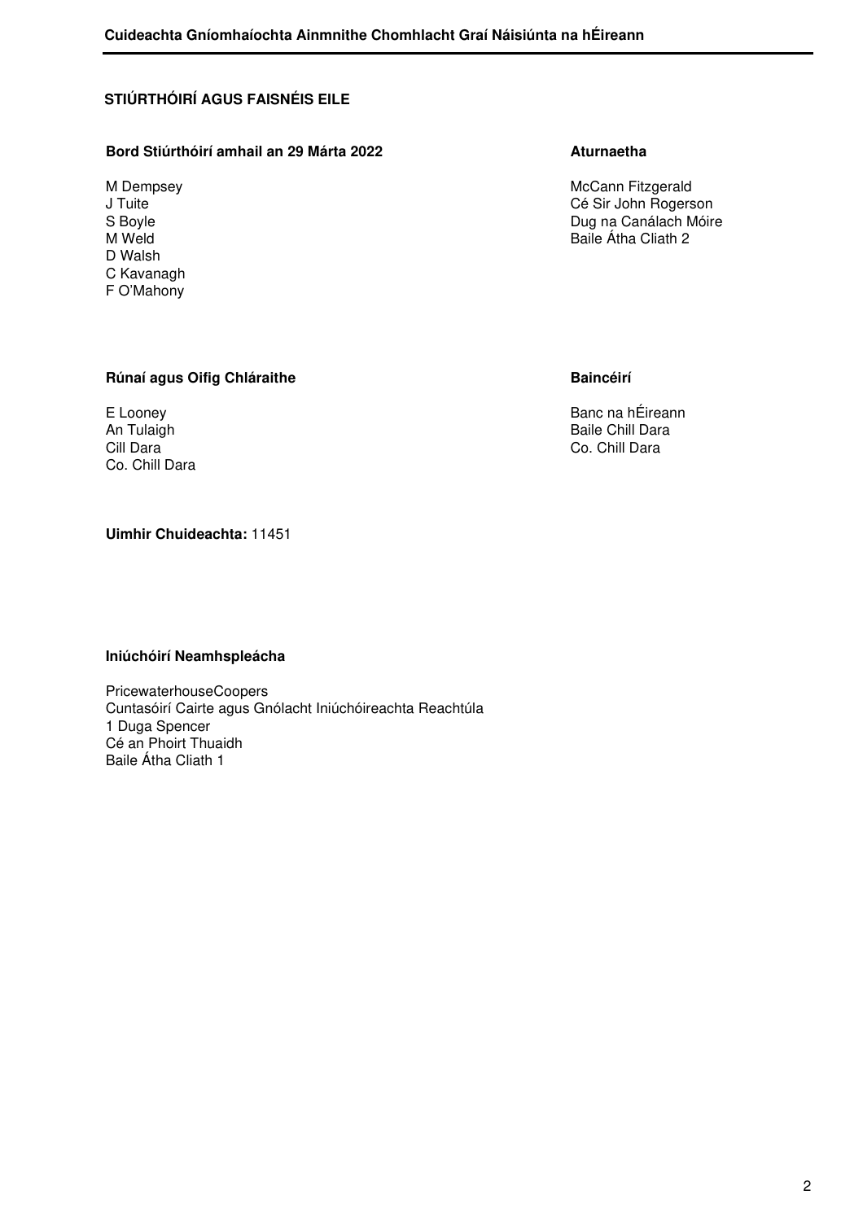## STIÚRTHÓIRÍ AGUS FAISNÉIS EILE

**Bord Stiúrthóirí amhail an 29 Márta 2022**

M Dempsey
J Tuite
S Boyle
M Weld
D Walsh
C Kavanagh
F O'Mahony

**Aturnaetha**

McCann Fitzgerald
Cé Sir John Rogerson
Dug na Canálach Móire
Baile Átha Cliath 2

**Rúnaí agus Oifig Chláraithe**

E Looney
An Tulaigh
Cill Dara
Co. Chill Dara

**Baincéirí**

Banc na hÉireann
Baile Chill Dara
Co. Chill Dara

**Uimhir Chuideachta:** 11451

**Iniúchóirí Neamhspleácha**

PricewaterhouseCoopers
Cuntasóirí Cairte agus Gnólacht Iniúchóireachta Reachtúla
1 Duga Spencer
Cé an Phoirt Thuaidh
Baile Átha Cliath 1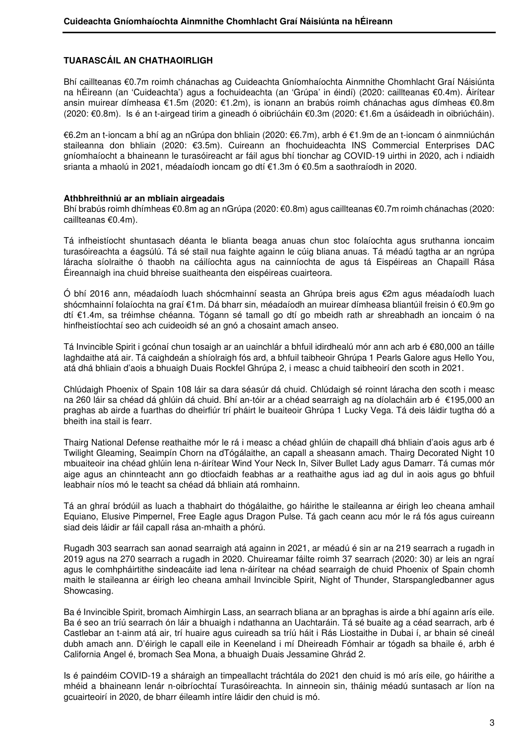## TUARASCÁIL AN CHATHAOIRLIGH

Bhí caillteanas €0.7m roimh chánachas ag Cuideachta Gníomhaíochta Ainmnithe Chomhlacht Graí Náisiúnta na hÉireann (an 'Cuideachta') agus a fochuideachta (an 'Grúpa' in éindí) (2020: caillteanas €0.4m). Áirítear ansin muirear dímheasa €1.5m (2020: €1.2m), is ionann an brabús roimh chánachas agus dímheas €0.8m (2020: €0.8m). Is é an t-airgead tirim a gineadh ó oibriúcháin €0.3m (2020: €1.6m a úsáideadh in oibriúcháin).

€6.2m an t-ioncam a bhí ag an nGrúpa don bhliain (2020: €6.7m), arbh é €1.9m de an t-ioncam ó ainmniúchán staileanna don bhliain (2020: €3.5m). Cuireann an fhochuideachta INS Commercial Enterprises DAC gníomhaíocht a bhaineann le turasóireacht ar fáil agus bhí tionchar ag COVID-19 uirthi in 2020, ach i ndiaidh srianta a mhaolú in 2021, méadaíodh ioncam go dtí €1.3m ó €0.5m a saothraíodh in 2020.

### Athbhreithniú ar an mbliain airgeadais

Bhí brabús roimh dhímheas €0.8m ag an nGrúpa (2020: €0.8m) agus caillteanas €0.7m roimh chánachas (2020: caillteanas €0.4m).

Tá infheistíocht shuntasach déanta le blianta beaga anuas chun stoc folaíochta agus sruthanna ioncaim turasóireachta a éagsúlú. Tá sé stail nua faighte againn le cúig bliana anuas. Tá méadú tagtha ar an ngrúpa láracha síolraithe ó thaobh na cáilíochta agus na cainníochta de agus tá Eispéireas an Chapaill Rása Éireannaigh ina chuid bhreise suaitheanta den eispéireas cuairteora.

Ó bhí 2016 ann, méadaíodh luach shócmhainní seasta an Ghrúpa breis agus €2m agus méadaíodh luach shócmhainní folaíochta na graí €1m. Dá bharr sin, méadaíodh an muirear dímheasa bliantúil freisin ó €0.9m go dtí €1.4m, sa tréimhse chéanna. Tógann sé tamall go dtí go mbeidh rath ar shreabhadh an ioncaim ó na hinfheistíochtaí seo ach cuideoidh sé an gnó a chosaint amach anseo.

Tá Invincible Spirit i gcónaí chun tosaigh ar an uainchlár a bhfuil idirdhealú mór ann ach arb é €80,000 an táille laghdaithe atá air. Tá caighdeán a shíolraigh fós ard, a bhfuil taibheoir Ghrúpa 1 Pearls Galore agus Hello You, atá dhá bhliain d'aois a bhuaigh Duais Rockfel Ghrúpa 2, i measc a chuid taibheoirí den scoth in 2021.

Chlúdaigh Phoenix of Spain 108 láir sa dara séasúr dá chuid. Chlúdaigh sé roinnt láracha den scoth i measc na 260 láir sa chéad dá ghlúin dá chuid. Bhí an-tóir ar a chéad searraigh ag na díolacháin arb é €195,000 an praghas ab airde a fuarthas do dheirfiúr trí pháirt le buaiteoir Ghrúpa 1 Lucky Vega. Tá deis láidir tugtha dó a bheith ina stail is fearr.

Thairg National Defense reathaithe mór le rá i measc a chéad ghlúin de chapaill dhá bhliain d'aois agus arb é Twilight Gleaming, Seaimpín Chorn na dTógálaithe, an capall a sheasann amach. Thairg Decorated Night 10 mbuaiteoir ina chéad ghlúin lena n-áirítear Wind Your Neck In, Silver Bullet Lady agus Damarr. Tá cumas mór aige agus an chinnteacht ann go dtiocfaidh feabhas ar a reathaithe agus iad ag dul in aois agus go bhfuil leabhair níos mó le teacht sa chéad dá bhliain atá romhainn.

Tá an ghraí bródúil as luach a thabhairt do thógálaithe, go háirithe le staileanna ar éirigh leo cheana amhail Equiano, Elusive Pimpernel, Free Eagle agus Dragon Pulse. Tá gach ceann acu mór le rá fós agus cuireann siad deis láidir ar fáil capall rásaa an-mhaith a phórú.

Rugadh 303 searrach san aonad searraigh atá againn in 2021, ar méadú é sin ar na 219 searrach a rugadh in 2019 agus na 270 searrach a rugadh in 2020. Chuireamar fáilte roimh 37 searrach (2020: 30) ar leis an ngraí agus le comhpháirtithe sindeacáite iad lena n-áirítear na chéad searraigh de chuid Phoenix of Spain chomh maith le staileanna ar éirigh leo cheana amhail Invincible Spirit, Night of Thunder, Starspangledbanner agus Showcasing.

Ba é Invincible Spirit, bromach Aimhirgin Lass, an searrach bliana ar an bpraghas is airde a bhí againn arís eile. Ba é seo an tríú searrach ón láir a bhuaigh i ndathanna an Uachtaráin. Tá sé buaite ag a céad searrach, arb é Castlebar an t-ainm atá air, trí huaire agus cuireadh sa tríú háit i Rás Liostaithe in Dubai í, ar bhain sé cineál dubh amach ann. D'éirigh le capall eile in Keeneland i mí Dheireadh Fómhair ar tógadh sa bhaile é, arbh é California Angel é, bromach Sea Mona, a bhuaigh Duais Jessamine Ghrád 2.

Is é paindéim COVID-19 a sháraigh an timpeallacht tráchtála do 2021 den chuid is mó arís eile, go háirithe a mhéid a bhaineann lenár n-oibríochtaí Turasóireachta. In ainneoin sin, tháinig méadú suntasach ar líon na gcuairteoirí in 2020, de bharr éileamh intíre láidir den chuid is mó.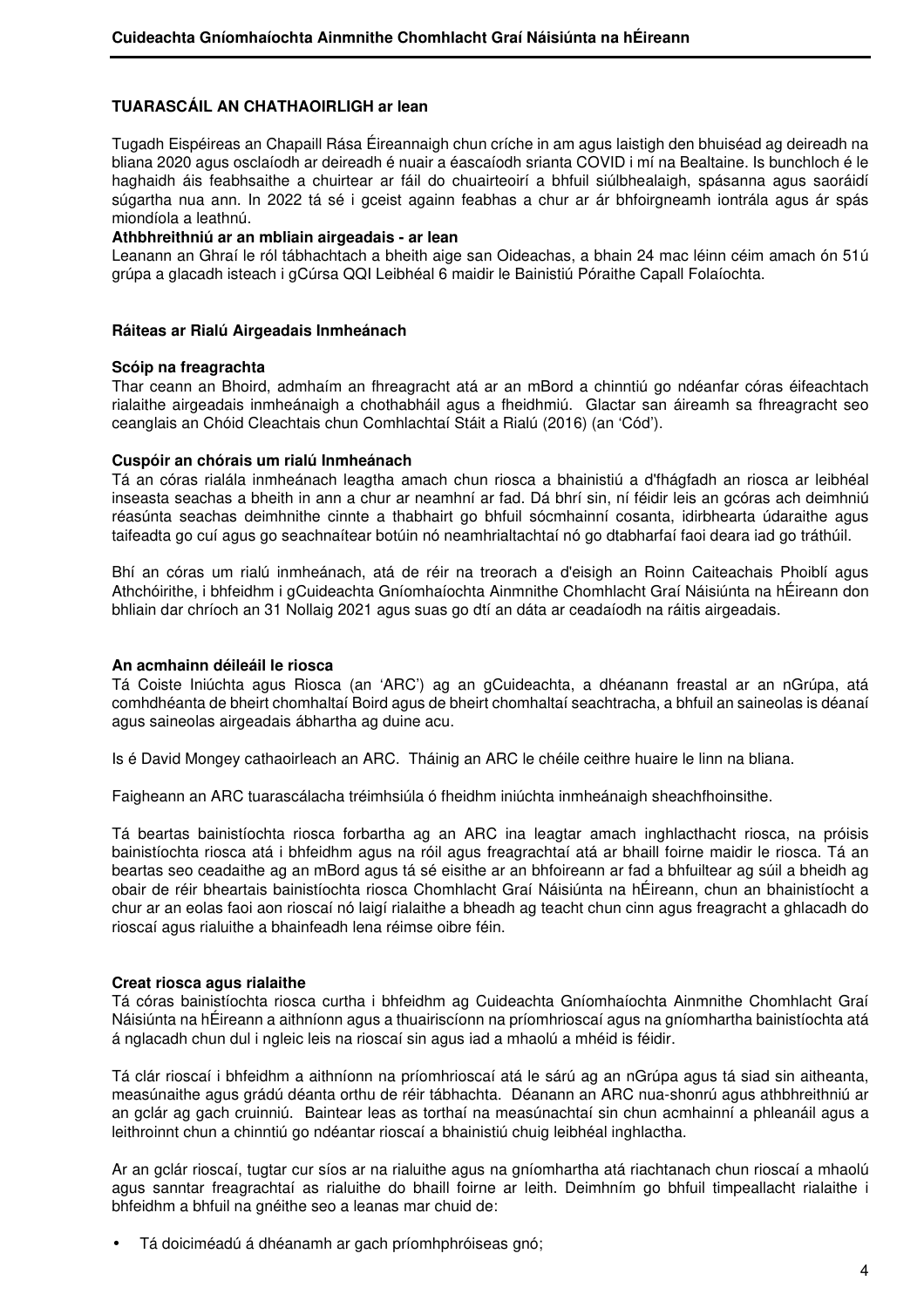### TUARASCÁIL AN CHATHAOIRLIGH ar lean

Tugadh Eispéireas an Chapaill Rása Éireannaigh chun críche in am agus laistigh den bhuiséad ag deireadh na bliana 2020 agus osclaíodh ar deireadh é nuair a éascaíodh srianta COVID i mí na Bealtaine. Is bunchloch é le haghaidh áis feabhsaithe a chuirtear ar fáil do chuairteoirí a bhfuil siúlbhealaigh, spásanna agus saoráidí súgartha nua ann. In 2022 tá sé i gceist againn feabhas a chur ar ár bhfoirgneamh iontrála agus ár spás miondíola a leathnú.

**Athbhreithniú ar an mbliain airgeadais - ar lean**

Leanann an Ghraí le ról tábhachtach a bheith aige san Oideachas, a bhain 24 mac léinn céim amach ón 51ú grúpa a glacadh isteach i gCúrsa QQI Leibhéal 6 maidir le Bainistiú Póraithe Capall Folaíochta.

### Ráiteas ar Rialú Airgeadais Inmheánach

**Scóip na freagrachta**

Thar ceann an Bhoird, admhaím an fhreagracht atá ar an mBord a chinntiú go ndéanfar córas éifeachtach rialaithe airgeadais inmheánaigh a chothabháil agus a fheidhmiú. Glactar san áireamh sa fhreagracht seo ceanglais an Chóid Cleachtais chun Comhlachtaí Stáit a Rialú (2016) (an 'Cód').

**Cuspóir an chórais um rialú Inmheánach**

Tá an córas rialála inmheánach leagtha amach chun riosca a bhainistiú a d'fhágfadh an riosca ar leibhéal inseasta seachas a bheith in ann a chur ar neamhní ar fad. Dá bhrí sin, ní féidir leis an gcóras ach deimhniú réasúnta seachas deimhnithe cinnte a thabhairt go bhfuil sócmhainní cosanta, idirbhearta údaraithe agus taifeadta go cuí agus go seachnaítear botúin nó neamhrialtachtaí nó go dtabharfaí faoi deara iad go tráthúil.

Bhí an córas um rialú inmheánach, atá de réir na treorach a d'eisigh an Roinn Caiteachais Phoiblí agus Athchóirithe, i bhfeidhm i gCuideachta Gníomhaíochta Ainmnithe Chomhlacht Graí Náisiúnta na hÉireann don bhliain dar chríoch an 31 Nollaig 2021 agus suas go dtí an dáta ar ceadaíodh na ráitis airgeadais.

**An acmhainn déileáil le riosca**

Tá Coiste Iniúchta agus Riosca (an 'ARC') ag an gCuideachta, a dhéanann freastal ar an nGrúpa, atá comhdhéanta de bheirt chomhaltaí Boird agus de bheirt chomhaltaí seachtracha, a bhfuil an saineolas is déanaí agus saineolas airgeadais ábhartha ag duine acu.

Is é David Mongey cathaoirleach an ARC. Tháinig an ARC le chéile ceithre huaire le linn na bliana.

Faigheann an ARC tuarascálacha tréimhsiúla ó fheidhm iniúchta inmheánaigh sheachfhoinsithe.

Tá beartas bainistíochta riosca forbartha ag an ARC ina leagtar amach inghlacthacht riosca, na próisis bainistíochta riosca atá i bhfeidhm agus na róil agus freagrachtaí atá ar bhaill foirne maidir le riosca. Tá an beartas seo ceadaithe ag an mBord agus tá sé eisithe ar an bhfoireann ar fad a bhfuiltear ag súil a bheidh ag obair de réir bheartais bainistíochta riosca Chomhlacht Graí Náisiúnta na hÉireann, chun an bhainistíocht a chur ar an eolas faoi aon rioscaí nó laigí rialaithe a bheadh ag teacht chun cinn agus freagracht a ghlacadh do rioscaí agus rialuithe a bhainfeadh lena réimse oibre féin.

**Creat riosca agus rialaithe**

Tá córas bainistíochta riosca curtha i bhfeidhm ag Cuideachta Gníomhaíochta Ainmnithe Chomhlacht Graí Náisiúnta na hÉireann a aithníonn agus a thuairiscíonn na príomhrioscaí agus na gníomhartha bainistíochta atá á nglacadh chun dul i ngleic leis na rioscaí sin agus iad a mhaolú a mhéid is féidir.

Tá clár rioscaí i bhfeidhm a aithníonn na príomhrioscaí atá le sárú ag an nGrúpa agus tá siad sin aitheanta, measúnaithe agus grádú déanta orthu de réir tábhachta. Déanann an ARC nua-shonrú agus athbhreithniú ar an gclár ag gach cruinniú. Baintear leas as torthaí na measúnachtaí sin chun acmhainní a phleanáil agus a leithroinnt chun a chinntiú go ndéantar rioscaí a bhainistiú chuig leibhéal inghlactha.

Ar an gclár rioscaí, tugtar cur síos ar na rialuithe agus na gníomhartha atá riachtanach chun rioscaí a mhaolú agus sanntar freagrachtaí as rialuithe do bhaill foirne ar leith. Deimhním go bhfuil timpeallacht rialaithe i bhfeidhm a bhfuil na gnéithe seo a leanas mar chuid de:

- Tá doiciméadú á dhéanamh ar gach príomhphróiseas gnó;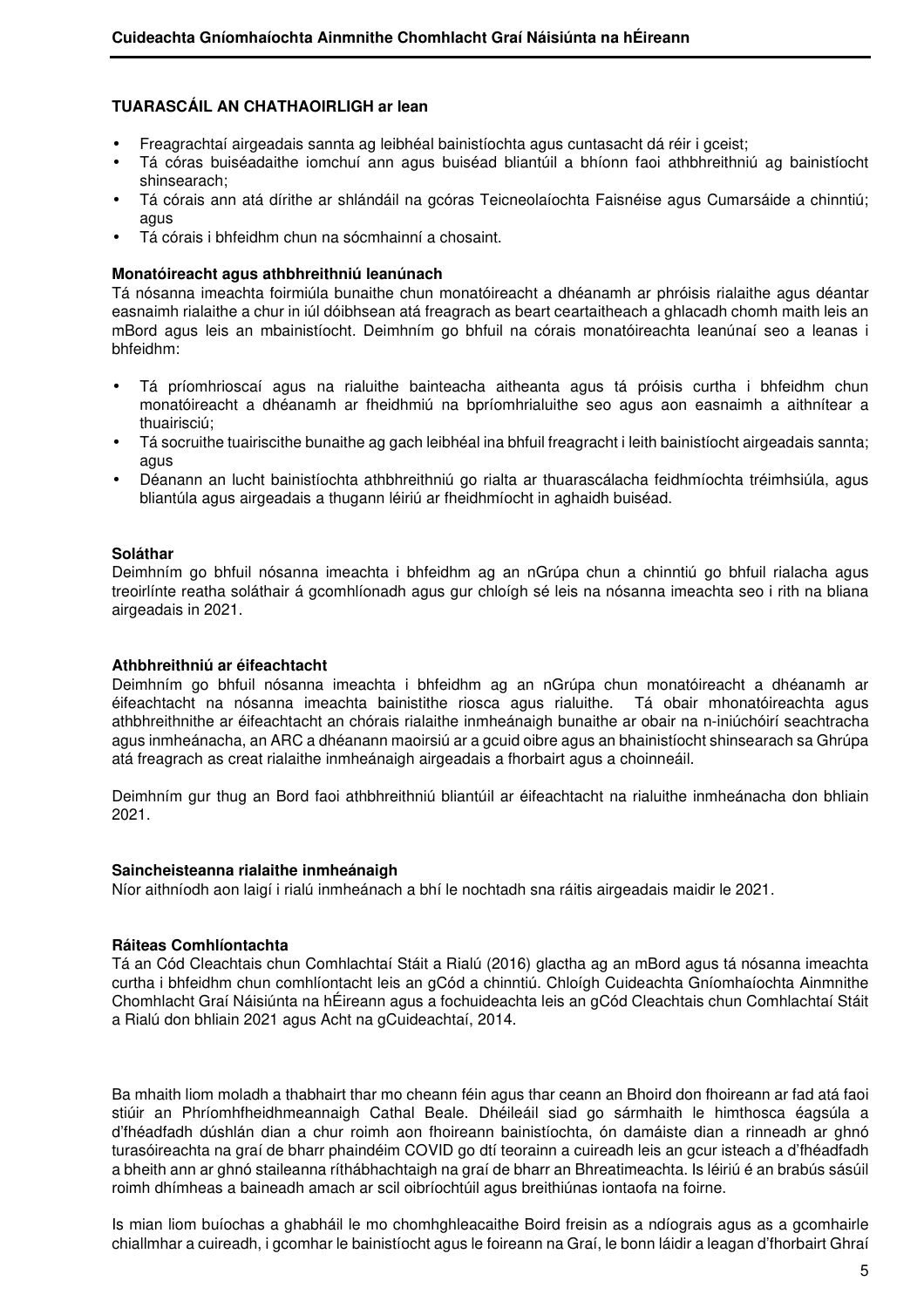**TUARASCÁIL AN CHATHAOIRLIGH ar lean**

- Freagrachtaí airgeadais sannta ag leibhéal bainistíochta agus cuntasacht dá réir i gceist;
- Tá córas buiséadaithe iomchuí ann agus buiséad bliantúil a bhíonn faoi athbhreithniú ag bainistíocht shinsearach;
- Tá córais ann atá dírithe ar shlándáil na gcóras Teicneolaíochta Faisnéise agus Cumarsáide a chinntiú; agus
- Tá córais i bhfeidhm chun na sócmhainní a chosaint.

**Monatóireacht agus athbhreithniú leanúnach**

Tá nósanna imeachta foirmiúla bunaithe chun monatóireacht a dhéanamh ar phróisis rialaithe agus déantar easnaimh rialaithe a chur in iúl dóibhsean atá freagrach as beart ceartaitheach a ghlacadh chomh maith leis an mBord agus leis an mbainistíocht. Deimhním go bhfuil na córais monatóireachta leanúnaí seo a leanas i bhfeidhm:

- Tá príomhrioscaí agus na rialuithe bainteacha aitheanta agus tá próisis curtha i bhfeidhm chun monatóireacht a dhéanamh ar fheidhmiú na bpríomhrialuithe seo agus aon easnaimh a aithnítear a thuairisciú;
- Tá socruithe tuairiscithe bunaithe ag gach leibhéal ina bhfuil freagracht i leith bainistíocht airgeadais sannta; agus
- Déanann an lucht bainistíochta athbhreithniú go rialta ar thuarascálacha feidhmíochta tréimhsiúla, agus bliantúla agus airgeadais a thugann léiriú ar fheidhmíocht in aghaidh buiséad.

**Soláthar**

Deimhním go bhfuil nósanna imeachta i bhfeidhm ag an nGrúpa chun a chinntiú go bhfuil rialacha agus treoirlínte reatha soláthair á gcomhlíonadh agus gur chloígh sé leis na nósanna imeachta seo i rith na bliana airgeadais in 2021.

**Athbhreithniú ar éifeachtacht**

Deimhním go bhfuil nósanna imeachta i bhfeidhm ag an nGrúpa chun monatóireacht a dhéanamh ar éifeachtacht na nósanna imeachta bainistithe riosca agus rialuithe. Tá obair mhonatóireachta agus athbhreithnithe ar éifeachtacht an chórais rialaithe inmheánaigh bunaithe ar obair na n-iniúchóirí seachtracha agus inmheánacha, an ARC a dhéanann maoirsiú ar a gcuid oibre agus an bhainistíocht shinsearach sa Ghrúpa atá freagrach as creat rialaithe inmheánaigh airgeadais a fhorbairt agus a choinneáil.

Deimhním gur thug an Bord faoi athbhreithniú bliantúil ar éifeachtacht na rialuithe inmheánacha don bhliain 2021.

**Saincheisteanna rialaithe inmheánaigh**

Níor aithníodh aon laigí i rialú inmheánach a bhí le nochtadh sna ráitis airgeadais maidir le 2021.

**Ráiteas Comhlíontachta**

Tá an Cód Cleachtais chun Comhlachtaí Stáit a Rialú (2016) glactha ag an mBord agus tá nósanna imeachta curtha i bhfeidhm chun comhlíontacht leis an gCód a chinntiú. Chloígh Cuideachta Gníomhaíochta Ainmnithe Chomhlacht Graí Náisiúnta na hÉireann agus a fochuideachta leis an gCód Cleachtais chun Comhlachtaí Stáit a Rialú don bhliain 2021 agus Acht na gCuideachtaí, 2014.

Ba mhaith liom moladh a thabhairt thar mo cheann féin agus thar ceann an Bhoird don fhoireann ar fad atá faoi stiúir an Phríomhfheidhmeannaigh Cathal Beale. Dhéileáil siad go sármhaith le himthosca éagsúla a d'fhéadfadh dúshlán dian a chur roimh aon fhoireann bainistíochta, ón damáiste dian a rinneadh ar ghnó turasóireachta na graí de bharr phaindéim COVID go dtí teorainn a cuireadh leis an gcur isteach a d'fhéadfadh a bheith ann ar ghnó staileanna ríthábhachtaigh na graí de bharr an Bhreatimeachta. Is léiriú é an brabús sásúil roimh dhímheas a baineadh amach ar scil oibríochtúil agus breithiúnas iontaofa na foirne.

Is mian liom buíochas a ghabháil le mo chomhghleacaithe Boird freisin as a ndíograis agus as a gcomhairle chiallmhar a cuireadh, i gcomhar le bainistíocht agus le foireann na Graí, le bonn láidir a leagan d'fhorbairt Ghraí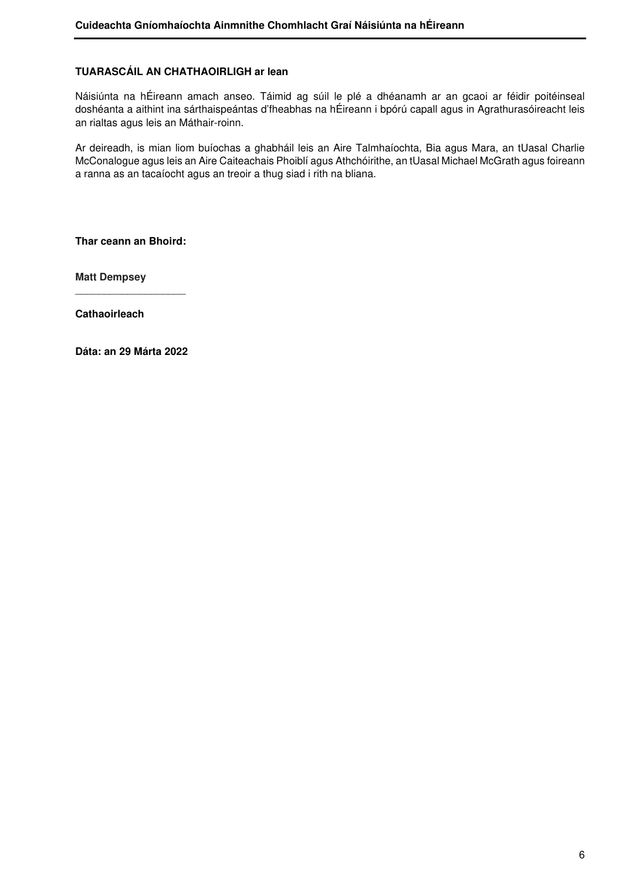**TUARASCÁIL AN CHATHAOIRLIGH ar lean**

Náisiúnta na hÉireann amach anseo. Táimid ag súil le plé a dhéanamh ar an gcaoi ar féidir poitéinseal doshéanta a aithint ina sárthaispeántas d'fheabhas na hÉireann i bpórú capall agus in Agrathurasóireacht leis an rialtas agus leis an Máthair-roinn.

Ar deireadh, is mian liom buíochas a ghabháil leis an Aire Talmhaíochta, Bia agus Mara, an tUasal Charlie McConalogue agus leis an Aire Caiteachais Phoiblí agus Athchóirithe, an tUasal Michael McGrath agus foireann a ranna as an tacaíocht agus an treoir a thug siad i rith na bliana.

**Thar ceann an Bhoird:**

**Matt Dempsey**

\_\_\_\_\_\_\_\_\_\_\_\_\_\_\_\_\_\_\_\_

**Cathaoirleach**

**Dáta: an 29 Márta 2022**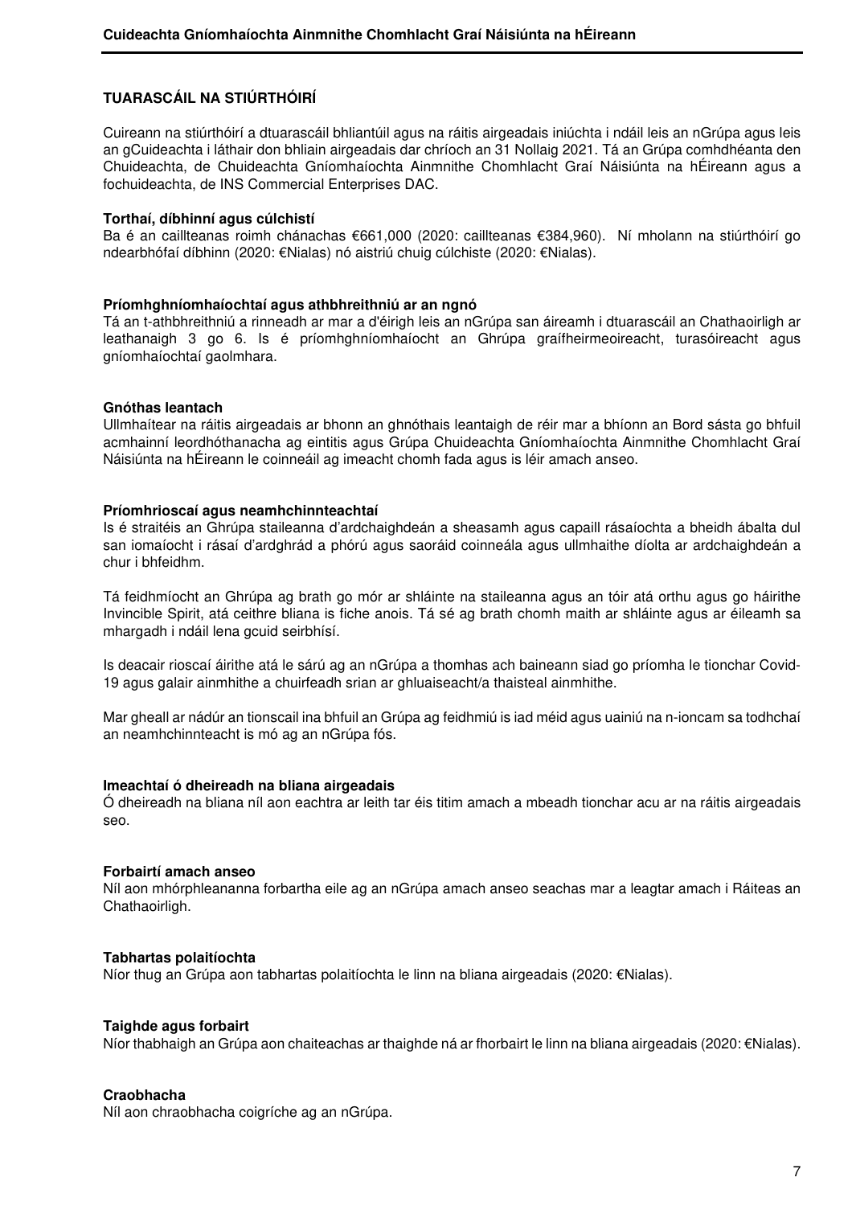## TUARASCÁIL NA STIÚRTHÓIRÍ

Cuireann na stiúrthóirí a dtuarascáil bhliantúil agus na ráitis airgeadais iniúchta i ndáil leis an nGrúpa agus leis an gCuideachta i láthair don bhliain airgeadais dar chríoch an 31 Nollaig 2021. Tá an Grúpa comhdhéanta den Chuideachta, de Chuideachta Gníomhaíochta Ainmnithe Chomhlacht Graí Náisiúnta na hÉireann agus a fochuideachta, de INS Commercial Enterprises DAC.

**Torthaí, díbhinní agus cúlchistí**
Ba é an caillteanas roimh chánachas €661,000 (2020: caillteanas €384,960). Ní mholann na stiúrthóirí go ndearbhófaí díbhinn (2020: €Nialas) nó aistriú chuig cúlchiste (2020: €Nialas).

**Príomhghníomhaíochtaí agus athbhreithniú ar an ngnó**
Tá an t-athbhreithniú a rinneadh ar mar a d'éirigh leis an nGrúpa san áireamh i dtuarascáil an Chathaoirligh ar leathanaigh 3 go 6. Is é príomhghníomhaíocht an Ghrúpa graífheirmeoireacht, turasóireacht agus gníomhaíochtaí gaolmhara.

**Gnóthas leantach**
Ullmhaítear na ráitis airgeadais ar bhonn an ghnóthais leantaigh de réir mar a bhíonn an Bord sásta go bhfuil acmhainní leordhóthanacha ag eintitis agus Grúpa Chuideachta Gníomhaíochta Ainmnithe Chomhlacht Graí Náisiúnta na hÉireann le coinneáil ag imeacht chomh fada agus is léir amach anseo.

**Príomhrioscaí agus neamhchinnteachtaí**
Is é straitéis an Ghrúpa staileanna d'ardchaighdeán a sheasamh agus capaill rásaíochta a bheidh ábalta dul san iomaíocht i rásaí d'ardghrád a phórú agus saoráid coinneála agus ullmhaithe díolta ar ardchaighdeán a chur i bhfeidhm.

Tá feidhmíocht an Ghrúpa ag brath go mór ar shláinte na staileanna agus an tóir atá orthu agus go háirithe Invincible Spirit, atá ceithre bliana is fiche anois. Tá sé ag brath chomh maith ar shláinte agus ar éileamh sa mhargadh i ndáil lena gcuid seirbhísí.

Is deacair rioscaí áirithe atá le sárú ag an nGrúpa a thomhas ach baineann siad go príomha le tionchar Covid-19 agus galair ainmhithe a chuirfeadh srian ar ghluaiseacht/a thaisteal ainmhithe.

Mar gheall ar nádúr an tionscail ina bhfuil an Grúpa ag feidhmiú is iad méid agus uainiú na n-ioncam sa todhchaí an neamhchinnteacht is mó ag an nGrúpa fós.

**Imeachtaí ó dheireadh na bliana airgeadais**
Ó dheireadh na bliana níl aon eachtra ar leith tar éis titim amach a mbeadh tionchar acu ar na ráitis airgeadais seo.

**Forbairtí amach anseo**
Níl aon mhórphleananna forbartha eile ag an nGrúpa amach anseo seachas mar a leagtar amach i Ráiteas an Chathaoirligh.

**Tabhartas polaitíochta**
Níor thug an Grúpa aon tabhartas polaitíochta le linn na bliana airgeadais (2020: €Nialas).

**Taighde agus forbairt**
Níor thabhaigh an Grúpa aon chaiteachas ar thaighde ná ar fhorbairt le linn na bliana airgeadais (2020: €Nialas).

**Craobhacha**
Níl aon chraobhacha coigríche ag an nGrúpa.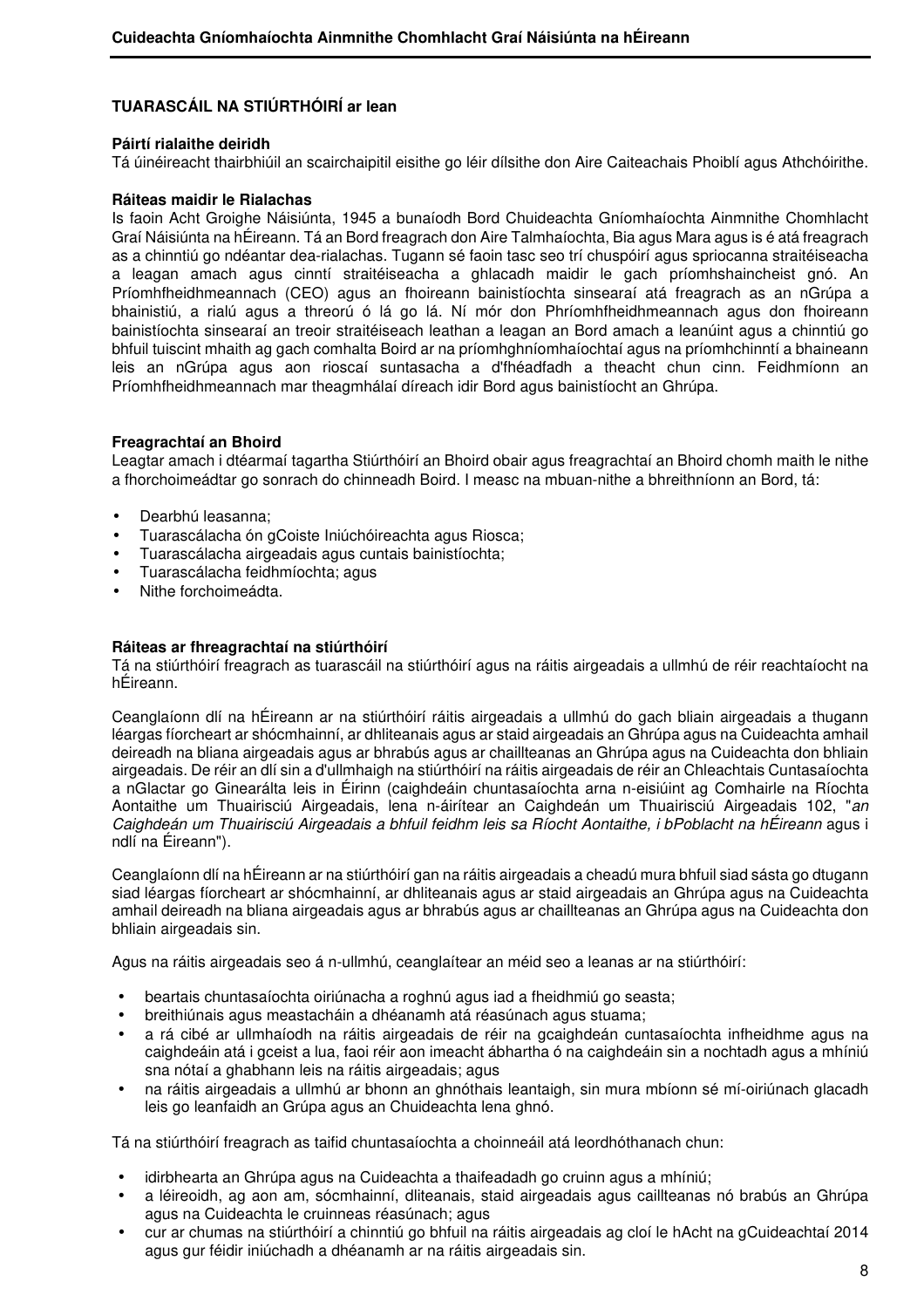## TUARASCÁIL NA STIÚRTHÓIRÍ ar lean

### Páirtí rialaithe deiridh

Tá úinéireacht thairbhiúil an scairchaipitil eisithe go léir dílsithe don Aire Caiteachais Phoiblí agus Athchóirithe.

### Ráiteas maidir le Rialachas

Is faoin Acht Groighe Náisiúnta, 1945 a bunaíodh Bord Chuideachta Gníomhaíochta Ainmnithe Chomhlacht Graí Náisiúnta na hÉireann. Tá an Bord freagrach don Aire Talmhaíochta, Bia agus Mara agus is é atá freagrach as a chinntiú go ndéantar dea-rialachas. Tugann sé faoin tasc seo trí chuspóirí agus spriocanna straitéiseacha a leagan amach agus cinntí straitéiseacha a ghlacadh maidir le gach príomhshaincheist gnó. An Príomhfheidhmeannach (CEO) agus an fhoireann bainistíochta sinsearaí atá freagrach as an nGrúpa a bhainistiú, a rialú agus a threorú ó lá go lá. Ní mór don Phríomhfheidhmeannach agus don fhoireann bainistíochta sinsearaí an treoir straitéiseach leathan a leagan an Bord amach a leanúint agus a chinntiú go bhfuil tuiscint mhaith ag gach comhalta Boird ar na príomhghníomhaíochtaí agus na príomhchinntí a bhaineann leis an nGrúpa agus aon rioscaí suntasacha a d'fhéadfadh a theacht chun cinn. Feidhmíonn an Príomhfheidhmeannach mar theagmhálaí díreach idir Bord agus bainistíocht an Ghrúpa.

### Freagrachtaí an Bhoird

Leagtar amach i dtéarmaí tagartha Stiúrthóirí an Bhoird obair agus freagrachtaí an Bhoird chomh maith le nithe a fhorchoimeádtar go sonrach do chinneadh Boird. I measc na mbuan-nithe a bhreithníonn an Bord, tá:

- Dearbhú leasanna;
- Tuarascálacha ón gCoiste Iniúchóireachta agus Riosca;
- Tuarascálacha airgeadais agus cuntais bainistíochta;
- Tuarascálacha feidhmíochta; agus
- Nithe forchoimeádta.

### Ráiteas ar fhreagrachtaí na stiúrthóirí

Tá na stiúrthóirí freagrach as tuarascáil na stiúrthóirí agus na ráitis airgeadais a ullmhú de réir reachtaíocht na hÉireann.

Ceanglaíonn dlí na hÉireann ar na stiúrthóirí ráitis airgeadais a ullmhú do gach bliain airgeadais a thugann léargas fíorcheart ar shócmhainní, ar dhliteanais agus ar staid airgeadais an Ghrúpa agus na Cuideachta amhail deireadh na bliana airgeadais agus ar bhrabús agus ar chaillteanas an Ghrúpa agus na Cuideachta don bhliain airgeadais. De réir an dlí sin a d'ullmhaigh na stiúrthóirí na ráitis airgeadais de réir an Chleachtais Cuntasaíochta a nGlactar go Ginearálta leis in Éirinn (caighdeáin chuntasaíochta arna n-eisiúint ag Comhairle na Ríochta Aontaithe um Thuairisciú Airgeadais, lena n-áirítear an Caighdeán um Thuairisciú Airgeadais 102, "*an Caighdeán um Thuairisciú Airgeadais a bhfuil feidhm leis sa Ríocht Aontaithe, i bPoblacht na hÉireann* agus i ndlí na Éireann").

Ceanglaíonn dlí na hÉireann ar na stiúrthóirí gan na ráitis airgeadais a cheadú mura bhfuil siad sásta go dtugann siad léargas fíorcheart ar shócmhainní, ar dhliteanais agus ar staid airgeadais an Ghrúpa agus na Cuideachta amhail deireadh na bliana airgeadais agus ar bhrabús agus ar chaillteanas an Ghrúpa agus na Cuideachta don bhliain airgeadais sin.

Agus na ráitis airgeadais seo á n-ullmhú, ceanglaítear an méid seo a leanas ar na stiúrthóirí:

- beartais chuntasaíochta oiriúnacha a roghnú agus iad a fheidhmiú go seasta;
- breithiúnais agus meastacháin a dhéanamh atá réasúnach agus stuama;
- a rá cibé ar ullmhaíodh na ráitis airgeadais de réir na gcaighdeán cuntasaíochta infheidhme agus na caighdeáin atá i gceist a lua, faoi réir aon imeacht ábhartha ó na caighdeáin sin a nochtadh agus a mhíniú sna nótaí a ghabhann leis na ráitis airgeadais; agus
- na ráitis airgeadais a ullmhú ar bhonn an ghnóthais leantaigh, sin mura mbíonn sé mí-oiriúnach glacadh leis go leanfaidh an Grúpa agus an Chuideachta lena ghnó.

Tá na stiúrthóirí freagrach as taifid chuntasaíochta a choinneáil atá leordhóthanach chun:

- idirbhearta an Ghrúpa agus na Cuideachta a thaifeadadh go cruinn agus a mhíniú;
- a léireoidh, ag aon am, sócmhainní, dliteanais, staid airgeadais agus caillteanas nó brabús an Ghrúpa agus na Cuideachta le cruinneas réasúnach; agus
- cur ar chumas na stiúrthóirí a chinntiú go bhfuil na ráitis airgeadais ag cloí le hAcht na gCuideachtaí 2014 agus gur féidir iniúchadh a dhéanamh ar na ráitis airgeadais sin.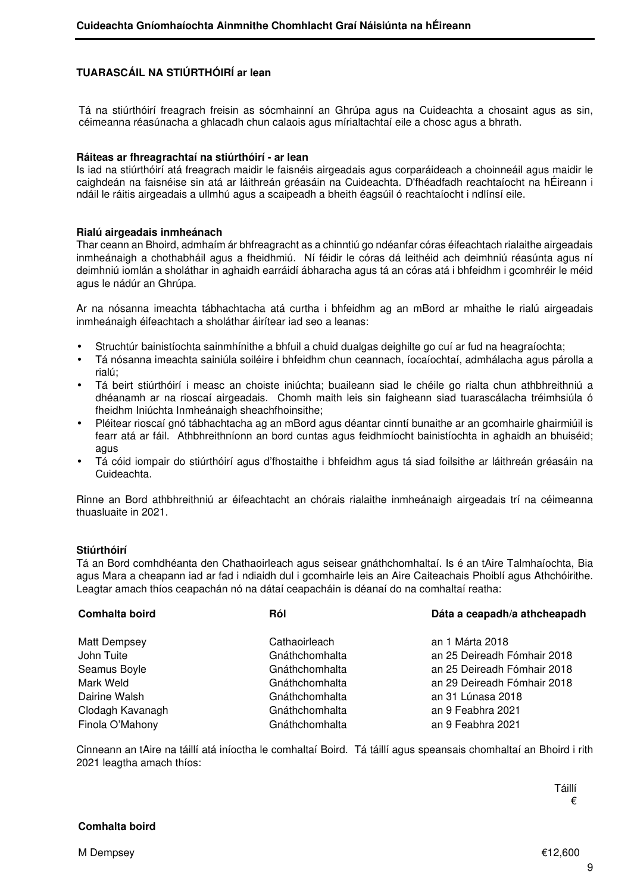## TUARASCÁIL NA STIÚRTHÓIRÍ ar lean

Tá na stiúrthóirí freagrach freisin as sócmhainní an Ghrúpa agus na Cuideachta a chosaint agus as sin, céimeanna réasúnacha a ghlacadh chun calaois agus mírialtachtaí eile a chosc agus a bhrath.

### Ráiteas ar fhreagrachtaí na stiúrthóirí - ar lean

Is iad na stiúrthóirí atá freagrach maidir le faisnéis airgeadais agus corparáideach a choinneáil agus maidir le caighdeán na faisnéise sin atá ar láithreán gréasáin na Cuideachta. D'fhéadfadh reachtaíocht na hÉireann i ndáil le ráitis airgeadais a ullmhú agus a scaipeadh a bheith éagsúil ó reachtaíocht i ndlínsí eile.

### Rialú airgeadais inmheánach

Thar ceann an Bhoird, admhaím ár bhfreagracht as a chinntiú go ndéanfar córas éifeachtach rialaithe airgeadais inmheánaigh a chothabháil agus a fheidhmiú. Ní féidir le córas dá leithéid ach deimhniú réasúnta agus ní deimhniú iomlán a sholáthar in aghaidh earráidí ábharacha agus tá an córas atá i bhfeidhm i gcomhréir le méid agus le nádúr an Ghrúpa.

Ar na nósanna imeachta tábhachtacha atá curtha i bhfeidhm ag an mBord ar mhaithe le rialú airgeadais inmheánaigh éifeachtach a sholáthar áirítear iad seo a leanas:

- Struchtúr bainistíochta sainmhínithe a bhfuil a chuid dualgas deighilte go cuí ar fud na heagraíochta;
- Tá nósanna imeachta sainiúla soiléire i bhfeidhm chun ceannach, íocaíochtaí, admhálacha agus párolla a rialú;
- Tá beirt stiúrthóirí i measc an choiste iniúchta; buaileann siad le chéile go rialta chun athbhreithniú a dhéanamh ar na rioscaí airgeadais. Chomh maith leis sin faigheann siad tuarascálacha tréimhsiúla ó fheidhm Iniúchta Inmheánaigh sheachfhoinsithe;
- Pléitear rioscaí gnó tábhachtacha ag an mBord agus déantar cinntí bunaithe ar an gcomhairle ghairmiúil is fearr atá ar fáil. Athbhreithníonn an bord cuntas agus feidhmíocht bainistíochta in aghaidh an bhuiséid; agus
- Tá cóid iompair do stiúrthóirí agus d'fhostaithe i bhfeidhm agus tá siad foilsithe ar láithreán gréasáin na Cuideachta.

Rinne an Bord athbhreithniú ar éifeachtacht an chórais rialaithe inmheánaigh airgeadais trí na céimeanna thuasluaite in 2021.

### Stiúrthóirí

Tá an Bord comhdhéanta den Chathaoirleach agus seisear gnáthchomhaltaí. Is é an tAire Talmhaíochta, Bia agus Mara a cheapann iad ar fad i ndiaidh dul i gcomhairle leis an Aire Caiteachais Phoiblí agus Athchóirithe. Leagtar amach thíos ceapachán nó na dátaí ceapacháin is déanaí do na comhaltaí reatha:

| Comhalta boird | Ról | Dáta a ceapadh/a athcheapadh |
|---|---|---|
| Matt Dempsey | Cathaoirleach | an 1 Márta 2018 |
| John Tuite | Gnáthchomhalta | an 25 Deireadh Fómhair 2018 |
| Seamus Boyle | Gnáthchomhalta | an 25 Deireadh Fómhair 2018 |
| Mark Weld | Gnáthchomhalta | an 29 Deireadh Fómhair 2018 |
| Dairine Walsh | Gnáthchomhalta | an 31 Lúnasa 2018 |
| Clodagh Kavanagh | Gnáthchomhalta | an 9 Feabhra 2021 |
| Finola O'Mahony | Gnáthchomhalta | an 9 Feabhra 2021 |

Cinneann an tAire na táillí atá iníoctha le comhaltaí Boird. Tá táillí agus speansais chomhaltaí an Bhoird i rith 2021 leagtha amach thíos:

| Comhalta boird | Táillí € |
|---|---|
| M Dempsey | €12,600 |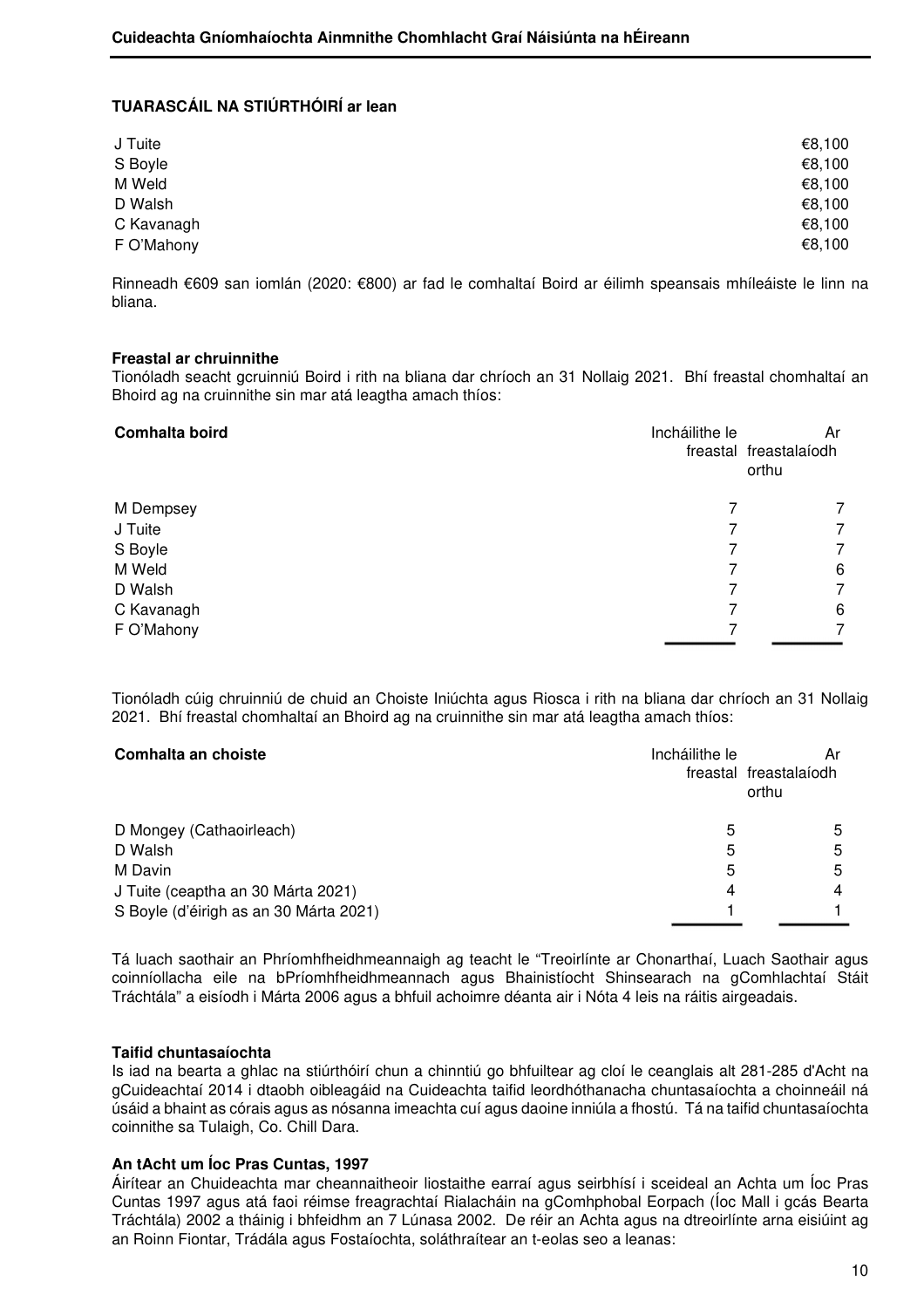## TUARASCÁIL NA STIÚRTHÓIRÍ ar lean

| | |
|---|---|
| J Tuite | €8,100 |
| S Boyle | €8,100 |
| M Weld | €8,100 |
| D Walsh | €8,100 |
| C Kavanagh | €8,100 |
| F O'Mahony | €8,100 |

Rinneadh €609 san iomlán (2020: €800) ar fad le comhaltaí Boird ar éilimh speansais mhíleáiste le linn na bliana.

### Freastal ar chruinnithe

Tionóladh seacht gcruinniú Boird i rith na bliana dar chríoch an 31 Nollaig 2021. Bhí freastal chomhaltaí an Bhoird ag na cruinnithe sin mar atá leagtha amach thíos:

| Comhalta boird | Incháilithe le freastal | Ar freastalaíodh orthu |
|---|---|---|
| M Dempsey | 7 | 7 |
| J Tuite | 7 | 7 |
| S Boyle | 7 | 7 |
| M Weld | 7 | 6 |
| D Walsh | 7 | 7 |
| C Kavanagh | 7 | 6 |
| F O'Mahony | 7 | 7 |

Tionóladh cúig chruinniú de chuid an Choiste Iniúchta agus Riosca i rith na bliana dar chríoch an 31 Nollaig 2021. Bhí freastal chomhaltaí an Bhoird ag na cruinnithe sin mar atá leagtha amach thíos:

| Comhalta an choiste | Incháilithe le freastal | Ar freastalaíodh orthu |
|---|---|---|
| D Mongey (Cathaoirleach) | 5 | 5 |
| D Walsh | 5 | 5 |
| M Davin | 5 | 5 |
| J Tuite (ceaptha an 30 Márta 2021) | 4 | 4 |
| S Boyle (d'éirigh as an 30 Márta 2021) | 1 | 1 |

Tá luach saothair an Phríomhfheidhmeannaigh ag teacht le "Treoirlínte ar Chonarthaí, Luach Saothair agus coinníollacha eile na bPríomhfheidhmeannach agus Bhainistíocht Shinsearach na gComhlachtaí Stáit Tráchtála" a eisíodh i Márta 2006 agus a bhfuil achoimre déanta air i Nóta 4 leis na ráitis airgeadais.

### Taifid chuntasaíochta

Is iad na bearta a ghlac na stiúrthóirí chun a chinntiú go bhfuiltear ag cloí le ceanglais alt 281-285 d'Acht na gCuideachtaí 2014 i dtaobh oibleagáid na Cuideachta taifid leordhóthanacha chuntasaíochta a choinneáil ná úsáid a bhaint as córais agus as nósanna imeachta cuí agus daoine inniúla a fhostú. Tá na taifid chuntasaíochta coinnithe sa Tulaigh, Co. Chill Dara.

### An tAcht um Íoc Pras Cuntas, 1997

Áirítear an Chuideachta mar cheannaitheoir liostaithe earraí agus seirbhísí i sceideal an Achta um Íoc Pras Cuntas 1997 agus atá faoi réimse freagrachtaí Rialacháin na gComhphobal Eorpach (Íoc Mall i gcás Bearta Tráchtála) 2002 a tháinig i bhfeidhm an 7 Lúnasa 2002. De réir an Achta agus na dtreoirlínte arna eisiúint ag an Roinn Fiontar, Trádála agus Fostaíochta, soláthraítear an t-eolas seo a leanas: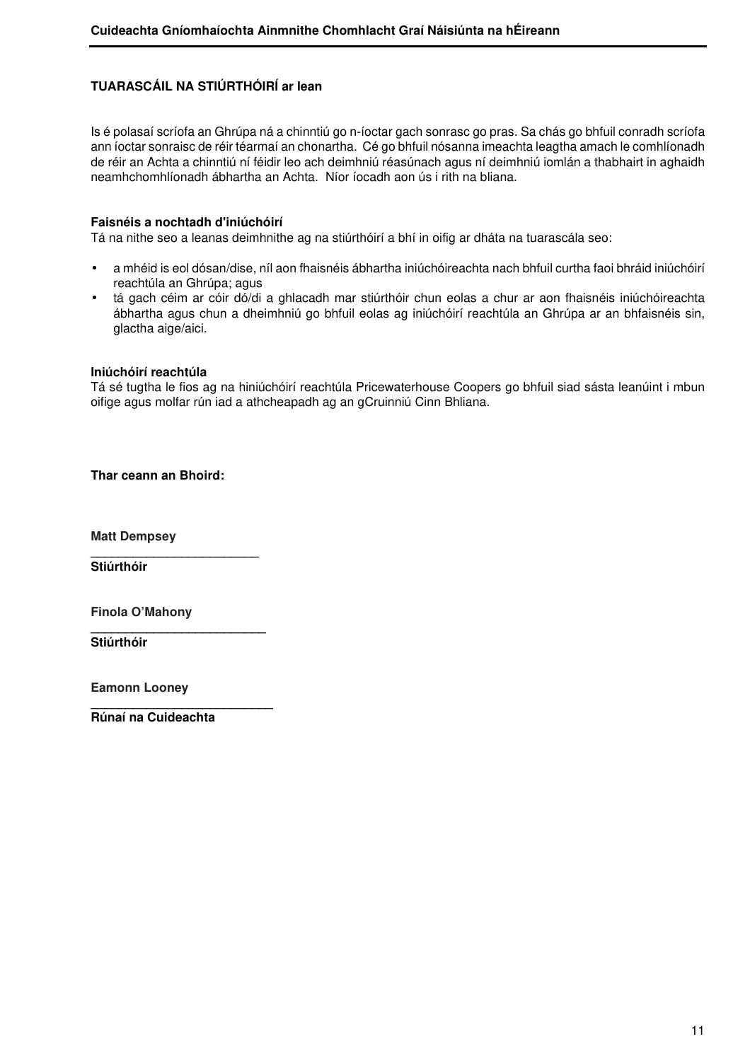**TUARASCÁIL NA STIÚRTHÓIRÍ ar lean**

Is é polasaí scríofa an Ghrúpa ná a chinntiú go n-íoctar gach sonrasc go pras. Sa chás go bhfuil conradh scríofa ann íoctar sonraisc de réir téarmaí an chonartha. Cé go bhfuil nósanna imeachta leagtha amach le comhlíonadh de réir an Achta a chinntiú ní féidir leo ach deimhniú réasúnach agus ní deimhniú iomlán a thabhairt in aghaidh neamhchomhlíonadh ábhartha an Achta. Níor íocadh aon ús i rith na bliana.

**Faisnéis a nochtadh d'iniúchóirí**

Tá na nithe seo a leanas deimhnithe ag na stiúrthóirí a bhí in oifig ar dháta na tuarascála seo:

- a mhéid is eol dósan/dise, níl aon fhaisnéis ábhartha iniúchóireachta nach bhfuil curtha faoi bhráid iniúchóirí reachtúla an Ghrúpa; agus
- tá gach céim ar cóir dó/di a ghlacadh mar stiúrthóir chun eolas a chur ar aon fhaisnéis iniúchóireachta ábhartha agus chun a dheimhniú go bhfuil eolas ag iniúchóirí reachtúla an Ghrúpa ar an bhfaisnéis sin, glactha aige/aici.

**Iniúchóirí reachtúla**

Tá sé tugtha le fios ag na hiniúchóirí reachtúla Pricewaterhouse Coopers go bhfuil siad sásta leanúint i mbun oifige agus molfar rún iad a athcheapadh ag an gCruinniú Cinn Bhliana.

**Thar ceann an Bhoird:**

**Matt Dempsey**
________________________
**Stiúrthóir**

**Finola O'Mahony**
________________________
**Stiúrthóir**

**Eamonn Looney**
________________________
**Rúnaí na Cuideachta**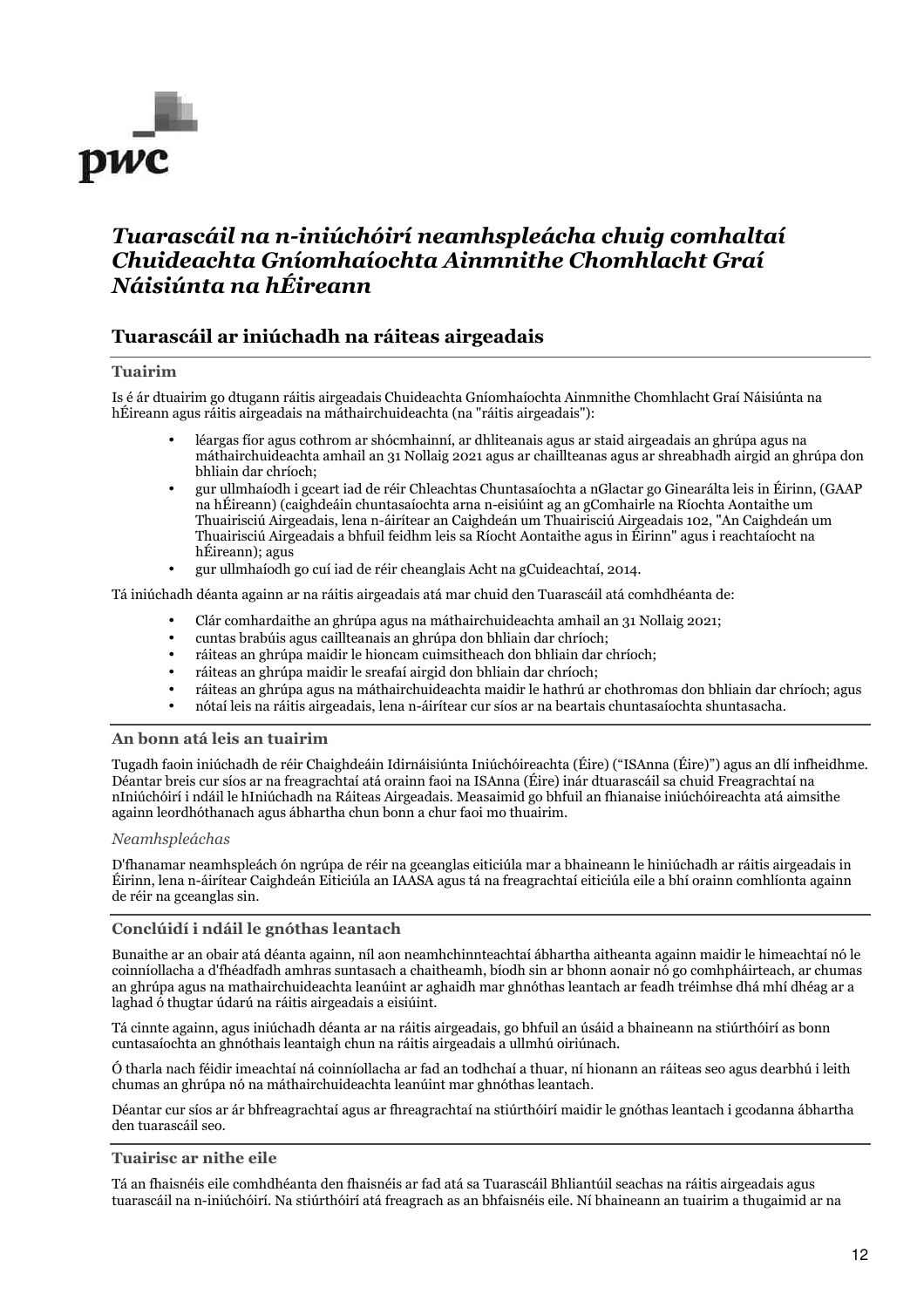pwc

# *Tuarascáil na n-iniúchóirí neamhspleácha chuig comhaltaí Chuideachta Gníomhaíochta Ainmnithe Chomhlacht Graí Náisiúnta na hÉireann*

## Tuarascáil ar iniúchadh na ráiteas airgeadais

### Tuairim

Is é ár dtuairim go dtugann ráitis airgeadais Chuideachta Gníomhaíochta Ainmnithe Chomhlacht Graí Náisiúnta na hÉireann agus ráitis airgeadais na máthairchuideachta (na "ráitis airgeadais"):

- léargas fíor agus cothrom ar shócmhainní, ar dhliteanais agus ar staid airgeadais an ghrúpa agus na máthairchuideachta amhail an 31 Nollaig 2021 agus ar chaillteanas agus ar shreabhadh airgid an ghrúpa don bhliain dar críoch;
- gur ullmhaíodh i gceart iad de réir Chleachtas Chuntasaíochta a nGlactar go Ginearálta leis in Éirinn, (GAAP na hÉireann) (caighdeáin chuntasaíochta arna n-eisiúint ag an gComhairle na Ríochta Aontaithe um Thuairisciú Airgeadais, lena n-áirítear an Caighdeán um Thuairisciú Airgeadais 102, "An Caighdeán um Thuairisciú Airgeadais a bhfuil feidhm leis sa Ríocht Aontaithe agus in Éirinn" agus i reachtaíocht na hÉireann); agus
- gur ullmhaíodh go cuí iad de réir cheanglais Acht na gCuideachtaí, 2014.

Tá iniúchadh déanta againn ar na ráitis airgeadais atá mar chuid den Tuarascáil atá comhdhéanta de:

- Clár comhardaithe an ghrúpa agus na máthairchuideachta amhail an 31 Nollaig 2021;
- cuntas brabúis agus caillteanais an ghrúpa don bhliain dar chríoch;
- ráiteas an ghrúpa maidir le hioncam cuimsitheach don bhliain dar chríoch;
- ráiteas an ghrúpa maidir le sreafaí airgid don bhliain dar chríoch;
- ráiteas an ghrúpa agus na máthairchuideachta maidir le hathrú ar chothromas don bhliain dar chríoch; agus
- nótaí leis na ráitis airgeadais, lena n-áirítear cur síos ar na beartais chuntasaíochta shuntasacha.

### An bonn atá leis an tuairim

Tugadh faoin iniúchadh de réir Chaighdeáin Idirnáisiúnta Iniúchóireachta (Éire) ("ISAnna (Éire)") agus an dlí infheidhme. Déantar breis cur síos ar na freagrachtaí atá orainn faoi na ISAnna (Éire) inár dtuarascáil sa chuid Freagrachtaí na nIniúchóirí i ndáil le hIniúchadh na Ráiteas Airgeadais. Measaimid go bhfuil an fhianaise iniúchóireachta atá aimsithe againn leordhóthanach agus ábhartha chun bonn a chur faoi mo thuairim.

*Neamhspleáchas*

D'fhanamar neamhspleách ón ngrúpa de réir na gceanglas eiticiúla mar a bhaineann le hiniúchadh ar ráitis airgeadais in Éirinn, lena n-áirítear Caighdeán Eiticiúla an IAASA agus tá na freagrachtaí eiticiúla eile a bhí orainn comhlíonta againn de réir na gceanglas sin.

### Conclúidí i ndáil le gnóthas leantach

Bunaithe ar an obair atá déanta againn, níl aon neamhchinnteachtaí ábhartha aitheanta againn maidir le himeachtaí nó le coinníollacha a d'fhéadfadh amhras suntasach a chaitheamh, bíodh sin ar bhonn aonair nó go comhpháirteach, ar chumas an ghrúpa agus na mathairchuideachta leanúint ar aghaidh mar ghnóthas leantach ar feadh tréimhse dhá mhí dhéag ar a laghad ó thugtar údarú na ráitis airgeadais a eisiúint.

Tá cinnte againn, agus iniúchadh déanta ar na ráitis airgeadais, go bhfuil an úsáid a bhaineann na stiúrthóirí as bonn cuntasaíochta an ghnóthais leantaigh chun na ráitis airgeadais a ullmhú oiriúnach.

Ó tharla nach féidir imeachtaí ná coinníollacha ar fad an todhchaí a thuar, ní hionann an ráiteas seo agus dearbhú i leith chumas an ghrúpa nó na máthairchuideachta leanúint mar ghnóthas leantach.

Déantar cur síos ar ár bhfreagrachtaí agus ar fhreagrachtaí na stiúrthóirí maidir le gnóthas leantach i gcodanna ábhartha den tuarascáil seo.

### Tuairisc ar nithe eile

Tá an fhaisnéis eile comhdhéanta den fhaisnéis ar fad atá sa Tuarascáil Bhliantúil seachas na ráitis airgeadais agus tuarascáil na n-iniúchóirí. Na stiúrthóirí atá freagrach as an bhfaisnéis eile. Ní bhaineann an tuairim a thugaimid ar na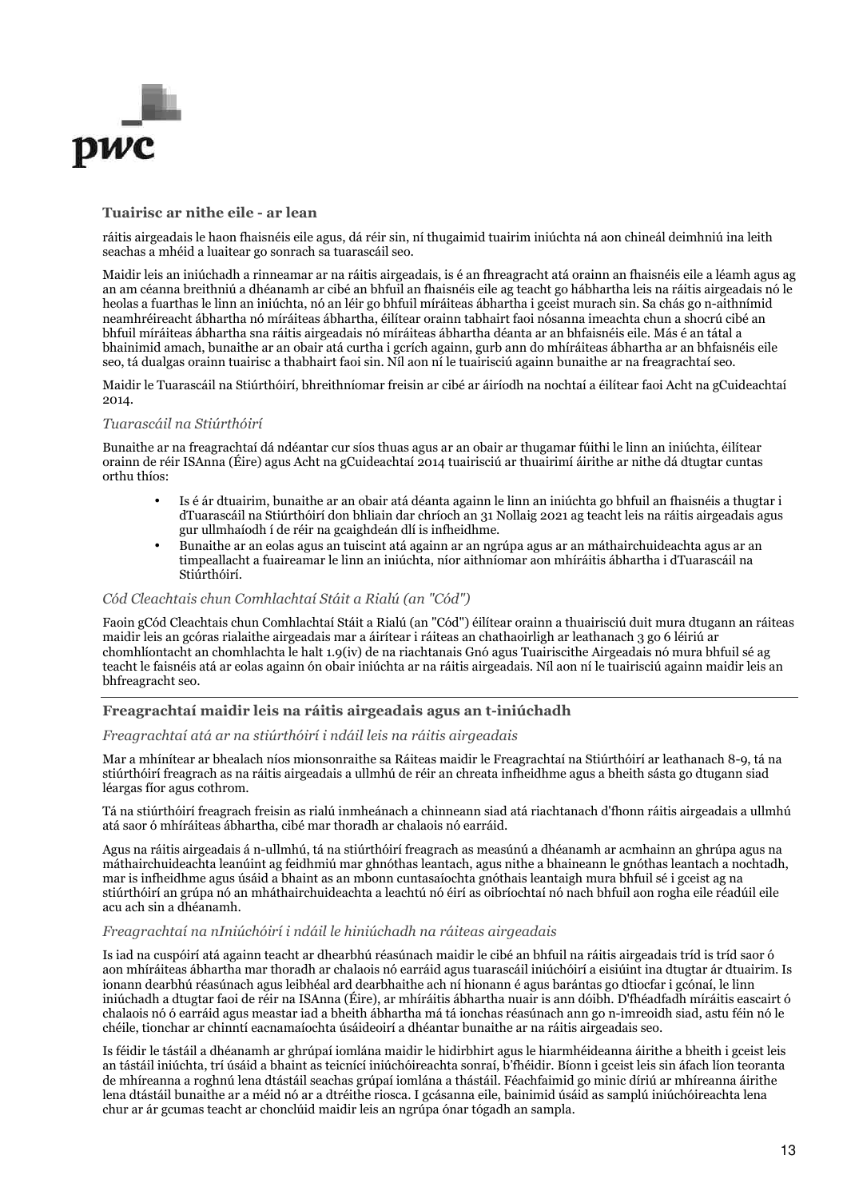### Tuairisc ar nithe eile - ar lean

ráitis airgeadais le haon fhaisnéis eile agus, dá réir sin, ní thugaimid tuairim iniúchta ná aon chineál deimhniú ina leith seachas a mhéid a luaitear go sonrach sa tuarascáil seo.

Maidir leis an iniúchadh a rinneamar ar na ráitis airgeadais, is é an fhreagracht atá orainn an fhaisnéis eile a léamh agus ag an am céanna breithniú a dhéanamh ar cibé an bhfuil an fhaisnéis eile ag teacht go hábhartha leis na ráitis airgeadais nó le heolas a fuarthas le linn an iniúchta, nó an léir go bhfuil míráiteas ábhartha i gceist murach sin. Sa chás go n-aithnímid neamhréireacht ábhartha nó míráiteas ábhartha, éilítear orainn tabhairt faoi nósanna imeachta chun a shocrú cibé an bhfuil míráiteas ábhartha sna ráitis airgeadais nó míráiteas ábhartha déanta ar an bhfaisnéis eile. Más é an tátal a bhainimid amach, bunaithe ar an obair atá curtha i gcrích againn, gurb ann do mhíráiteas ábhartha ar an bhfaisnéis eile seo, tá dualgas orainn tuairisc a thabhairt faoi sin. Níl aon ní le tuairisciú againn bunaithe ar na freagrachtaí seo.

Maidir le Tuarascáil na Stiúrthóirí, bhreithníomar freisin ar cibé ar áiríodh na nochtaí a éilítear faoi Acht na gCuideachtaí 2014.

*Tuarascáil na Stiúrthóirí*

Bunaithe ar na freagrachtaí dá ndéantar cur síos thuas agus ar an obair ar thugamar fúithi le linn an iniúchta, éilítear orainn de réir ISAnna (Éire) agus Acht na gCuideachtaí 2014 tuairisciú ar thuairimí áirithe ar nithe dá dtugtar cuntas orthu thíos:

- Is é ár dtuairim, bunaithe ar an obair atá déanta againn le linn an iniúchta go bhfuil an fhaisnéis a thugtar i dTuarascáil na Stiúrthóirí don bhliain dar chríoch an 31 Nollaig 2021 ag teacht leis na ráitis airgeadais agus gur ullmhaíodh í de réir na gcaighdeán dlí is infheidhme.
- Bunaithe ar an eolas agus an tuiscint atá againn ar an ngrúpa agus ar an máthairchuideachta agus ar an timpeallacht a fuaireamar le linn an iniúchta, níor aithníomar aon mhíráitis ábhartha i dTuarascáil na Stiúrthóirí.

*Cód Cleachtais chun Comhlachtaí Stáit a Rialú (an "Cód")*

Faoin gCód Cleachtais chun Comhlachtaí Stáit a Rialú (an "Cód") éilítear orainn a thuairisciú duit mura dtugann an ráiteas maidir leis an gcóras rialaithe airgeadais mar a áirítear i ráiteas an chathaoirligh ar leathanach 3 go 6 léiriú ar chomhlíontacht an chomhlachta le halt 1.9(iv) de na riachtanais Gnó agus Tuairiscithe Airgeadais nó mura bhfuil sé ag teacht le faisnéis atá ar eolas againn ón obair iniúchta ar na ráitis airgeadais. Níl aon ní le tuairisciú againn maidir leis an bhfreagracht seo.

### Freagrachtaí maidir leis na ráitis airgeadais agus an t-iniúchadh

*Freagrachtaí atá ar na stiúrthóirí i ndáil leis na ráitis airgeadais*

Mar a mhínítear ar bhealach níos mionsonraithe sa Ráiteas maidir le Freagrachtaí na Stiúrthóirí ar leathanach 8-9, tá na stiúrthóirí freagrach as na ráitis airgeadais a ullmhú de réir an chreata infheidhme agus a bheith sásta go dtugann siad léargas fíor agus cothrom.

Tá na stiúrthóirí freagrach freisin as rialú inmheánach a chinneann siad atá riachtanach d'fhonn ráitis airgeadais a ullmhú atá saor ó mhíráiteas ábhartha, cibé mar thoradh ar chalaois nó earráid.

Agus na ráitis airgeadais á n-ullmhú, tá na stiúrthóirí freagrach as measúnú a dhéanamh ar acmhainn an ghrúpa agus na máthairchuideachta leanúint ag feidhmiú mar ghnóthas leantach, agus nithe a bhaineann le gnóthas leantach a nochtadh, mar is infheidhme agus úsáid a bhaint as an mbonn cuntasaíochta gnóthais leantaigh mura bhfuil sé i gceist ag na stiúrthóirí an grúpa nó an mháthairchuideachta a leachtú nó éirí as oibríochtaí nó nach bhfuil aon rogha eile réadúil eile acu ach sin a dhéanamh.

*Freagrachtaí na nIniúchóirí i ndáil le hiniúchadh na ráiteas airgeadais*

Is iad na cuspóirí atá againn teacht ar dhearbhú réasúnach maidir le cibé an bhfuil na ráitis airgeadais tríd is tríd saor ó aon mhíráiteas ábhartha mar thoradh ar chalaois nó earráid agus tuarascáil iniúchóirí a eisiúint ina dtugtar ár dtuairim. Is ionann dearbhú réasúnach agus leibhéal ard dearbhaithe ach ní hionann é agus baránta go dtiocfar i gcónaí, le linn iniúchadh a dtugtar faoi de réir na ISAnna (Éire), ar mhíráitis ábhartha nuair is ann dóibh. D'fhéadfadh míráitis eascairt ó chalaois nó ó earráid agus meastar iad a bheith ábhartha má tá ionchas réasúnach ann go n-imreoidh siad, astu féin nó le chéile, tionchar ar chinntí eacnamaíochta úsáideoirí a dhéantar bunaithe ar na ráitis airgeadais seo.

Is féidir le tástáil a dhéanamh ar ghrúpaí iomlána maidir le hidirbhirt agus le hiarmhéideanna áirithe a bheith i gceist leis an tástáil iniúchta, trí úsáid a bhaint as teicnící iniúchóireachta sonraí, b'fhéidir. Bíonn i gceist leis sin áfach líon teoranta de mhíreanna a roghnú lena dtástáil seachas grúpaí iomlána a thástáil. Féachfaimid go minic díriú ar mhíreanna áirithe lena dtástáil bunaithe ar a méid nó ar a dtréithe riosca. I gcásanna eile, bainimid úsáid as samplú iniúchóireachta lena chur ar ár gcumas teacht ar chonclúid maidir leis an ngrúpa ónar tógadh an sampla.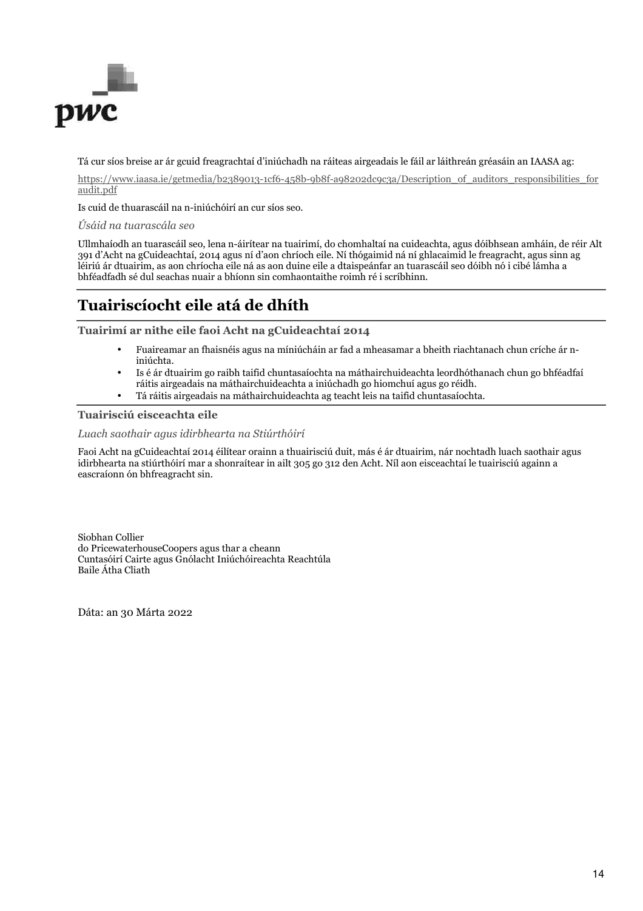Tá cur síos breise ar ár gcuid freagrachtaí d'iniúchadh na ráiteas airgeadais le fáil ar láithreán gréasáin an IAASA ag:

https://www.iaasa.ie/getmedia/b2389013-1cf6-458b-9b8f-a98202dc9c3a/Description_of_auditors_responsibilities_for audit.pdf

Is cuid de thuarascáil na n-iniúchóirí an cur síos seo.

*Úsáid na tuarascála seo*

Ullmhaíodh an tuarascáil seo, lena n-áirítear na tuairimí, do chomhaltaí na cuideachta, agus dóibhsean amháin, de réir Alt 391 d'Acht na gCuideachtaí, 2014 agus ní d'aon chríoch eile. Ní thógaimid ná ní ghlacaimid le freagracht, agus sinn ag léiriú ár dtuairim, as aon chríocha eile ná as aon duine eile a dtaispeánfar an tuarascáil seo dóibh nó i cibé lámha a bhféadfadh sé dul seachas nuair a bhíonn sin comhaontaithe roimh ré i scríbhinn.

# Tuairiscíocht eile atá de dhíth

**Tuairimí ar nithe eile faoi Acht na gCuideachtaí 2014**

- Fuaireamar an fhaisnéis agus na míniúcháin ar fad a mheasamar a bheith riachtanach chun críche ár n-iniúchta.
- Is é ár dtuairim go raibh taifid chuntasaíochta na máthairchuideachta leordhóthanach chun go bhféadfaí ráitis airgeadais na máthairchuideachta a iniúchadh go hiomchuí agus go réidh.
- Tá ráitis airgeadais na máthairchuideachta ag teacht leis na taifid chuntasaíochta.

**Tuairisciú eisceachta eile**

*Luach saothair agus idirbhearta na Stiúrthóirí*

Faoi Acht na gCuideachtaí 2014 éilítear orainn a thuairisciú duit, más é ár dtuairim, nár nochtadh luach saothair agus idirbhearta na stiúrthóirí mar a shonraítear in ailt 305 go 312 den Acht. Níl aon eisceachtaí le tuairisciú againn a eascraíonn ón bhfreagracht sin.

Siobhan Collier
do PricewaterhouseCoopers agus thar a cheann
Cuntasóirí Cairte agus Gnólacht Iniúchóireachta Reachtúla
Baile Átha Cliath

Dáta: an 30 Márta 2022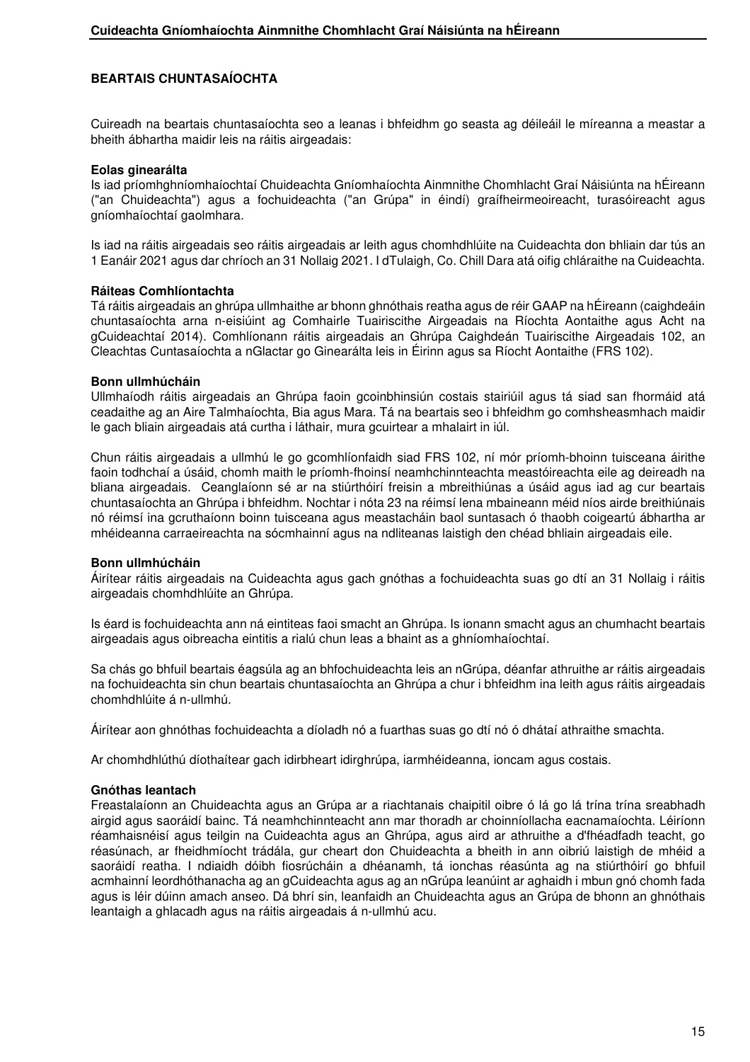## BEARTAIS CHUNTASAÍOCHTA

Cuireadh na beartais chuntasaíochta seo a leanas i bhfeidhm go seasta ag déileáil le míreanna a meastar a bheith ábhartha maidir leis na ráitis airgeadais:

**Eolas ginearálta**
Is iad príomhghníomhaíochtaí Chuideachta Gníomhaíochta Ainmnithe Chomhlacht Graí Náisiúnta na hÉireann ("an Chuideachta") agus a fochuideachta ("an Grúpa" in éindí) graífheirmeoireacht, turasóireacht agus gníomhaíochtaí gaolmhara.

Is iad na ráitis airgeadais seo ráitis airgeadais ar leith agus chomhdhlúite na Cuideachta don bhliain dar tús an 1 Eanáir 2021 agus dar chríoch an 31 Nollaig 2021. I dTulaigh, Co. Chill Dara atá oifig chláraithe na Cuideachta.

**Ráiteas Comhlíontachta**
Tá ráitis airgeadais an ghrúpa ullmhaithe ar bhonn ghnóthais reatha agus de réir GAAP na hÉireann (caighdeáin chuntasaíochta arna n-eisiúint ag Comhairle Tuairiscithe Airgeadais na Ríochta Aontaithe agus Acht na gCuideachtaí 2014). Comhlíonann ráitis airgeadais an Ghrúpa Caighdeán Tuairiscithe Airgeadais 102, an Cleachtas Cuntasaíochta a nGlactar go Ginearálta leis in Éirinn agus sa Ríocht Aontaithe (FRS 102).

**Bonn ullmhúcháin**
Ullmhaíodh ráitis airgeadais an Ghrúpa faoin gcoinbhinsiún costais stairiúil agus tá siad san fhormáid atá ceadaithe ag an Aire Talmhaíochta, Bia agus Mara. Tá na beartais seo i bhfeidhm go comhsheasmhach maidir le gach bliain airgeadais atá curtha i láthair, mura gcuirtear a mhalairt in iúl.

Chun ráitis airgeadais a ullmhú le go gcomhlíonfaidh siad FRS 102, ní mór príomh-bhoinn tuisceana áirithe faoin todhchaí a úsáid, chomh maith le príomh-fhoinsí neamhchinnteachta meastóireachta eile ag deireadh na bliana airgeadais. Ceanglaíonn sé ar na stiúrthóirí freisin a mbreithiúnas a úsáid agus iad ag cur beartais chuntasaíochta an Ghrúpa i bhfeidhm. Nochtar i nóta 23 na réimsí lena mbaineann méid níos airde breithiúnais nó réimsí ina gcruthaíonn boinn tuisceana agus meastacháin baol suntasach ó thaobh coigeartú ábhartha ar mhéideanna carraeireachta na sócmhainní agus na ndliteanas laistigh den chéad bhliain airgeadais eile.

**Bonn ullmhúcháin**
Áirítear ráitis airgeadais na Cuideachta agus gach gnóthas a fochuideachta suas go dtí an 31 Nollaig i ráitis airgeadais chomhdhlúite an Ghrúpa.

Is éard is fochuideachta ann ná eintiteas faoi smacht an Ghrúpa. Is ionann smacht agus an chumhacht beartais airgeadais agus oibreacha eintitis a rialú chun leas a bhaint as a ghníomhaíochtaí.

Sa chás go bhfuil beartais éagsúla ag an bhfochuideachta leis an nGrúpa, déanfar athruithe ar ráitis airgeadais na fochuideachta sin chun beartais chuntasaíochta an Ghrúpa a chur i bhfeidhm ina leith agus ráitis airgeadais chomhdhlúite á n-ullmhú.

Áirítear aon ghnóthas fochuideachta a díoladh nó a fuarthas suas go dtí nó ó dhátaí athraithe smachta.

Ar chomhdhlúthú díothaítear gach idirbheart idirghrúpa, iarmhéideanna, ioncam agus costais.

**Gnóthas leantach**
Freastalaíonn an Chuideachta agus an Grúpa ar a riachtanais chaipitil oibre ó lá go lá trína trína sreabhadh airgid agus saoráidí bainc. Tá neamhchinnteacht ann mar thoradh ar choinníollacha eacnamaíochta. Léiríonn réamhaisnéisí agus teilgin na Cuideachta agus an Ghrúpa, agus aird ar athruithe a d'fhéadfadh teacht, go réasúnach, ar fheidhmíocht trádála, gur cheart don Chuideachta a bheith in ann oibriú laistigh de mhéid a saoráidí reatha. I ndiaidh dóibh fiosrúcháin a dhéanamh, tá ionchas réasúnta ag na stiúrthóirí go bhfuil acmhainní leordhóthanacha ag an gCuideachta agus ag an nGrúpa leanúint ar aghaidh i mbun gnó chomh fada agus is léir dúinn amach anseo. Dá bhrí sin, leanfaidh an Chuideachta agus an Grúpa de bhonn an ghnóthais leantaigh a ghlacadh agus na ráitis airgeadais á n-ullmhú acu.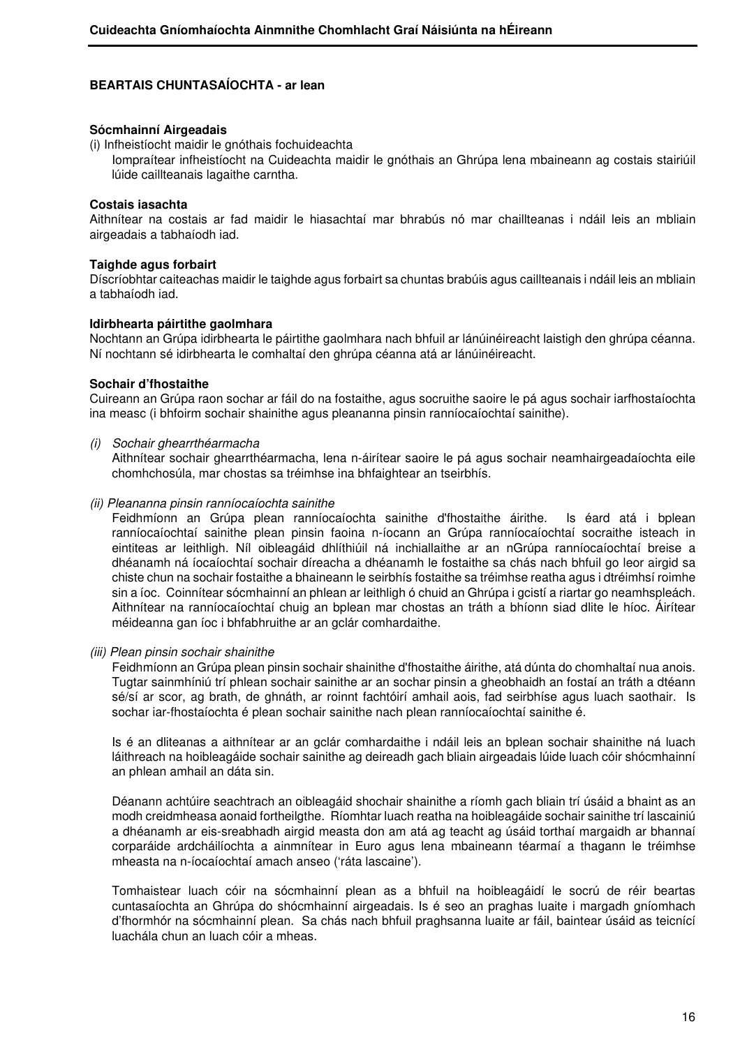## BEARTAIS CHUNTASAÍOCHTA - ar lean

**Sócmhainní Airgeadais**

(i) Infheistíocht maidir le gnóthais fochuideachta

Iompraítear infheistíocht na Cuideachta maidir le gnóthais an Ghrúpa lena mbaineann ag costais stairiúil lúide caillteanais lagaithe carntha.

**Costais iasachta**

Aithnítear na costais ar fad maidir le hiasachtaí mar bhrabús nó mar chaillteanas i ndáil leis an mbliain airgeadais a tabhaíodh iad.

**Taighde agus forbairt**

Díscríobhtar caiteachas maidir le taighde agus forbairt sa chuntas brabúis agus caillteanais i ndáil leis an mbliain a tabhaíodh iad.

**Idirbhearta páirtithe gaolmhara**

Nochtann an Grúpa idirbhearta le páirtithe gaolmhara nach bhfuil ar lánúinéireacht laistigh den ghrúpa céanna. Ní nochtann sé idirbhearta le comhaltaí den ghrúpa céanna atá ar lánúinéireacht.

**Sochair d'fhostaithe**

Cuireann an Grúpa raon sochar ar fáil do na fostaithe, agus socruithe saoire le pá agus sochair iarfhostaíochta ina measc (i bhfoirm sochair shainithe agus pleananna pinsin ranníocaíochtaí sainithe).

*(i) Sochair ghearrthéarmacha*

Aithnítear sochair ghearrthéarmacha, lena n-áirítear saoire le pá agus sochair neamhairgeadaíochta eile chomhchosúla, mar chostas sa tréimhse ina bhfaightear an tseirbhís.

*(ii) Pleananna pinsin ranníocaíochta sainithe*

Feidhmíonn an Grúpa plean ranníocaíochta sainithe d'fhostaithe áirithe. Is éard atá i bplean ranníocaíochtaí sainithe plean pinsin faoina n-íocann an Grúpa ranníocaíochtaí socraithe isteach in eintiteas ar leithligh. Níl oibleagáid dhlíthiúil ná inchiallaithe ar an nGrúpa ranníocaíochtaí breise a dhéanamh ná íocaíochtaí sochair díreacha a dhéanamh le fostaithe sa chás nach bhfuil go leor airgid sa chiste chun na sochair fostaithe a bhaineann le seirbhís fostaithe sa tréimhse reatha agus i dtréimhsí roimhe sin a íoc. Coinnítear sócmhainní an phlean ar leithligh ó chuid an Ghrúpa i gcistí a riartar go neamhspleách. Aithnítear na ranníocaíochtaí chuig an bplean mar chostas an tráth a bhíonn siad dlite le híoc. Áirítear méideanna gan íoc i bhfabhruithe ar an gclár comhardaithe.

*(iii) Plean pinsin sochair shainithe*

Feidhmíonn an Grúpa plean pinsin sochair shainithe d'fhostaithe áirithe, atá dúnta do chomhaltaí nua anois. Tugtar sainmhíniú trí phlean sochair sainithe ar an sochar pinsin a gheobhaidh an fostaí an tráth a dtéann sé/sí ar scor, ag brath, de ghnáth, ar roinnt fachtóirí amhail aois, fad seirbhíse agus luach saothair. Is sochar iar-fhostaíochta é plean sochair sainithe nach plean ranníocaíochtaí sainithe é.

Is é an dliteanas a aithnítear ar an gclár comhardaithe i ndáil leis an bplean sochair shainithe ná luach láithreach na hoibleagáide sochair sainithe ag deireadh gach bliain airgeadais lúide luach cóir shócmhainní an phlean amhail an dáta sin.

Déanann achtúire seachtrach an oibleagáid shochair shainithe a ríomh gach bliain trí úsáid a bhaint as an modh creidmheasa aonaid fortheilgthe. Ríomhtar luach reatha na hoibleagáide sochair sainithe trí lascainiú a dhéanamh ar eis-sreabhadh airgid measta don am atá ag teacht ag úsáid torthaí margaidh ar bhannaí corparáide ardcháilíochta a ainmnítear in Euro agus lena mbaineann téarmaí a thagann le tréimhse mheasta na n-íocaíochtaí amach anseo ('ráta lascaine').

Tomhaistear luach cóir na sócmhainní plean as a bhfuil na hoibleagáidí le socrú de réir beartas cuntasaíochta an Ghrúpa do shócmhainní airgeadais. Is é seo an praghas luaite i margadh gníomhach d'fhormhór na sócmhainní plean. Sa chás nach bhfuil praghsanna luaite ar fáil, baintear úsáid as teicnící luachála chun an luach cóir a mheas.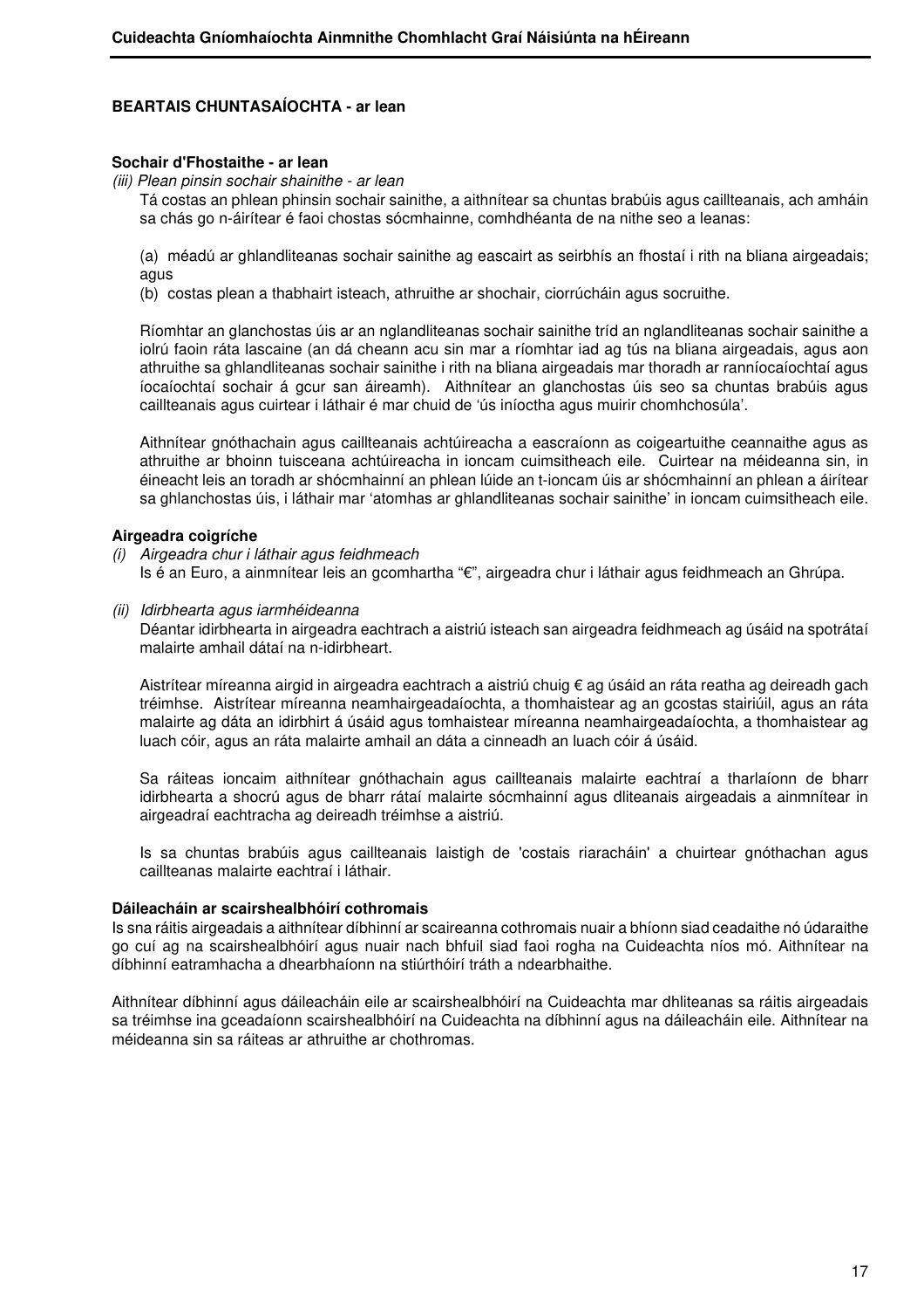**BEARTAIS CHUNTASAÍOCHTA - ar lean**

**Sochair d'Fhostaithe - ar lean**

*(iii) Plean pinsin sochair shainithe - ar lean*

Tá costas an phlean phinsin sochair sainithe, a aithnítear sa chuntas brabúis agus caillteanais, ach amháin sa chás go n-áirítear é faoi chostas sócmhainne, comhdhéanta de na nithe seo a leanas:

(a) méadú ar ghlandliteanas sochair sainithe ag eascairt as seirbhís an fhostaí i rith na bliana airgeadais; agus
(b) costas plean a thabhairt isteach, athruithe ar shochair, ciorrúcháin agus socruithe.

Ríomhtar an glanchostas úis ar an nglandliteanas sochair sainithe tríd an nglandliteanas sochair sainithe a iolrú faoin ráta lascaine (an dá cheann acu sin mar a ríomhtar iad ag tús na bliana airgeadais, agus aon athruithe sa ghlandliteanas sochair sainithe i rith na bliana airgeadais mar thoradh ar ranníocaíochtaí agus íocaíochtaí sochair á gcur san áireamh). Aithnítear an glanchostas úis seo sa chuntas brabúis agus caillteanais agus cuirtear i láthair é mar chuid de 'ús iníoctha agus muirir chomhchosúla'.

Aithnítear gnóthachain agus caillteanais achtúireacha a eascraíonn as coigeartuithe ceannaithe agus as athruithe ar bhoinn tuisceana achtúireacha in ioncam cuimsitheach eile. Cuirtear na méideanna sin, in éineacht leis an toradh ar shócmhainní an phlean lúide an t-ioncam úis ar shócmhainní an phlean a áirítear sa ghlanchostas úis, i láthair mar 'atomhas ar ghlandliteanas sochair sainithe' in ioncam cuimsitheach eile.

**Airgeadra coigríche**

*(i) Airgeadra chur i láthair agus feidhmeach*

Is é an Euro, a ainmnítear leis an gcomhartha "€", airgeadra chur i láthair agus feidhmeach an Ghrúpa.

*(ii) Idirbhearta agus iarmhéideanna*

Déantar idirbhearta in airgeadra eachtrach a aistriú isteach san airgeadra feidhmeach ag úsáid na spotrátaí malairte amhail dátaí na n-idirbheart.

Aistrítear míreanna airgid in airgeadra eachtrach a aistriú chuig € ag úsáid an ráta reatha ag deireadh gach tréimhse. Aistrítear míreanna neamhairgeadaíochta, a thomhaistear ag an gcostas stairiúil, agus an ráta malairte ag dáta an idirbhirt á úsáid agus tomhaistear míreanna neamhairgeadaíochta, a thomhaistear ag luach cóir, agus an ráta malairte amhail an dáta a cinneadh an luach cóir á úsáid.

Sa ráiteas ioncaim aithnítear gnóthachain agus caillteanais malairte eachtraí a tharlaíonn de bharr idirbhearta a shocrú agus de bharr rátaí malairte sócmhainní agus dliteanais airgeadais a ainmnítear in airgeadraí eachtracha ag deireadh tréimhse a aistriú.

Is sa chuntas brabúis agus caillteanais laistigh de 'costais riaracháin' a chuirtear gnóthachan agus caillteanas malairte eachtraí i láthair.

**Dáileacháin ar scairshealbhóirí cothromais**

Is sna ráitis airgeadais a aithnítear díbhinní ar scaireanna cothromais nuair a bhíonn siad ceadaithe nó údaraithe go cuí ag na scairshealbhóirí agus nuair nach bhfuil siad faoi rogha na Cuideachta níos mó. Aithnítear na díbhinní eatramhacha a dhearbhaíonn na stiúrthóirí tráth a ndearbhaithe.

Aithnítear díbhinní agus dáileacháin eile ar scairshealbhóirí na Cuideachta mar dhliteanas sa ráitis airgeadais sa tréimhse ina gceadaíonn scairshealbhóirí na Cuideachta na díbhinní agus na dáileacháin eile. Aithnítear na méideanna sin sa ráiteas ar athruithe ar chothromas.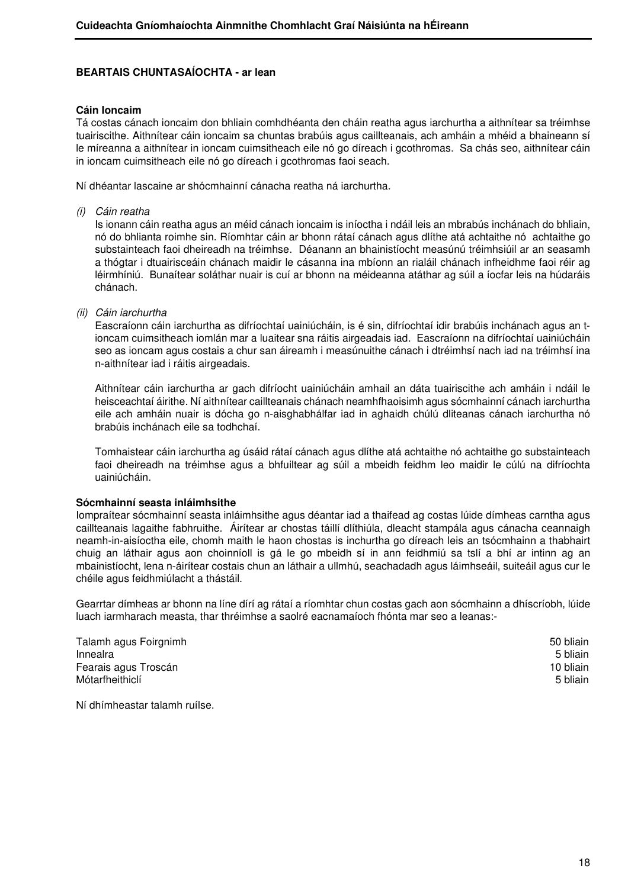**BEARTAIS CHUNTASAÍOCHTA - ar lean**

**Cáin Ioncaim**

Tá costas cánach ioncaim don bhliain comhdhéanta den cháin reatha agus iarchurtha a aithnítear sa tréimhse tuairiscithe. Aithnítear cáin ioncaim sa chuntas brabúis agus caillteanais, ach amháin a mhéid a bhaineann sí le míreanna a aithnítear in ioncam cuimsitheach eile nó go díreach i gcothromas. Sa chás seo, aithnítear cáin in ioncam cuimsitheach eile nó go díreach i gcothromas faoi seach.

Ní dhéantar lascaine ar shócmhainní cánacha reatha ná iarchurtha.

*(i) Cáin reatha*

Is ionann cáin reatha agus an méid cánach ioncaim is iníoctha i ndáil leis an mbrabús inchánach do bhliain, nó do bhlianta roimhe sin. Ríomhtar cáin ar bhonn rátaí cánach agus dlíthe atá achtaithe nó achtaithe go substainteach faoi dheireadh na tréimhse. Déanann an bhainistíocht measúnú tréimhsiúil ar an seasamh a thógtar i dtuairisceáin chánach maidir le cásanna ina mbíonn an rialáil chánach infheidhme faoi réir ag léirmhíniú. Bunaítear soláthar nuair is cuí ar bhonn na méideanna atáthar ag súil a íocfar leis na húdaráis chánach.

*(ii) Cáin iarchurtha*

Eascraíonn cáin iarchurtha as difríochtaí uainiúcháin, is é sin, difríochtaí idir brabúis inchánach agus an t-ioncam cuimsitheach iomlán mar a luaitear sna ráitis airgeadais iad. Eascraíonn na difríochtaí uainiúcháin seo as ioncam agus costais a chur san áireamh i measúnuithe cánach i dtréimhsí nach iad na tréimhsí ina n-aithnítear iad i ráitis airgeadais.

Aithnítear cáin iarchurtha ar gach difríocht uainiúcháin amhail an dáta tuairiscithe ach amháin i ndáil le heisceachtaí áirithe. Ní aithnítear caillteanais chánach neamhfhaoisimh agus sócmhainní cánach iarchurtha eile ach amháin nuair is dócha go n-aisghabhálfar iad in aghaidh chúlú dliteanas cánach iarchurtha nó brabúis inchánach eile sa todhchaí.

Tomhaistear cáin iarchurtha ag úsáid rátaí cánach agus dlíthe atá achtaithe nó achtaithe go substainteach faoi dheireadh na tréimhse agus a bhfuiltear ag súil a mbeidh feidhm leo maidir le cúlú na difríochta uainiúcháin.

**Sócmhainní seasta inláimhsithe**

Iompraítear sócmhainní seasta inláimhsithe agus déantar iad a thaifead ag costas lúide dímheas carntha agus caillteanais lagaithe fabhruithe. Áirítear ar chostas táillí dlíthiúla, dleacht stampála agus cánacha ceannaigh neamh-in-aisíoctha eile, chomh maith le haon chostas is inchurtha go díreach leis an tsócmhainn a thabhairt chuig an láthair agus aon choinníoll is gá le go mbeidh sí in ann feidhmiú sa tslí a bhí ar intinn ag an mbainistíocht, lena n-áirítear costais chun an láthair a ullmhú, seachadadh agus láimhseáil, suiteáil agus cur le chéile agus feidhmiúlacht a thástáil.

Gearrtar dímheas ar bhonn na líne dírí ag rátaí a ríomhtar chun costas gach aon sócmhainn a dhíscríobh, lúide luach iarmharach measta, thar thréimhse a saolré eacnamaíoch fhónta mar seo a leanas:-

| | |
|---|---|
| Talamh agus Foirgnimh | 50 bliain |
| Innealra | 5 bliain |
| Fearais agus Troscán | 10 bliain |
| Mótarfheithiclí | 5 bliain |

Ní dhímheastar talamh ruílse.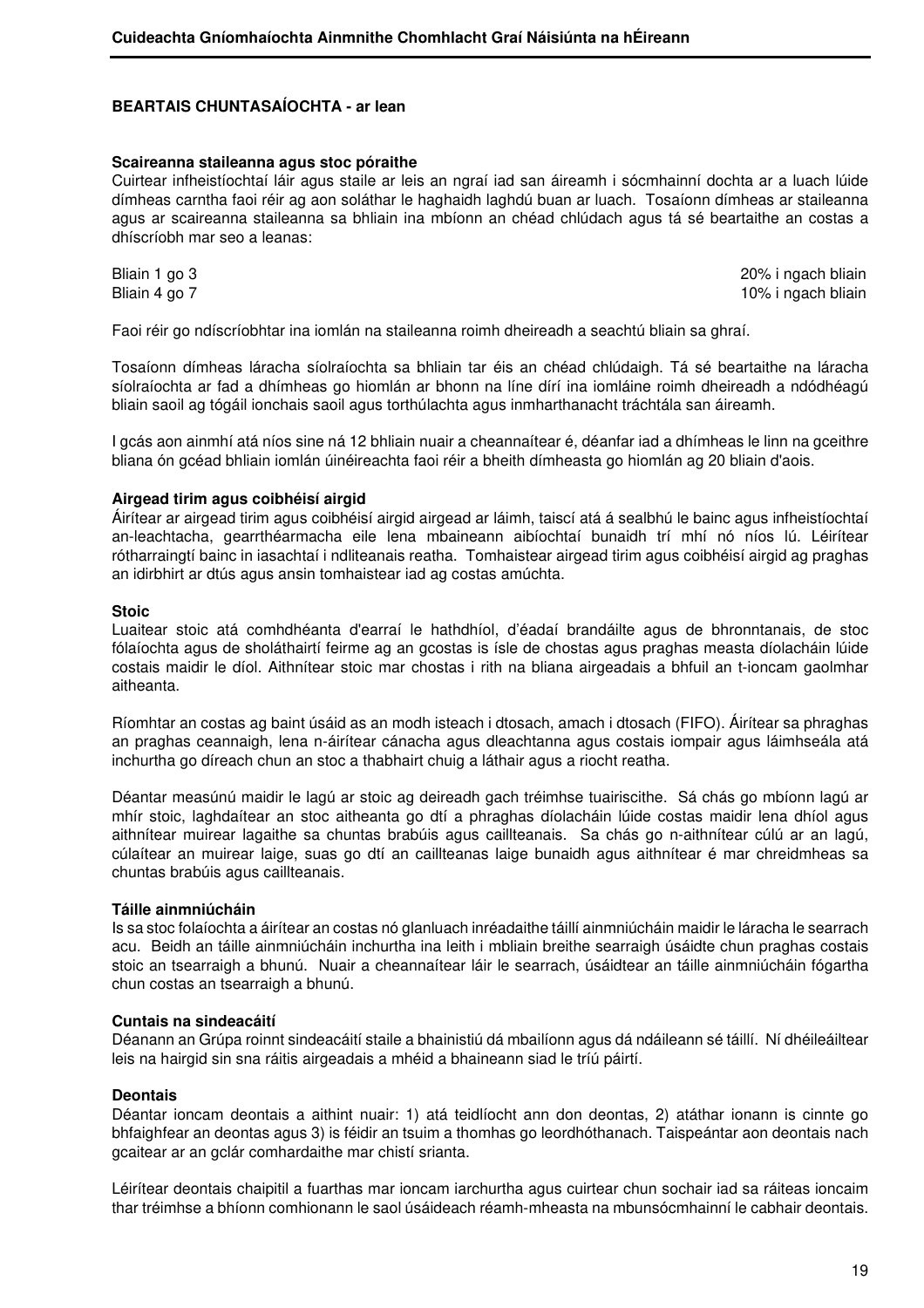**BEARTAIS CHUNTASAÍOCHTA - ar lean**

**Scaireanna staileanna agus stoc póraithe**

Cuirtear infheistíochtaí láir agus staile ar leis an ngraí iad san áireamh i sócmhainní dochta ar a luach lúide dímheas carntha faoi réir ag aon soláthar le haghaidh laghdú buan ar luach. Tosaíonn dímheas ar staileanna agus ar scaireanna staileanna sa bhliain ina mbíonn an chéad chlúdach agus tá sé beartaithe an costas a dhíscríobh mar seo a leanas:

| | |
|---|---|
| Bliain 1 go 3 | 20% i ngach bliain |
| Bliain 4 go 7 | 10% i ngach bliain |

Faoi réir go ndíscríobhtar ina iomlán na staileanna roimh dheireadh a seachtú bliain sa ghraí.

Tosaíonn dímheas láracha síolraíochta sa bhliain tar éis an chéad chlúdaigh. Tá sé beartaithe na láracha síolraíochta ar fad a dhímheas go hiomlán ar bhonn na líne dírí ina iomláine roimh dheireadh a ndódhéagú bliain saoil ag tógáil ionchais saoil agus torthúlachta agus inmharthanacht tráchtála san áireamh.

I gcás aon ainmhí atá níos sine ná 12 bhliain nuair a cheannaítear é, déanfar iad a dhímheas le linn na gceithre bliana ón gcéad bhliain iomlán úinéireachta faoi réir a bheith dímheasta go hiomlán ag 20 bliain d'aois.

**Airgead tirim agus coibhéisí airgid**

Áirítear ar airgead tirim agus coibhéisí airgid airgead ar láimh, taiscí atá á sealbhú le bainc agus infheistíochtaí an-leachtacha, gearrthéarmacha eile lena mbaineann aibíochtaí bunaidh trí mhí nó níos lú. Léirítear rótharraingtí bainc in iasachtaí i ndliteanais reatha. Tomhaistear airgead tirim agus coibhéisí airgid ag praghas an idirbhirt ar dtús agus ansin tomhaistear iad ag costas amúchta.

**Stoic**

Luaitear stoic atá comhdhéanta d'earraí le hathdhíol, d'éadaí brandáilte agus de bhronntanais, de stoc fólaíochta agus de sholáthairtí feirme ag an gcostas is ísle de chostas agus praghas measta díolacháin lúide costais maidir le díol. Aithnítear stoic mar chostas i rith na bliana airgeadais a bhfuil an t-ioncam gaolmhar aitheanta.

Ríomhtar an costas ag baint úsáid as an modh isteach i dtosach, amach i dtosach (FIFO). Áirítear sa phraghas an praghas ceannaigh, lena n-áirítear cánacha agus dleachtanna agus costais iompair agus láimhseála atá inchurtha go díreach chun an stoc a thabhairt chuig a láthair agus a riocht reatha.

Déantar measúnú maidir le lagú ar stoic ag deireadh gach tréimhse tuairiscithe. Sá chás go mbíonn lagú ar mhír stoic, laghdaítear an stoc aitheanta go dtí a phraghas díolacháin lúide costas maidir lena dhíol agus aithnítear muirear lagaithe sa chuntas brabúis agus caillteanais. Sa chás go n-aithnítear cúlú ar an lagú, cúlaítear an muirear laige, suas go dtí an caillteanas laige bunaidh agus aithnítear é mar chreidmheas sa chuntas brabúis agus caillteanais.

**Táille ainmniúcháin**

Is sa stoc folaíochta a áirítear an costas nó glanluach inréadaithe táillí ainmniúcháin maidir le láracha le searrach acu. Beidh an táille ainmniúcháin inchurtha ina leith i mbliain breithe searraigh úsáidte chun praghas costais stoic an tsearraigh a bhunú. Nuair a cheannaítear láir le searrach, úsáidtear an táille ainmniúcháin fógartha chun costas an tsearraigh a bhunú.

**Cuntais na sindeacáití**

Déanann an Grúpa roinnt sindeacáití staile a bhainistiú dá mbailíonn agus dá ndáileann sé táillí. Ní dhéileáiltear leis na hairgid sin sna ráitis airgeadais a mhéid a bhaineann siad le tríú páirtí.

**Deontais**

Déantar ioncam deontais a aithint nuair: 1) atá teidlíocht ann don deontas, 2) atáthar ionann is cinnte go bhfaighfear an deontas agus 3) is féidir an tsuim a thomhas go leordhóthanach. Taispeántar aon deontais nach gcaitear ar an gclár comhardaithe mar chistí srianta.

Léirítear deontais chaipitil a fuarthas mar ioncam iarchurtha agus cuirtear chun sochair iad sa ráiteas ioncaim thar tréimhse a bhíonn comhionann le saol úsáideach réamh-mheasta na mbunsócmhainní le cabhair deontais.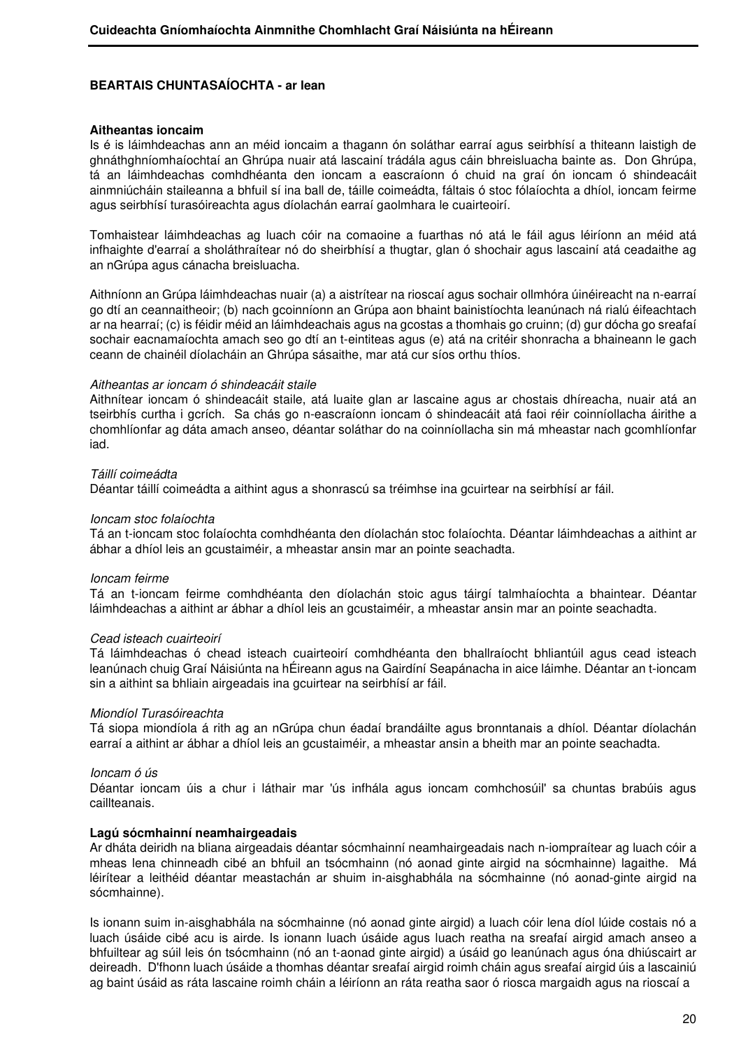**BEARTAIS CHUNTASAÍOCHTA - ar lean**

**Aitheantas ioncaim**

Is é is láimhdeachas ann an méid ioncaim a thagann ón soláthar earraí agus seirbhísí a thiteann laistigh de ghnáthghníomhaíochtaí an Ghrúpa nuair atá lascainí trádála agus cáin bhreisluacha bainte as. Don Ghrúpa, tá an láimhdeachas comhdhéanta den ioncam a eascraíonn ó chuid na graí ón ioncam ó shindeacáit ainmniúcháin staileanna a bhfuil sí ina ball de, táille coimeádta, fáltais ó stoc fólaíochta a dhíol, ioncam feirme agus seirbhísí turasóireachta agus díolachán earraí gaolmhara le cuairteoirí.

Tomhaistear láimhdeachas ag luach cóir na comaoine a fuarthas nó atá le fáil agus léiríonn an méid atá infhaighte d'earraí a sholáthraítear nó do sheirbhísí a thugtar, glan ó shochair agus lascainí atá ceadaithe ag an nGrúpa agus cánacha breisluacha.

Aithníonn an Grúpa láimhdeachas nuair (a) a aistrítear na rioscaí agus sochair ollmhóra úinéireacht na n-earraí go dtí an ceannaitheoir; (b) nach gcoinníonn an Grúpa aon bhaint bainistíochta leanúnach ná rialú éifeachtach ar na hearraí; (c) is féidir méid an láimhdeachais agus na gcostas a thomhais go cruinn; (d) gur dócha go sreafaí sochair eacnamaíochta amach seo go dtí an t-eintiteas agus (e) atá na critéir shonracha a bhaineann le gach ceann de chainéil díolacháin an Ghrúpa sásaithe, mar atá cur síos orthu thíos.

*Aitheantas ar ioncam ó shindeacáit staile*

Aithnítear ioncam ó shindeacáit staile, atá luaite glan ar lascaine agus ar chostais dhíreacha, nuair atá an tseirbhís curtha i gcrích. Sa chás go n-eascraíonn ioncam ó shindeacáit atá faoi réir coinníollacha áirithe a chomhlíonfar ag dáta amach anseo, déantar soláthar do na coinníollacha sin má mheastar nach gcomhlíonfar iad.

*Táillí coimeádta*

Déantar táillí coimeádta a aithint agus a shonrascú sa tréimhse ina gcuirtear na seirbhísí ar fáil.

*Ioncam stoc folaíochta*

Tá an t-ioncam stoc folaíochta comhdhéanta den díolachán stoc folaíochta. Déantar láimhdeachas a aithint ar ábhar a dhíol leis an gcustaiméir, a mheastar ansin mar an pointe seachadta.

*Ioncam feirme*

Tá an t-ioncam feirme comhdhéanta den díolachán stoic agus táirgí talmhaíochta a bhaintear. Déantar láimhdeachas a aithint ar ábhar a dhíol leis an gcustaiméir, a mheastar ansin mar an pointe seachadta.

*Cead isteach cuairteoirí*

Tá láimhdeachas ó chead isteach cuairteoirí comhdhéanta den bhallraíocht bhliantúil agus cead isteach leanúnach chuig Graí Náisiúnta na hÉireann agus na Gairdíní Seapánacha in aice láimhe. Déantar an t-ioncam sin a aithint sa bhliain airgeadais ina gcuirtear na seirbhísí ar fáil.

*Miondíol Turasóireachta*

Tá siopa miondíola á rith ag an nGrúpa chun éadaí brandáilte agus bronntanais a dhíol. Déantar díolachán earraí a aithint ar ábhar a dhíol leis an gcustaiméir, a mheastar ansin a bheith mar an pointe seachadta.

*Ioncam ó ús*

Déantar ioncam úis a chur i láthair mar 'ús infhála agus ioncam comhchosúil' sa chuntas brabúis agus caillteanais.

**Lagú sócmhainní neamhairgeadais**

Ar dháta deiridh na bliana airgeadais déantar sócmhainní neamhairgeadais nach n-iompraítear ag luach cóir a mheas lena chinneadh cibé an bhfuil an tsócmhainn (nó aonad ginte airgid na sócmhainne) lagaithe. Má léirítear a leithéid déantar meastachán ar shuim in-aisghabhála na sócmhainne (nó aonad-ginte airgid na sócmhainne).

Is ionann suim in-aisghabhála na sócmhainne (nó aonad ginte airgid) a luach cóir lena díol lúide costais nó a luach úsáide cibé acu is airde. Is ionann luach úsáide agus luach reatha na sreafaí airgid amach anseo a bhfuiltear ag súil leis ón tsócmhainn (nó an t-aonad ginte airgid) a úsáid go leanúnach agus óna dhiúscairt ar deireadh. D'fhonn luach úsáide a thomhas déantar sreafaí airgid roimh cháin agus sreafaí airgid úis a lascainiú ag baint úsáid as ráta lascaine roimh cháin a léiríonn an ráta reatha saor ó riosca margaidh agus na rioscaí a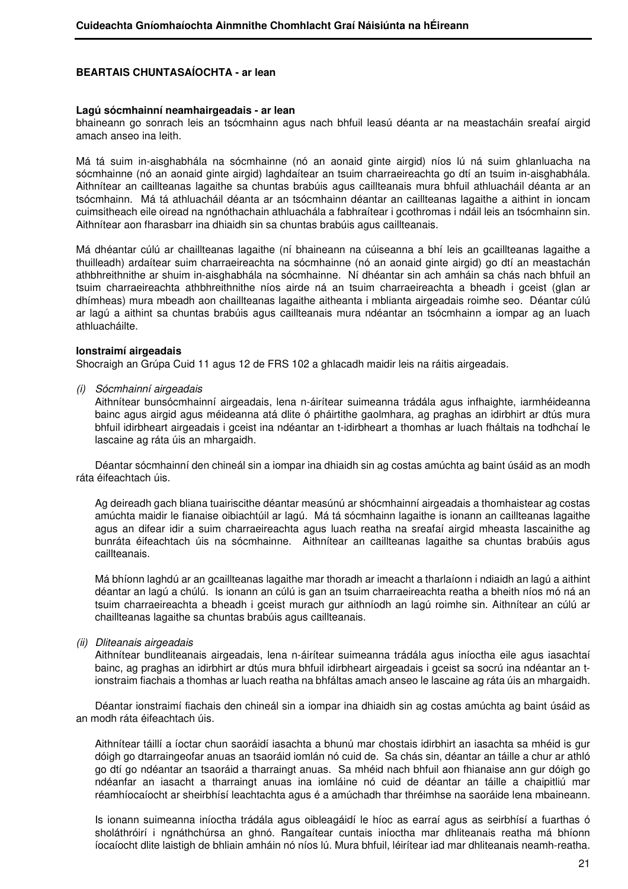**BEARTAIS CHUNTASAÍOCHTA - ar lean**

**Lagú sócmhainní neamhairgeadais - ar lean**
bhaineann go sonrach leis an tsócmhainn agus nach bhfuil leasú déanta ar na meastacháin sreafaí airgid amach anseo ina leith.

Má tá suim in-aisghabhála na sócmhainne (nó an aonaid ginte airgid) níos lú ná suim ghlanluacha na sócmhainne (nó an aonaid ginte airgid) laghdaítear an tsuim charraeireachta go dtí an tsuim in-aisghabhála. Aithnítear an caillteanas lagaithe sa chuntas brabúis agus caillteanais mura bhfuil athluacháil déanta ar an tsócmhainn. Má tá athluacháil déanta ar an tsócmhainn déantar an caillteanas lagaithe a aithint in ioncam cuimsitheach eile oiread na ngnóthachain athluachála a fabhraítear i gcothromas i ndáil leis an tsócmhainn sin. Aithnítear aon fharasbarr ina dhiaidh sin sa chuntas brabúis agus caillteanais.

Má dhéantar cúlú ar chaillteanas lagaithe (ní bhaineann na cúiseanna a bhí leis an gcaillteanas lagaithe a thuilleadh) ardaítear suim charraeireachta na sócmhainne (nó an aonaid ginte airgid) go dtí an meastachán athbhreithnithe ar shuim in-aisghabhála na sócmhainne. Ní dhéantar sin ach amháin sa chás nach bhfuil an tsuim charraeireachta athbhreithnithe níos airde ná an tsuim charraeireachta a bheadh i gceist (glan ar dhímheas) mura mbeadh aon chaillteanas lagaithe aitheanta i mblianta airgeadais roimhe seo. Déantar cúlú ar lagú a aithint sa chuntas brabúis agus caillteanais mura ndéantar an tsócmhainn a iompar ag an luach athluacháilte.

**Ionstraimí airgeadais**
Shocraigh an Grúpa Cuid 11 agus 12 de FRS 102 a ghlacadh maidir leis na ráitis airgeadais.

*(i) Sócmhainní airgeadais*

Aithnítear bunsócmhainní airgeadais, lena n-áirítear suimeanna trádála agus infhaighte, iarmhéideanna bainc agus airgid agus méideanna atá dlite ó pháirtithe gaolmhara, ag praghas an idirbhirt ar dtús mura bhfuil idirbheart airgeadais i gceist ina ndéantar an t-idirbheart a thomhas ar luach fháltais na todhchaí le lascaine ag ráta úis an mhargaidh.

Déantar sócmhainní den chineál sin a iompar ina dhiaidh sin ag costas amúchta ag baint úsáid as an modh ráta éifeachtach úis.

Ag deireadh gach bliana tuairiscithe déantar measúnú ar shócmhainní airgeadais a thomhaistear ag costas amúchta maidir le fianaise oibiachtúil ar lagú. Má tá sócmhainn lagaithe is ionann an caillteanas lagaithe agus an difear idir a suim charraeireachta agus luach reatha na sreafaí airgid mheasta lascainithe ag bunráta éifeachtach úis na sócmhainne. Aithnítear an caillteanas lagaithe sa chuntas brabúis agus caillteanais.

Má bhíonn laghdú ar an gcaillteanas lagaithe mar thoradh ar imeacht a tharlaíonn i ndiaidh an lagú a aithint déantar an lagú a chúlú. Is ionann an cúlú is gan an tsuim charraeireachta reatha a bheith níos mó ná an tsuim charraeireachta a bheadh i gceist murach gur aithníodh an lagú roimhe sin. Aithnítear an cúlú ar chaillteanas lagaithe sa chuntas brabúis agus caillteanais.

*(ii) Dliteanais airgeadais*

Aithnítear bundliteanais airgeadais, lena n-áirítear suimeanna trádála agus iníoctha eile agus iasachtaí bainc, ag praghas an idirbhirt ar dtús mura bhfuil idirbheart airgeadais i gceist sa socrú ina ndéantar an t-ionstraim fiachais a thomhas ar luach reatha na bhfáltas amach anseo le lascaine ag ráta úis an mhargaidh.

Déantar ionstraimí fiachais den chineál sin a iompar ina dhiaidh sin ag costas amúchta ag baint úsáid as an modh ráta éifeachtach úis.

Aithnítear táillí a íoctar chun saoráidí iasachta a bhunú mar chostais idirbhirt an iasachta sa mhéid is gur dóigh go dtarraingeofar anuas an tsaoráid iomlán nó cuid de. Sa chás sin, déantar an táille a chur ar athló go dtí go ndéantar an tsaoráid a tharraingt anuas. Sa mhéid nach bhfuil aon fhianaise ann gur dóigh go ndéanfar an iasacht a tharraingt anuas ina iomláine nó cuid de déantar an táille a chaipitliú mar réamhíocaíocht ar sheirbhísí leachtachta agus é a amúchadh thar thréimhse na saoráide lena mbaineann.

Is ionann suimeanna iníoctha trádála agus oibleagáidí le híoc as earraí agus as seirbhísí a fuarthas ó sholáthróirí i ngnáthchúrsa an ghnó. Rangaítear cuntais iníoctha mar dhliteanais reatha má bhíonn íocaíocht dlite laistigh de bhliain amháin nó níos lú. Mura bhfuil, léirítear iad mar dhliteanais neamh-reatha.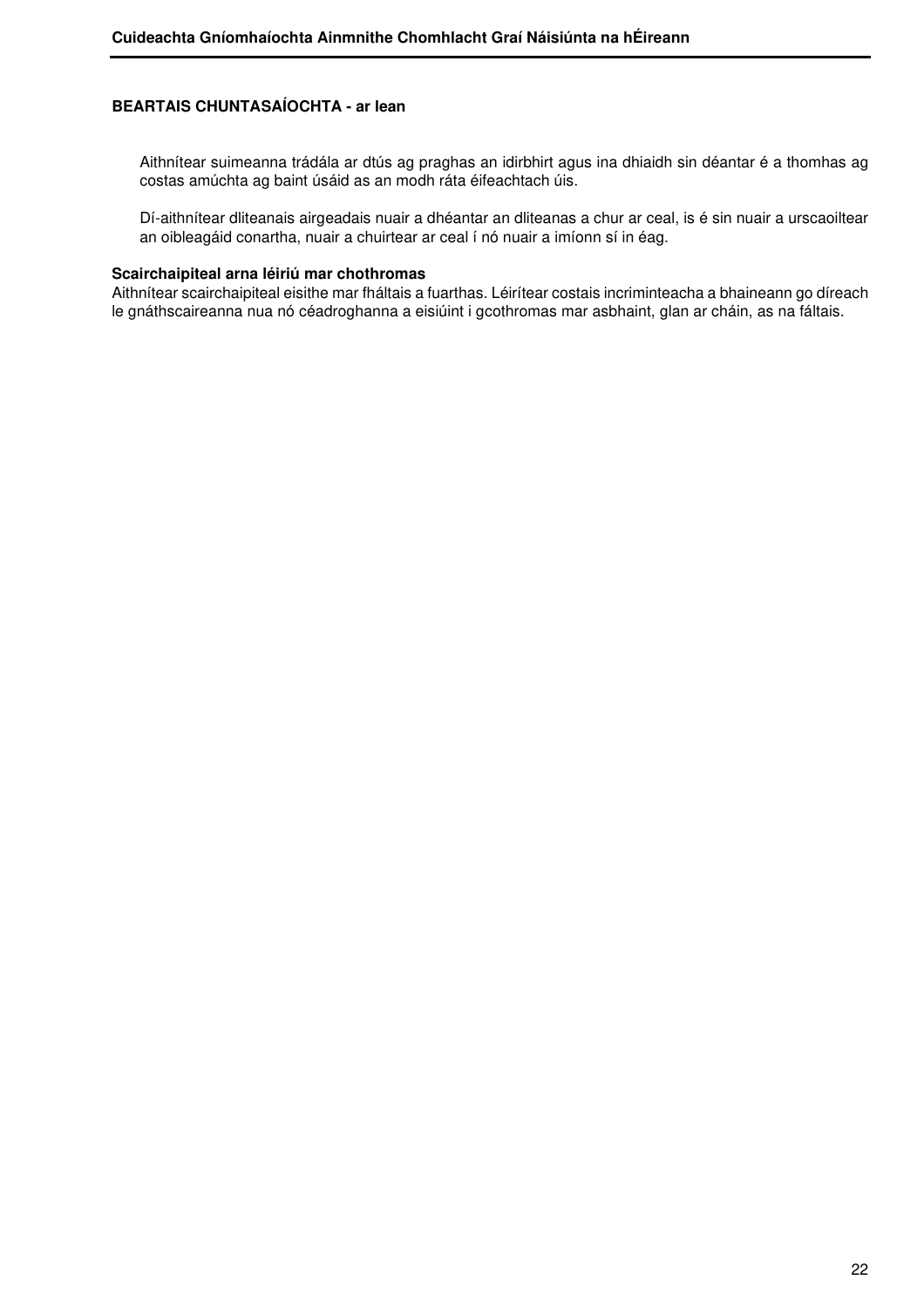**BEARTAIS CHUNTASAÍOCHTA - ar lean**

Aithnítear suimeanna trádála ar dtús ag praghas an idirbhirt agus ina dhiaidh sin déantar é a thomhas ag costas amúchta ag baint úsáid as an modh ráta éifeachtach úis.

Dí-aithnítear dliteanais airgeadais nuair a dhéantar an dliteanas a chur ar ceal, is é sin nuair a urscaoiltear an oibleagáid conartha, nuair a chuirtear ar ceal í nó nuair a imíonn sí in éag.

**Scairchaipiteal arna léiriú mar chothromas**

Aithnítear scairchaipiteal eisithe mar fháltais a fuarthas. Léirítear costais incriminteacha a bhaineann go díreach le gnáthscaireanna nua nó céadroghanna a eisiúint i gcothromas mar asbhaint, glan ar cháin, as na fáltais.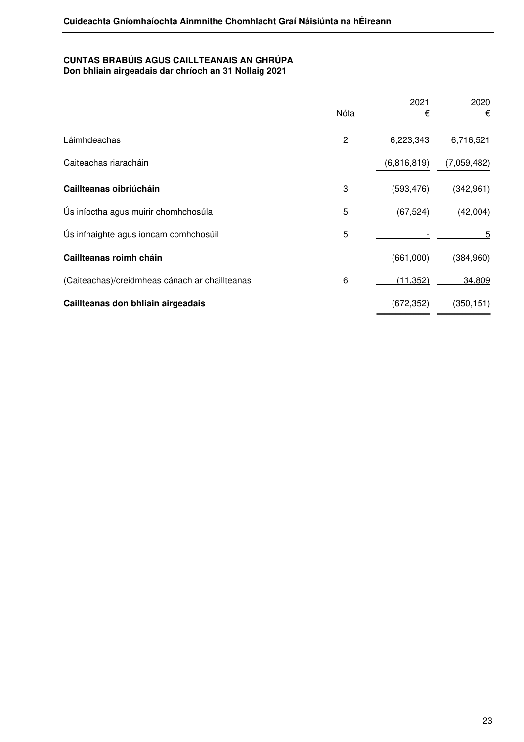## CUNTAS BRABÚIS AGUS CAILLTEANAIS AN GHRÚPA
**Don bhliain airgeadais dar chríoch an 31 Nollaig 2021**

| | Nóta | 2021 € | 2020 € |
|---|---|---|---|
| Láimhdeachas | 2 | 6,223,343 | 6,716,521 |
| Caiteachas riaracháin | | (6,816,819) | (7,059,482) |
| **Caillteanas oibriúcháin** | 3 | (593,476) | (342,961) |
| Ús iníoctha agus muirir chomhchosúla | 5 | (67,524) | (42,004) |
| Ús infhaighte agus ioncam comhchosúil | 5 | - | 5 |
| **Caillteanas roimh cháin** | | (661,000) | (384,960) |
| (Caiteachas)/creidmheas cánach ar chaillteanas | 6 | (11,352) | 34,809 |
| **Caillteanas don bhliain airgeadais** | | (672,352) | (350,151) |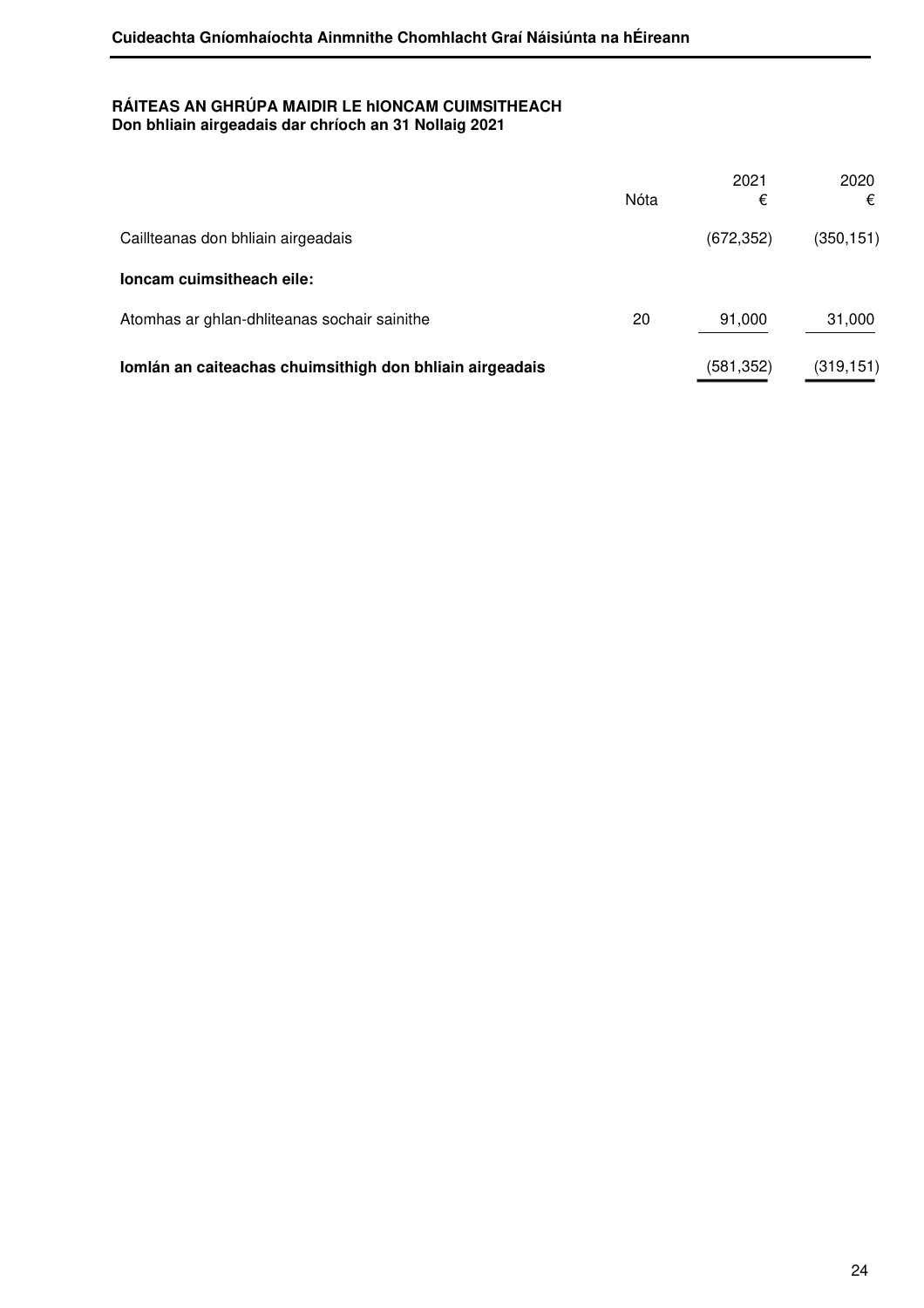**RÁITEAS AN GHRÚPA MAIDIR LE hIONCAM CUIMSITHEACH**
**Don bhliain airgeadais dar chríoch an 31 Nollaig 2021**

| | Nóta | 2021 € | 2020 € |
|---|---|---|---|
| Caillteanas don bhliain airgeadais | | (672,352) | (350,151) |
| **Ioncam cuimsitheach eile:** | | | |
| Atomhas ar ghlan-dhliteanas sochair sainithe | 20 | 91,000 | 31,000 |
| **Iomlán an caiteachas chuimsithigh don bhliain airgeadais** | | (581,352) | (319,151) |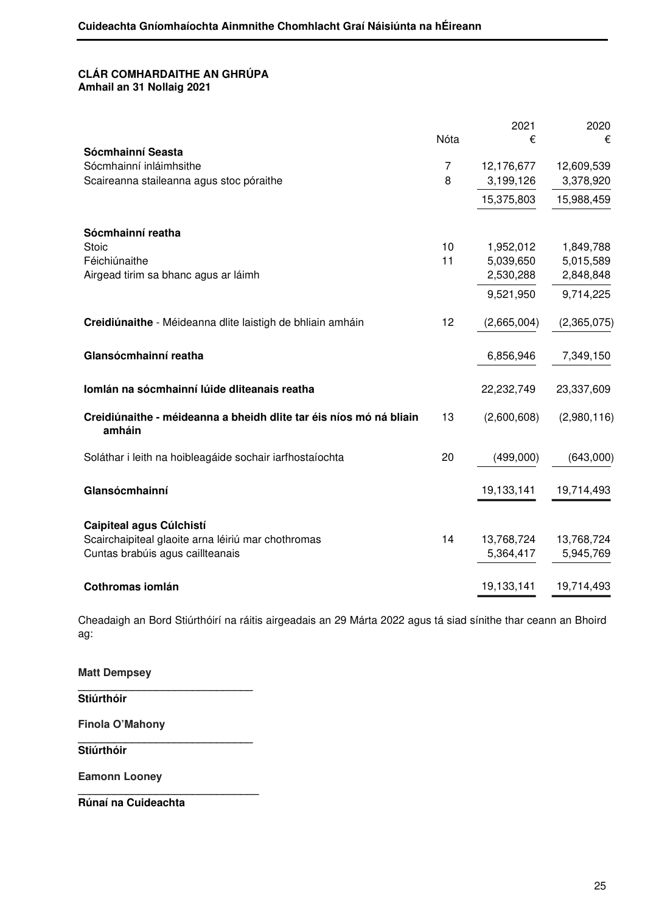## CLÁR COMHARDAITHE AN GHRÚPA
**Amhail an 31 Nollaig 2021**

| | Nóta | 2021 € | 2020 € |
|---|---|---|---|
| **Sócmhainní Seasta** | | | |
| Sócmhainní inláimhsithe | 7 | 12,176,677 | 12,609,539 |
| Scaireanna staileanna agus stoc póraithe | 8 | 3,199,126 | 3,378,920 |
| | | 15,375,803 | 15,988,459 |
| **Sócmhainní reatha** | | | |
| Stoic | 10 | 1,952,012 | 1,849,788 |
| Féichiúnaithe | 11 | 5,039,650 | 5,015,589 |
| Airgead tirim sa bhanc agus ar láimh | | 2,530,288 | 2,848,848 |
| | | 9,521,950 | 9,714,225 |
| **Creidiúnaithe** - Méideanna dlite laistigh de bhliain amháin | 12 | (2,665,004) | (2,365,075) |
| **Glansócmhainní reatha** | | 6,856,946 | 7,349,150 |
| **Iomlán na sócmhainní lúide dliteanais reatha** | | 22,232,749 | 23,337,609 |
| **Creidiúnaithe - méideanna a bheidh dlite tar éis níos mó ná bliain amháin** | 13 | (2,600,608) | (2,980,116) |
| Soláthar i leith na hoibleagáide sochair iarfhostaíochta | 20 | (499,000) | (643,000) |
| **Glansócmhainní** | | 19,133,141 | 19,714,493 |
| **Caipiteal agus Cúlchistí** | | | |
| Scairchaipiteal glaoite arna léiriú mar chothromas | 14 | 13,768,724 | 13,768,724 |
| Cuntas brabúis agus caillteanais | | 5,364,417 | 5,945,769 |
| **Cothromas iomlán** | | 19,133,141 | 19,714,493 |

Cheadaigh an Bord Stiúrthóirí na ráitis airgeadais an 29 Márta 2022 agus tá siad sínithe thar ceann an Bhoird ag:

**Matt Dempsey**
\_\_\_\_\_\_\_\_\_\_\_\_\_\_\_\_\_\_\_\_\_\_\_\_\_\_\_\_\_\_
**Stiúrthóir**

**Finola O'Mahony**
\_\_\_\_\_\_\_\_\_\_\_\_\_\_\_\_\_\_\_\_\_\_\_\_\_\_\_\_\_\_
**Stiúrthóir**

**Eamonn Looney**
\_\_\_\_\_\_\_\_\_\_\_\_\_\_\_\_\_\_\_\_\_\_\_\_\_\_\_\_\_\_
**Rúnaí na Cuideachta**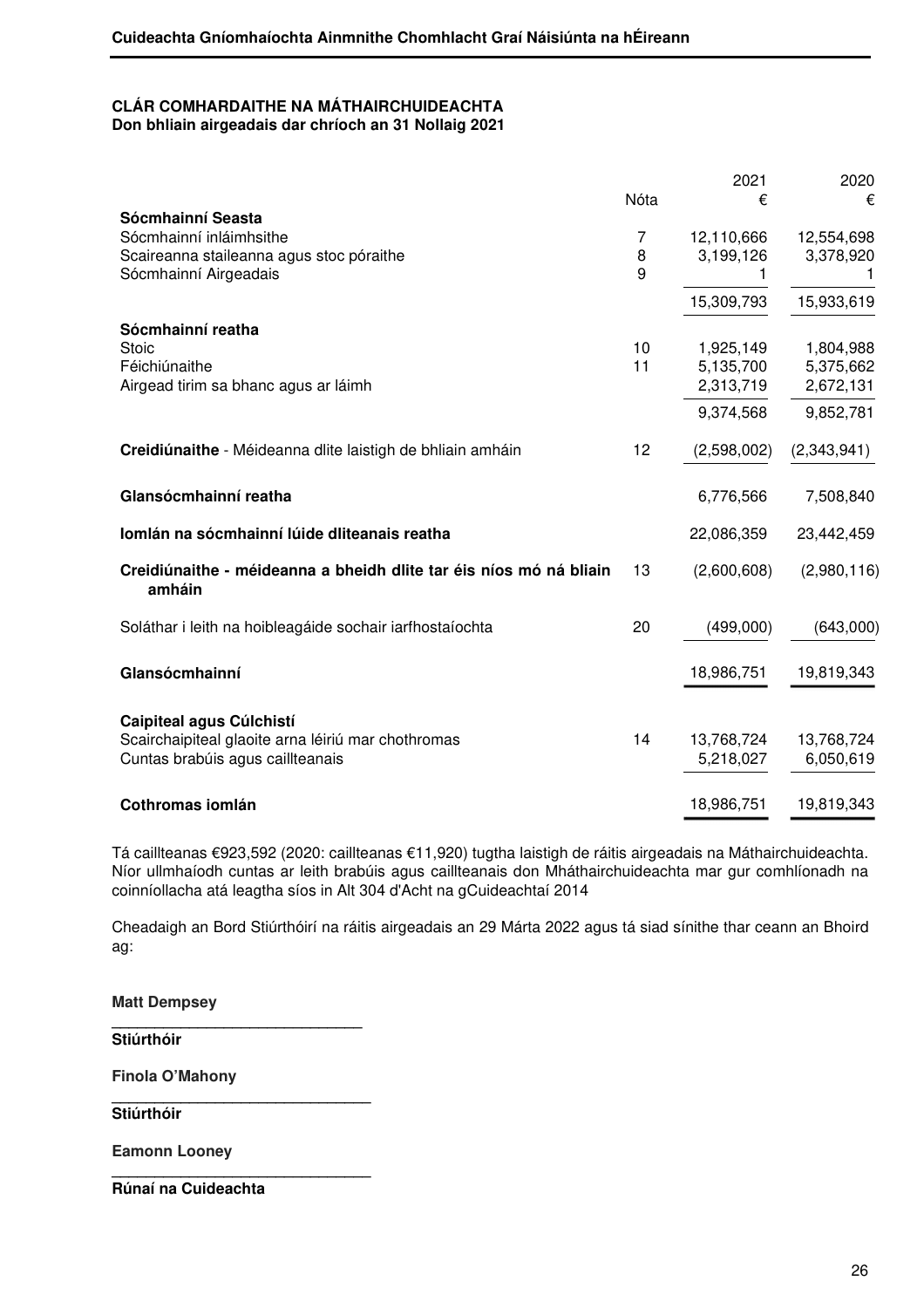**CLÁR COMHARDAITHE NA MÁTHAIRCHUIDEACHTA**
**Don bhliain airgeadais dar chríoch an 31 Nollaig 2021**

| | Nóta | 2021<br>€ | 2020<br>€ |
|---|---|---|---|
| **Sócmhainní Seasta** | | | |
| Sócmhainní inláimhsithe | 7 | 12,110,666 | 12,554,698 |
| Scaireanna staileanna agus stoc póraithe | 8 | 3,199,126 | 3,378,920 |
| Sócmhainní Airgeadais | 9 | 1 | 1 |
| | | 15,309,793 | 15,933,619 |
| **Sócmhainní reatha** | | | |
| Stoic | 10 | 1,925,149 | 1,804,988 |
| Féichiúnaithe | 11 | 5,135,700 | 5,375,662 |
| Airgead tirim sa bhanc agus ar láimh | | 2,313,719 | 2,672,131 |
| | | 9,374,568 | 9,852,781 |
| **Creidiúnaithe** - Méideanna dlite laistigh de bhliain amháin | 12 | (2,598,002) | (2,343,941) |
| **Glansócmhainní reatha** | | 6,776,566 | 7,508,840 |
| **Iomlán na sócmhainní lúide dliteanais reatha** | | 22,086,359 | 23,442,459 |
| **Creidiúnaithe - méideanna a bheidh dlite tar éis níos mó ná bliain amháin** | 13 | (2,600,608) | (2,980,116) |
| Soláthar i leith na hoibleagáide sochair iarfhostaíochta | 20 | (499,000) | (643,000) |
| **Glansócmhainní** | | 18,986,751 | 19,819,343 |
| **Caipiteal agus Cúlchistí** | | | |
| Scairchaipiteal glaoite arna léiriú mar chothromas | 14 | 13,768,724 | 13,768,724 |
| Cuntas brabúis agus caillteanais | | 5,218,027 | 6,050,619 |
| **Cothromas iomlán** | | 18,986,751 | 19,819,343 |

Tá caillteanas €923,592 (2020: caillteanas €11,920) tugtha laistigh de ráitis airgeadais na Máthairchuideachta. Níor ullmhaíodh cuntas ar leith brabúis agus caillteanais don Mháthairchuideachta mar gur comhlíonadh na coinníollacha atá leagtha síos in Alt 304 d'Acht na gCuideachtaí 2014

Cheadaigh an Bord Stiúrthóirí na ráitis airgeadais an 29 Márta 2022 agus tá siad sínithe thar ceann an Bhoird ag:

**Matt Dempsey**
_____________________________
**Stiúrthóir**

**Finola O'Mahony**
_____________________________
**Stiúrthóir**

**Eamonn Looney**
_____________________________
**Rúnaí na Cuideachta**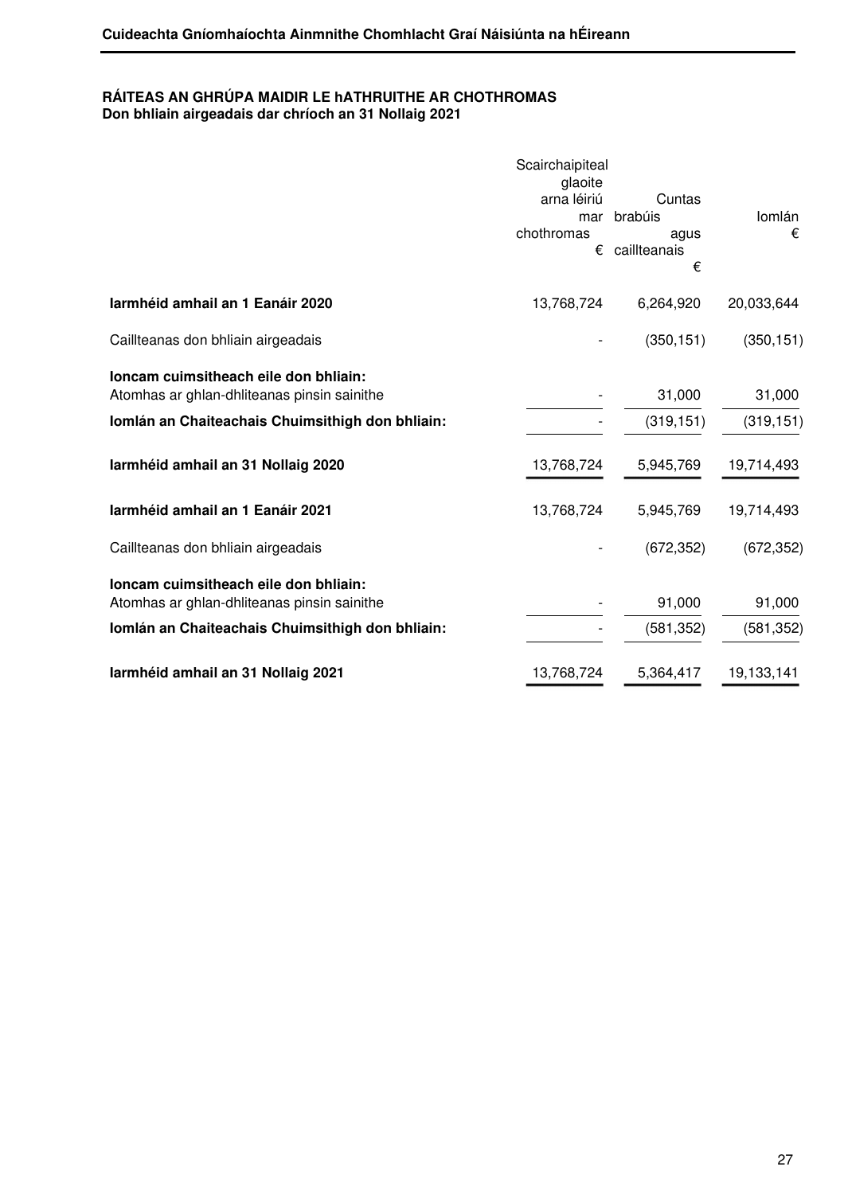## RÁITEAS AN GHRÚPA MAIDIR LE hATHRUITHE AR CHOTHROMAS

**Don bhliain airgeadais dar chríoch an 31 Nollaig 2021**

| | Scairchaipiteal glaoite arna léiriú mar chothromas € | Cuntas brabúis agus caillteanais € | Iomlán € |
|---|---|---|---|
| **Iarmhéid amhail an 1 Eanáir 2020** | 13,768,724 | 6,264,920 | 20,033,644 |
| Caillteanas don bhliain airgeadais | - | (350,151) | (350,151) |
| **Ioncam cuimsitheach eile don bhliain:** | | | |
| Atomhas ar ghlan-dhliteanas pinsin sainithe | - | 31,000 | 31,000 |
| **Iomlán an Chaiteachais Chuimsithigh don bhliain:** | - | (319,151) | (319,151) |
| **Iarmhéid amhail an 31 Nollaig 2020** | 13,768,724 | 5,945,769 | 19,714,493 |
| **Iarmhéid amhail an 1 Eanáir 2021** | 13,768,724 | 5,945,769 | 19,714,493 |
| Caillteanas don bhliain airgeadais | - | (672,352) | (672,352) |
| **Ioncam cuimsitheach eile don bhliain:** | | | |
| Atomhas ar ghlan-dhliteanas pinsin sainithe | - | 91,000 | 91,000 |
| **Iomlán an Chaiteachais Chuimsithigh don bhliain:** | - | (581,352) | (581,352) |
| **Iarmhéid amhail an 31 Nollaig 2021** | 13,768,724 | 5,364,417 | 19,133,141 |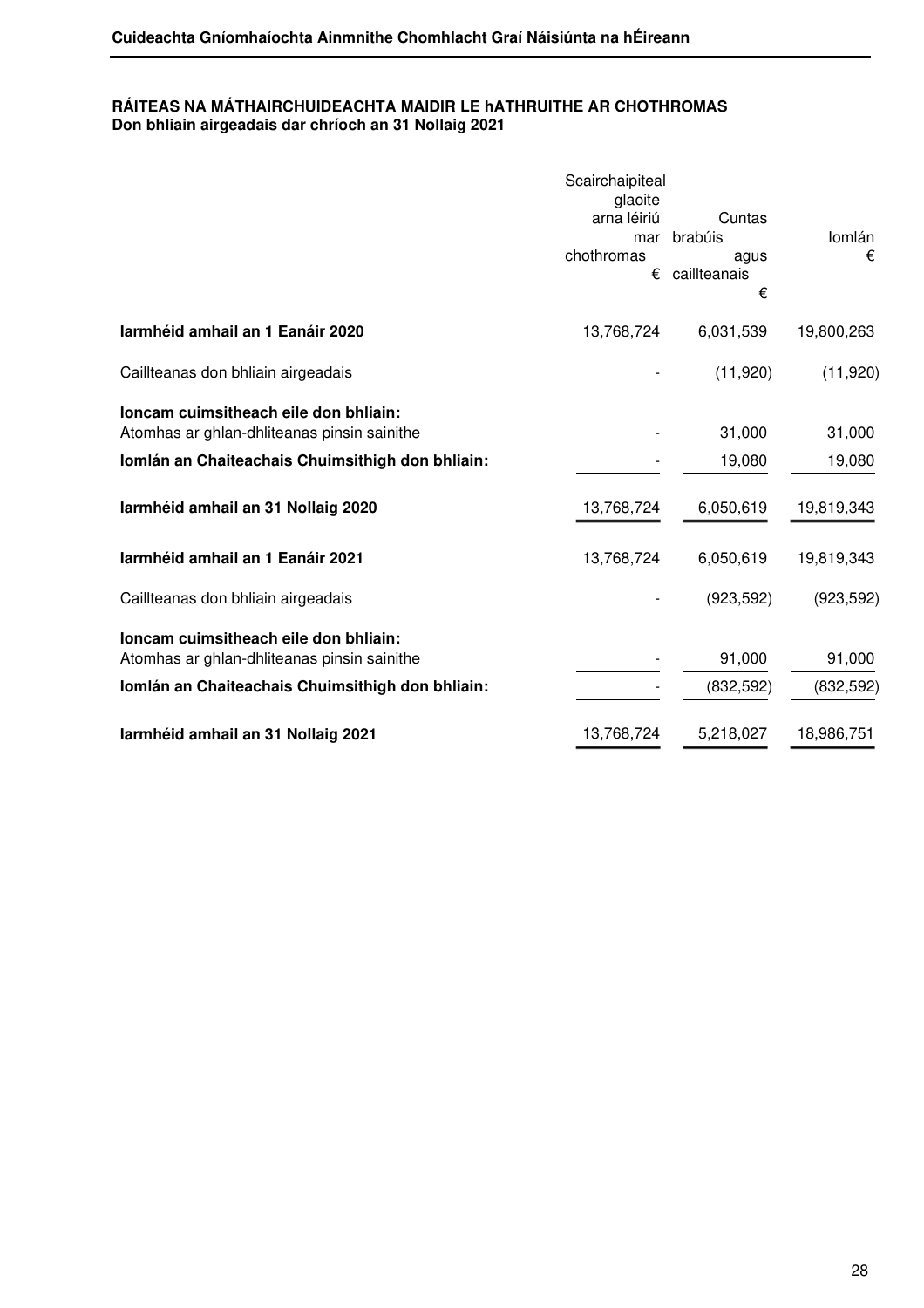**RÁITEAS NA MÁTHAIRCHUIDEACHTA MAIDIR LE hATHRUITHE AR CHOTHROMAS**
**Don bhliain airgeadais dar chríoch an 31 Nollaig 2021**

| | Scairchaipiteal glaoite arna léiriú mar chothromas € | Cuntas brabúis agus caillteanais € | Iomlán € |
|---|---|---|---|
| **Iarmhéid amhail an 1 Eanáir 2020** | 13,768,724 | 6,031,539 | 19,800,263 |
| Caillteanas don bhliain airgeadais | - | (11,920) | (11,920) |
| **Ioncam cuimsitheach eile don bhliain:** | | | |
| Atomhas ar ghlan-dhliteanas pinsin sainithe | - | 31,000 | 31,000 |
| **Iomlán an Chaiteachais Chuimsithigh don bhliain:** | - | 19,080 | 19,080 |
| **Iarmhéid amhail an 31 Nollaig 2020** | 13,768,724 | 6,050,619 | 19,819,343 |
| **Iarmhéid amhail an 1 Eanáir 2021** | 13,768,724 | 6,050,619 | 19,819,343 |
| Caillteanas don bhliain airgeadais | - | (923,592) | (923,592) |
| **Ioncam cuimsitheach eile don bhliain:** | | | |
| Atomhas ar ghlan-dhliteanas pinsin sainithe | - | 91,000 | 91,000 |
| **Iomlán an Chaiteachais Chuimsithigh don bhliain:** | - | (832,592) | (832,592) |
| **Iarmhéid amhail an 31 Nollaig 2021** | 13,768,724 | 5,218,027 | 18,986,751 |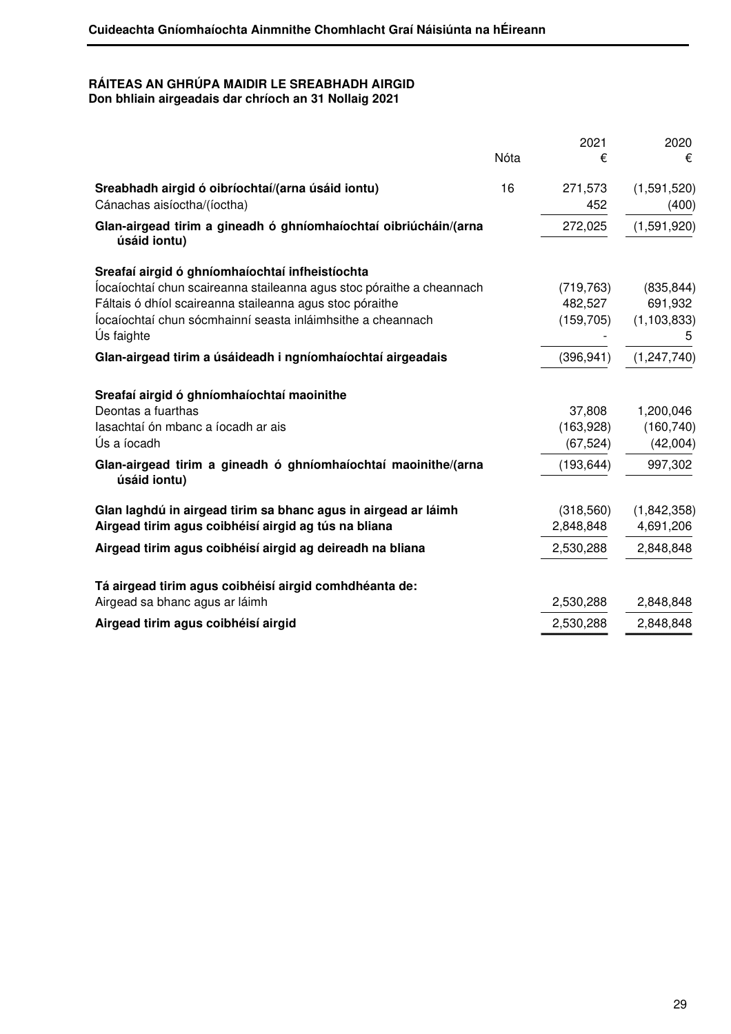**RÁITEAS AN GHRÚPA MAIDIR LE SREABHADH AIRGID**
**Don bhliain airgeadais dar chríoch an 31 Nollaig 2021**

| | Nóta | 2021 € | 2020 € |
|---|---|---|---|
| **Sreabhadh airgid ó oibríochtaí/(arna úsáid iontu)** | 16 | 271,573 | (1,591,520) |
| Cánachas aisíoctha/(íoctha) | | 452 | (400) |
| **Glan-airgead tirim a gineadh ó ghníomhaíochtaí oibriúcháin/(arna úsáid iontu)** | | 272,025 | (1,591,920) |
| **Sreafaí airgid ó ghníomhaíochtaí infheistíochta** | | | |
| Íocaíochtaí chun scaireanna staileanna agus stoc póraithe a cheannach | | (719,763) | (835,844) |
| Fáltais ó dhíol scaireanna staileanna agus stoc póraithe | | 482,527 | 691,932 |
| Íocaíochtaí chun sócmhainní seasta inláimhsithe a cheannach | | (159,705) | (1,103,833) |
| Ús faighte | | - | 5 |
| **Glan-airgead tirim a úsáideadh i ngníomhaíochtaí airgeadais** | | (396,941) | (1,247,740) |
| **Sreafaí airgid ó ghníomhaíochtaí maoinithe** | | | |
| Deontas a fuarthas | | 37,808 | 1,200,046 |
| Iasachtaí ón mbanc a íocadh ar ais | | (163,928) | (160,740) |
| Ús a íocadh | | (67,524) | (42,004) |
| **Glan-airgead tirim a gineadh ó ghníomhaíochtaí maoinithe/(arna úsáid iontu)** | | (193,644) | 997,302 |
| **Glan laghdú in airgead tirim sa bhanc agus in airgead ar láimh** | | (318,560) | (1,842,358) |
| **Airgead tirim agus coibhéisí airgid ag tús na bliana** | | 2,848,848 | 4,691,206 |
| **Airgead tirim agus coibhéisí airgid ag deireadh na bliana** | | 2,530,288 | 2,848,848 |
| **Tá airgead tirim agus coibhéisí airgid comhdhéanta de:** | | | |
| Airgead sa bhanc agus ar láimh | | 2,530,288 | 2,848,848 |
| **Airgead tirim agus coibhéisí airgid** | | 2,530,288 | 2,848,848 |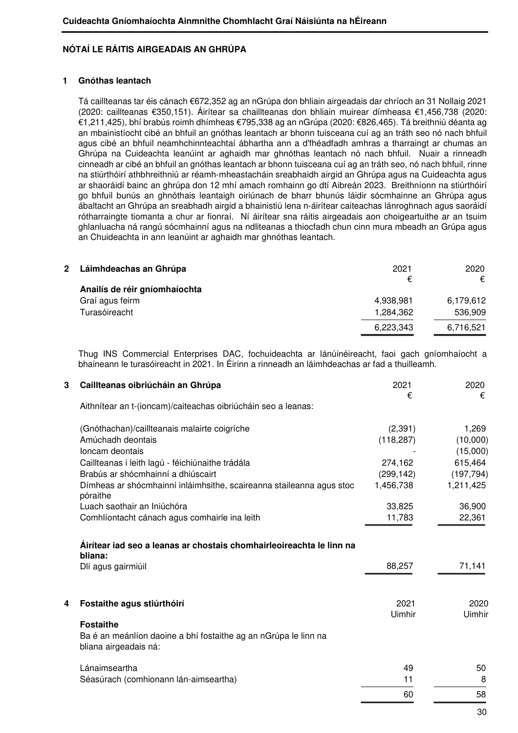**Cuideachta Gníomhaíochta Ainmnithe Chomhlacht Graí Náisiúnta na hÉireann**

## NÓTAÍ LE RÁITIS AIRGEADAIS AN GHRÚPA

### 1 Gnóthas leantach

Tá caillteanas tar éis cánach €672,352 ag an nGrúpa don bhliain airgeadais dar chríoch an 31 Nollaig 2021 (2020: caillteanas €350,151). Áirítear sa chaillteanas don bhliain muirear dímheasa €1,456,738 (2020: €1,211,425), bhí brabús roimh dhímheas €795,338 ag an nGrúpa (2020: €826,465). Tá breithniú déanta ag an mbainistíocht cibé an bhfuil an gnóthas leantach ar bhonn tuisceana cuí ag an tráth seo nó nach bhfuil agus cibé an bhfuil neamhchinnteachtaí ábhartha ann a d'fhéadfadh amhras a tharraingt ar chumas an Ghrúpa na Cuideachta leanúint ar aghaidh mar ghnóthas leantach nó nach bhfuil. Nuair a rinneadh cinneadh ar cibé an bhfuil an gnóthas leantach ar bhonn tuisceana cuí ag an tráth seo, nó nach bhfuil, rinne na stiúrthóirí athbhreithniú ar réamh-mheastacháin sreabhaidh airgid an Ghrúpa agus na Cuideachta agus ar shaoráidí bainc an ghrúpa don 12 mhí amach romhainn go dtí Aibreán 2023. Breithníonn na stiúrthóirí go bhfuil bunús an ghnóthais leantaigh oiriúnach de bharr bhunús láidir sócmhainne an Ghrúpa agus ábaltacht an Ghrúpa an sreabhadh airgid a bhainistiú lena n-áirítear caiteachas lánroghnach agus saoráidí rótharraingte tiomanta a chur ar fionraí. Ní áirítear sna ráitis airgeadais aon choigeartuithe ar an tsuim ghlanluacha ná rangú sócmhainní agus na ndliteanas a thiocfadh chun cinn mura mbeadh an Grúpa agus an Chuideachta in ann leanúint ar aghaidh mar ghnóthas leantach.

### 2 Láimhdeachas an Ghrúpa

| | 2021 € | 2020 € |
|---|---|---|
| **Anailís de réir gníomhaíochta** | | |
| Graí agus feirm | 4,938,981 | 6,179,612 |
| Turasóireacht | 1,284,362 | 536,909 |
| | 6,223,343 | 6,716,521 |

Thug INS Commercial Enterprises DAC, fochuideachta ar lánúinéireacht, faoi gach gníomhaíocht a bhaineann le turasóireacht in 2021. In Éirinn a rinneadh an láimhdeachas ar fad a thuilleamh.

### 3 Caillteanas oibriúcháin an Ghrúpa

| | 2021 € | 2020 € |
|---|---|---|
| Aithnítear an t-(ioncam)/caiteachas oibriúcháin seo a leanas: | | |
| (Gnóthachan)/caillteanais malairte coigríche | (2,391) | 1,269 |
| Amúchadh deontais | (118,287) | (10,000) |
| Ioncam deontais | - | (15,000) |
| Caillteanas i leith lagú - féichiúnaithe trádála | 274,162 | 615,464 |
| Brabús ar shócmhainní a dhiúscairt | (299,142) | (197,794) |
| Dímheas ar shócmhainní inláimhsithe, scaireanna staileanna agus stoc póraithe | 1,456,738 | 1,211,425 |
| Luach saothair an Iniúchóra | 33,825 | 36,900 |
| Comhlíontacht cánach agus comhairle ina leith | 11,783 | 22,361 |
| **Áirítear iad seo a leanas ar chostais chomhairleoireachta le linn na bliana:** | | |
| Dlí agus gairmiúil | 88,257 | 71,141 |

### 4 Fostaithe agus stiúrthóirí

| | 2021 Uimhir | 2020 Uimhir |
|---|---|---|
| **Fostaithe** | | |
| Ba é an meánlíon daoine a bhí fostaithe ag an nGrúpa le linn na bliana airgeadais ná: | | |
| Lánaimseartha | 49 | 50 |
| Séasúrach (comhionann lán-aimseartha) | 11 | 8 |
| | 60 | 58 |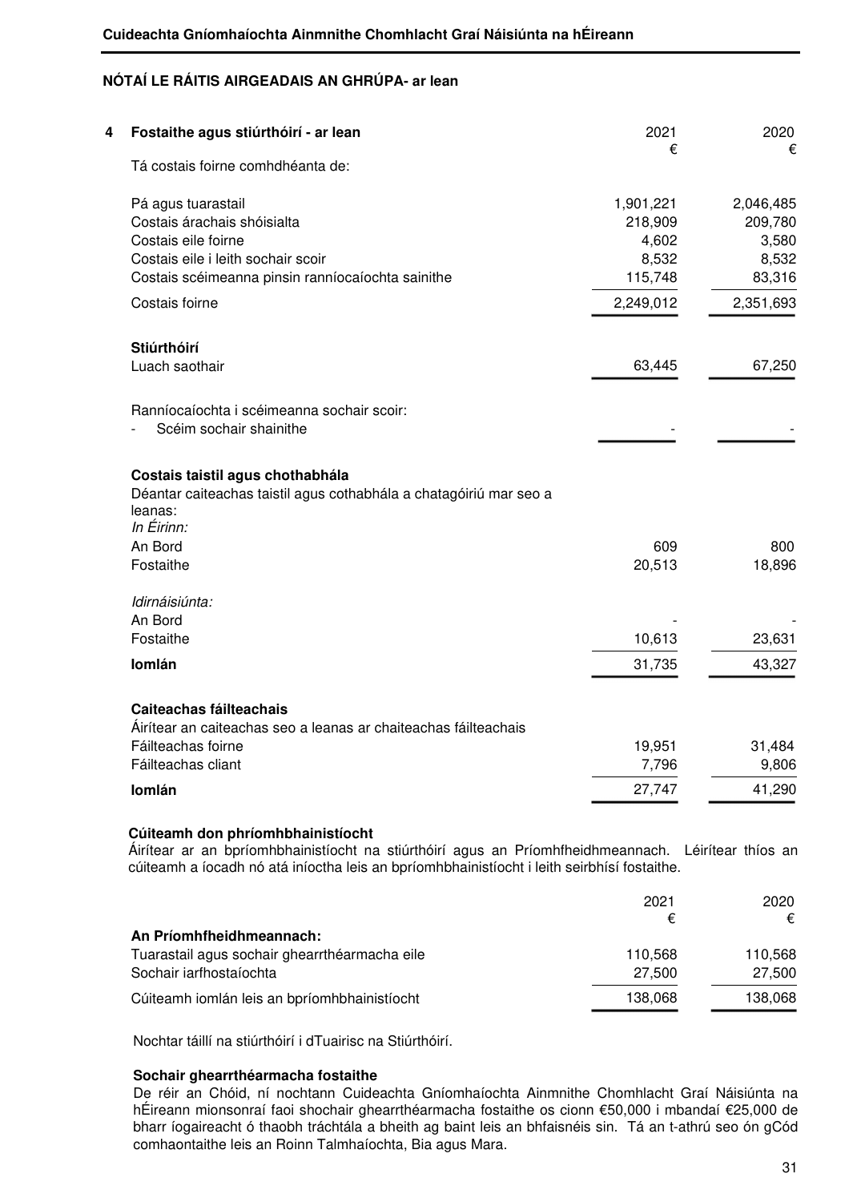## NÓTAÍ LE RÁITIS AIRGEADAIS AN GHRÚPA- ar lean

### 4 Fostaithe agus stiúrthóirí - ar lean

| | 2021 € | 2020 € |
|---|---|---|
| Tá costais foirne comhdhéanta de: | | |
| Pá agus tuarastail | 1,901,221 | 2,046,485 |
| Costais árachais shóisialta | 218,909 | 209,780 |
| Costais eile foirne | 4,602 | 3,580 |
| Costais eile i leith sochair scoir | 8,532 | 8,532 |
| Costais scéimeanna pinsin ranníocaíochta sainithe | 115,748 | 83,316 |
| Costais foirne | 2,249,012 | 2,351,693 |

**Stiúrthóirí**

| | 2021 € | 2020 € |
|---|---|---|
| Luach saothair | 63,445 | 67,250 |
| Ranníocaíochta i scéimeanna sochair scoir: | | |
| - Scéim sochair shainithe | - | - |

**Costais taistil agus chothabhála**

Déantar caiteachas taistil agus cothabhála a chatagóiriú mar seo a leanas:

| | 2021 € | 2020 € |
|---|---|---|
| *In Éirinn:* | | |
| An Bord | 609 | 800 |
| Fostaithe | 20,513 | 18,896 |
| *Idirnáisiúnta:* | | |
| An Bord | - | - |
| Fostaithe | 10,613 | 23,631 |
| **Iomlán** | 31,735 | 43,327 |

**Caiteachas fáilteachais**

Áirítear an caiteachas seo a leanas ar chaiteachas fáilteachais

| | 2021 € | 2020 € |
|---|---|---|
| Fáilteachas foirne | 19,951 | 31,484 |
| Fáilteachas cliant | 7,796 | 9,806 |
| **Iomlán** | 27,747 | 41,290 |

**Cúiteamh don phríomhbhainistíocht**

Áirítear ar an bpríomhbhainistíocht na stiúrthóirí agus an Príomhfheidhmeannach. Léirítear thíos an cúiteamh a íocadh nó atá iníoctha leis an bpríomhbhainistíocht i leith seirbhísí fostaithe.

| | 2021 € | 2020 € |
|---|---|---|
| **An Príomhfheidhmeannach:** | | |
| Tuarastail agus sochair ghearrthéarmacha eile | 110,568 | 110,568 |
| Sochair iarfhostaíochta | 27,500 | 27,500 |
| Cúiteamh iomlán leis an bpríomhbhainistíocht | 138,068 | 138,068 |

Nochtar táillí na stiúrthóirí i dTuairisc na Stiúrthóirí.

**Sochair ghearrthéarmacha fostaithe**

De réir an Chóid, ní nochtann Cuideachta Gníomhaíochta Ainmnithe Chomhlacht Graí Náisiúnta na hÉireann mionsonraí faoi shochair ghearrthéarmacha fostaithe os cionn €50,000 i mbandaí €25,000 de bharr íogaireacht ó thaobh tráchtála a bheith ag baint leis an bhfaisnéis sin. Tá an t-athrú seo ón gCód comhaontaithe leis an Roinn Talmhaíochta, Bia agus Mara.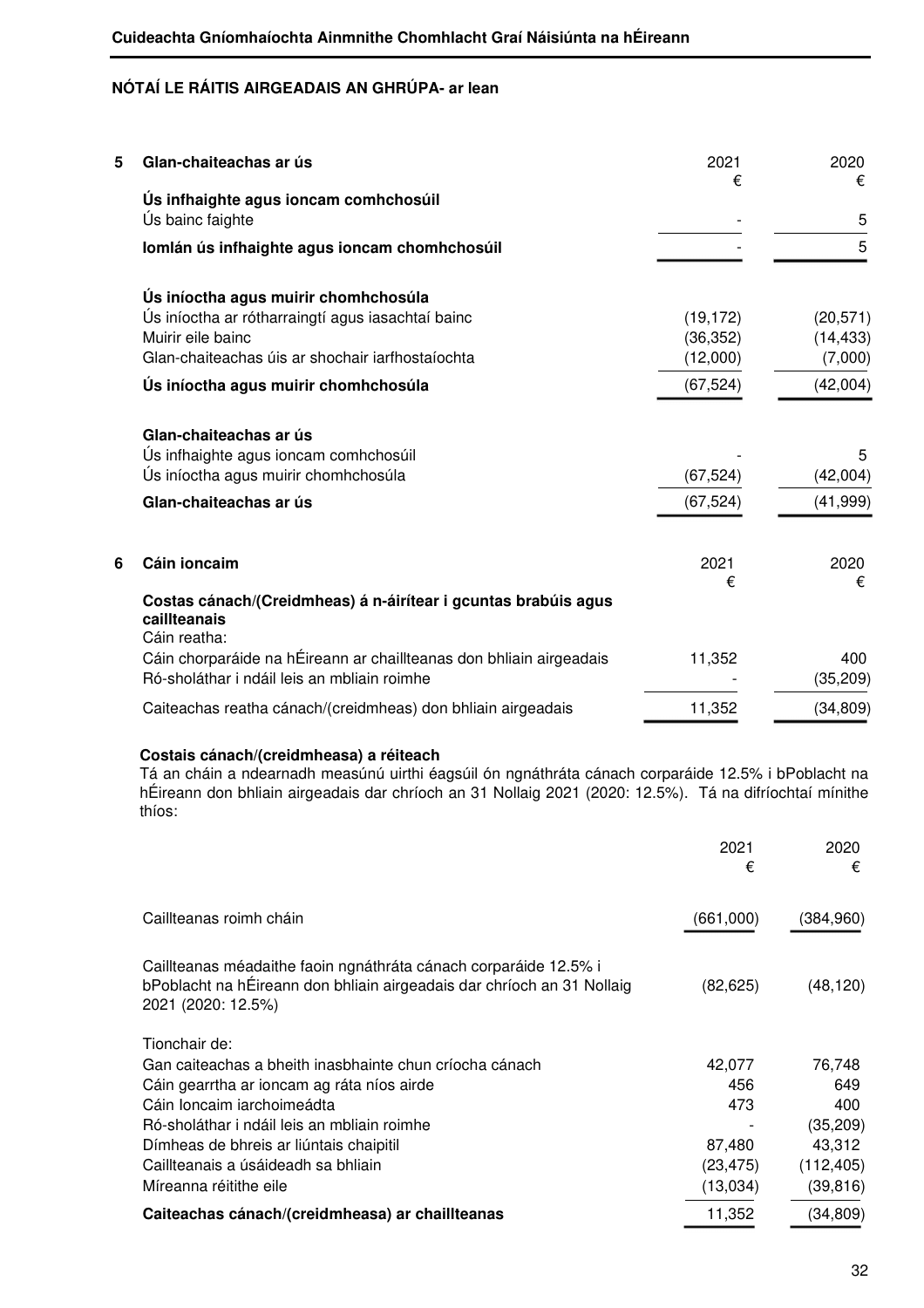## NÓTAÍ LE RÁITIS AIRGEADAIS AN GHRÚPA- ar lean

### 5 Glan-chaiteachas ar ús

| | 2021 € | 2020 € |
|---|---|---|
| **Ús infhaighte agus ioncam comhchosúil** | | |
| Ús bainc faighte | - | 5 |
| **Iomlán ús infhaighte agus ioncam chomhchosúil** | - | 5 |
| | | |
| **Ús iníoctha agus muirir chomhchosúla** | | |
| Ús iníoctha ar rótharraingtí agus iasachtaí bainc | (19,172) | (20,571) |
| Muirir eile bainc | (36,352) | (14,433) |
| Glan-chaiteachas úis ar shochair iarfhostaíochta | (12,000) | (7,000) |
| **Ús iníoctha agus muirir chomhchosúla** | (67,524) | (42,004) |
| | | |
| **Glan-chaiteachas ar ús** | | |
| Ús infhaighte agus ioncam comhchosúil | - | 5 |
| Ús iníoctha agus muirir chomhchosúla | (67,524) | (42,004) |
| **Glan-chaiteachas ar ús** | (67,524) | (41,999) |

### 6 Cáin ioncaim

| | 2021 € | 2020 € |
|---|---|---|
| **Costas cánach/(Creidmheas) á n-áirítear i gcuntas brabúis agus caillteanais** | | |
| Cáin reatha: | | |
| Cáin chorparáide na hÉireann ar chaillteanas don bhliain airgeadais | 11,352 | 400 |
| Ró-sholáthar i ndáil leis an mbliain roimhe | - | (35,209) |
| Caiteachas reatha cánach/(creidmheas) don bhliain airgeadais | 11,352 | (34,809) |

**Costais cánach/(creidmheasa) a réiteach**

Tá an cháin a ndearnadh measúnú uirthi éagsúil ón ngnáthráta cánach corparáide 12.5% i bPoblacht na hÉireann don bhliain airgeadais dar críoch an 31 Nollaig 2021 (2020: 12.5%). Tá na difríochtaí mínithe thíos:

| | 2021 € | 2020 € |
|---|---|---|
| Caillteanas roimh cháin | (661,000) | (384,960) |
| | | |
| Caillteanas méadaithe faoin ngnáthráta cánach corparáide 12.5% i bPoblacht na hÉireann don bhliain airgeadais dar críoch an 31 Nollaig 2021 (2020: 12.5%) | (82,625) | (48,120) |
| | | |
| Tionchair de: | | |
| Gan caiteachas a bheith inasbhainte chun críocha cánach | 42,077 | 76,748 |
| Cáin gearrtha ar ioncam ag ráta níos airde | 456 | 649 |
| Cáin Ioncaim iarchoimeádta | 473 | 400 |
| Ró-sholáthar i ndáil leis an mbliain roimhe | - | (35,209) |
| Dímheas de bhreis ar liúntais chaipitil | 87,480 | 43,312 |
| Caillteanais a úsáideadh sa bhliain | (23,475) | (112,405) |
| Míreanna réitithe eile | (13,034) | (39,816) |
| **Caiteachas cánach/(creidmheasa) ar chaillteanas** | 11,352 | (34,809) |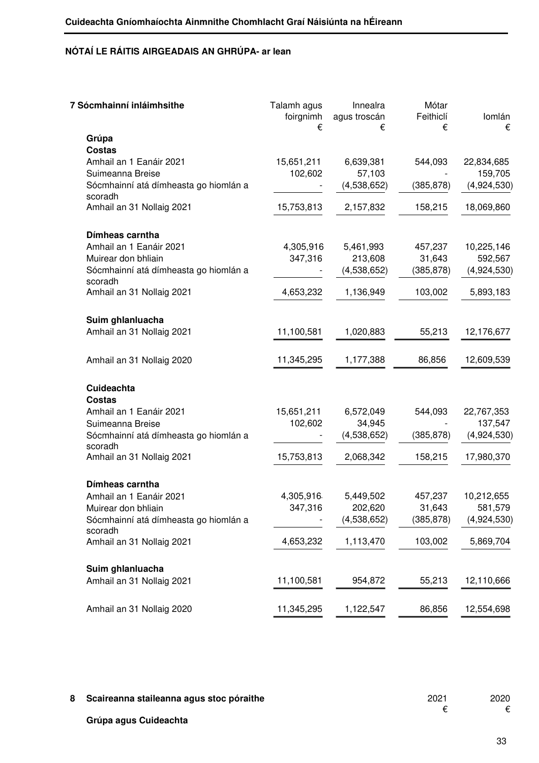**NÓTAÍ LE RÁITIS AIRGEADAIS AN GHRÚPA- ar lean**

| 7 Sócmhainní inláimhsithe | Talamh agus foirgnimh € | Innealra agus troscán € | Mótar Feithiclí € | Iomlán € |
|---|---|---|---|---|
| **Grúpa** | | | | |
| **Costas** | | | | |
| Amhail an 1 Eanáir 2021 | 15,651,211 | 6,639,381 | 544,093 | 22,834,685 |
| Suimeanna Breise | 102,602 | 57,103 | - | 159,705 |
| Sócmhainní atá dímheasta go hiomlán a scoradh | - | (4,538,652) | (385,878) | (4,924,530) |
| Amhail an 31 Nollaig 2021 | 15,753,813 | 2,157,832 | 158,215 | 18,069,860 |
| **Dímheas carntha** | | | | |
| Amhail an 1 Eanáir 2021 | 4,305,916 | 5,461,993 | 457,237 | 10,225,146 |
| Muirear don bhliain | 347,316 | 213,608 | 31,643 | 592,567 |
| Sócmhainní atá dímheasta go hiomlán a scoradh | - | (4,538,652) | (385,878) | (4,924,530) |
| Amhail an 31 Nollaig 2021 | 4,653,232 | 1,136,949 | 103,002 | 5,893,183 |
| **Suim ghlanluacha** | | | | |
| Amhail an 31 Nollaig 2021 | 11,100,581 | 1,020,883 | 55,213 | 12,176,677 |
| Amhail an 31 Nollaig 2020 | 11,345,295 | 1,177,388 | 86,856 | 12,609,539 |
| **Cuideachta** | | | | |
| **Costas** | | | | |
| Amhail an 1 Eanáir 2021 | 15,651,211 | 6,572,049 | 544,093 | 22,767,353 |
| Suimeanna Breise | 102,602 | 34,945 | - | 137,547 |
| Sócmhainní atá dímheasta go hiomlán a scoradh | - | (4,538,652) | (385,878) | (4,924,530) |
| Amhail an 31 Nollaig 2021 | 15,753,813 | 2,068,342 | 158,215 | 17,980,370 |
| **Dímheas carntha** | | | | |
| Amhail an 1 Eanáir 2021 | 4,305,916 | 5,449,502 | 457,237 | 10,212,655 |
| Muirear don bhliain | 347,316 | 202,620 | 31,643 | 581,579 |
| Sócmhainní atá dímheasta go hiomlán a scoradh | - | (4,538,652) | (385,878) | (4,924,530) |
| Amhail an 31 Nollaig 2021 | 4,653,232 | 1,113,470 | 103,002 | 5,869,704 |
| **Suim ghlanluacha** | | | | |
| Amhail an 31 Nollaig 2021 | 11,100,581 | 954,872 | 55,213 | 12,110,666 |
| Amhail an 31 Nollaig 2020 | 11,345,295 | 1,122,547 | 86,856 | 12,554,698 |

| 8 Scaireanna staileanna agus stoc póraithe | 2021 € | 2020 € |
|---|---|---|
| **Grúpa agus Cuideachta** | | |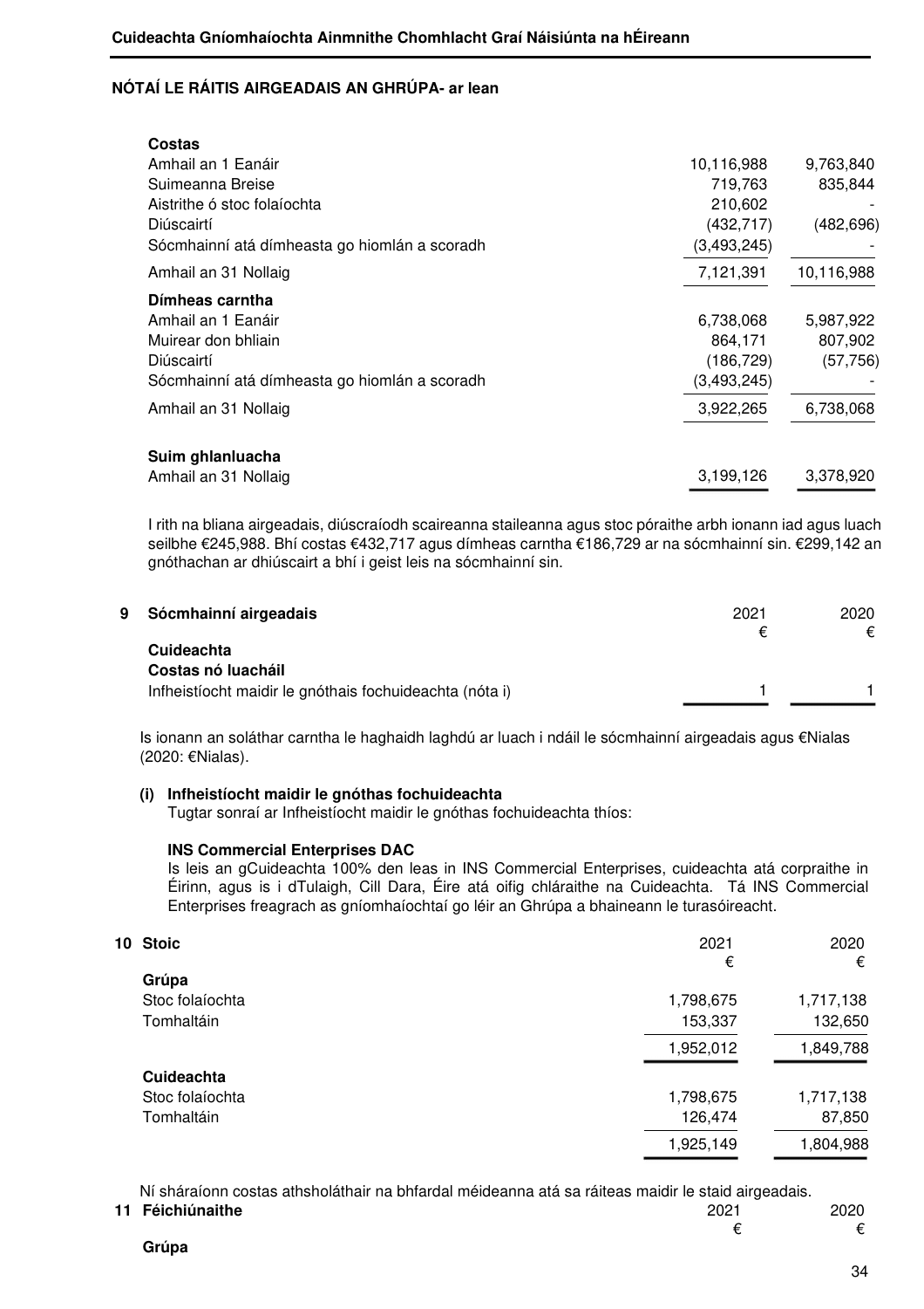## NÓTAÍ LE RÁITIS AIRGEADAIS AN GHRÚPA- ar lean

| | | |
|---|---|---|
| **Costas** | | |
| Amhail an 1 Eanáir | 10,116,988 | 9,763,840 |
| Suimeanna Breise | 719,763 | 835,844 |
| Aistrithe ó stoc folaíochta | 210,602 | - |
| Diúscairtí | (432,717) | (482,696) |
| Sócmhainní atá dímheasta go hiomlán a scoradh | (3,493,245) | - |
| Amhail an 31 Nollaig | 7,121,391 | 10,116,988 |
| **Dímheas carntha** | | |
| Amhail an 1 Eanáir | 6,738,068 | 5,987,922 |
| Muirear don bhliain | 864,171 | 807,902 |
| Diúscairtí | (186,729) | (57,756) |
| Sócmhainní atá dímheasta go hiomlán a scoradh | (3,493,245) | - |
| Amhail an 31 Nollaig | 3,922,265 | 6,738,068 |
| **Suim ghlanluacha** | | |
| Amhail an 31 Nollaig | 3,199,126 | 3,378,920 |

I rith na bliana airgeadais, diúscraíodh scaireanna staileanna agus stoc póraithe arbh ionann iad agus luach seilbhe €245,988. Bhí costas €432,717 agus dímheas carntha €186,729 ar na sócmhainní sin. €299,142 an gnóthachan ar dhiúscairt a bhí i geist leis na sócmhainní sin.

## 9 Sócmhainní airgeadais

| | 2021 | 2020 |
|---|---|---|
| | € | € |
| **Cuideachta** | | |
| **Costas nó luacháil** | | |
| Infheistíocht maidir le gnóthais fochuideachta (nóta i) | 1 | 1 |

Is ionann an soláthar carntha le haghaidh laghdú ar luach i ndáil le sócmhainní airgeadais agus €Nialas (2020: €Nialas).

**(i) Infheistíocht maidir le gnóthas fochuideachta**

Tugtar sonraí ar Infheistíocht maidir le gnóthas fochuideachta thíos:

**INS Commercial Enterprises DAC**

Is leis an gCuideachta 100% den leas in INS Commercial Enterprises, cuideachta atá corpraithe in Éirinn, agus is i dTulaigh, Cill Dara, Éire atá oifig chláraithe na Cuideachta. Tá INS Commercial Enterprises freagrach as gníomhaíochtaí go léir an Ghrúpa a bhaineann le turasóireacht.

## 10 Stoic

| | 2021 | 2020 |
|---|---|---|
| | € | € |
| **Grúpa** | | |
| Stoc folaíochta | 1,798,675 | 1,717,138 |
| Tomhaltáin | 153,337 | 132,650 |
| | 1,952,012 | 1,849,788 |
| **Cuideachta** | | |
| Stoc folaíochta | 1,798,675 | 1,717,138 |
| Tomhaltáin | 126,474 | 87,850 |
| | 1,925,149 | 1,804,988 |

Ní sháraíonn costas athsholáthair na bhfardal méideanna atá sa ráiteas maidir le staid airgeadais.

## 11 Féichiúnaithe

| | 2021 | 2020 |
|---|---|---|
| | € | € |
| **Grúpa** | | |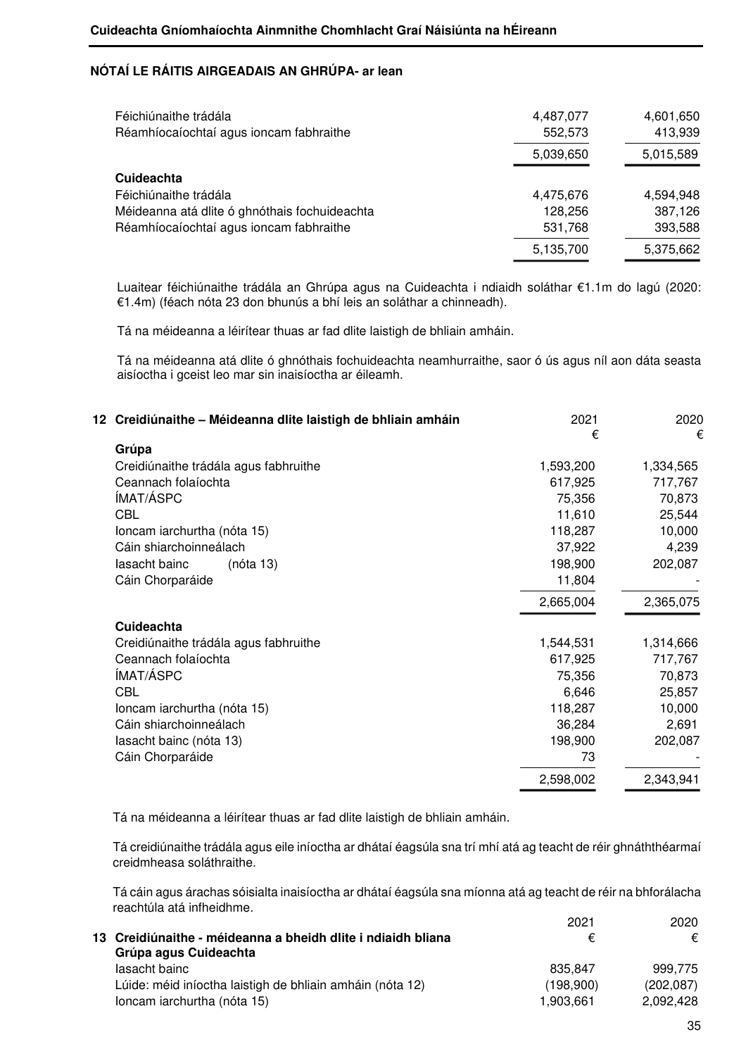## NÓTAÍ LE RÁITIS AIRGEADAIS AN GHRÚPA- ar lean

| | | |
|---|---:|---:|
| Féichiúnaithe trádála | 4,487,077 | 4,601,650 |
| Réamhíocaíochtaí agus ioncam fabhraithe | 552,573 | 413,939 |
| | 5,039,650 | 5,015,589 |
| **Cuideachta** | | |
| Féichiúnaithe trádála | 4,475,676 | 4,594,948 |
| Méideanna atá dlite ó ghnóthais fochuideachta | 128,256 | 387,126 |
| Réamhíocaíochtaí agus ioncam fabhraithe | 531,768 | 393,588 |
| | 5,135,700 | 5,375,662 |

Luaitear féichiúnaithe trádála an Ghrúpa agus na Cuideachta i ndiaidh soláthar €1.1m do lagú (2020: €1.4m) (féach nóta 23 don bhunús a bhí leis an soláthar a chinneadh).

Tá na méideanna a léirítear thuas ar fad dlite laistigh de bhliain amháin.

Tá na méideanna atá dlite ó ghnóthais fochuideachta neamhurraithe, saor ó ús agus níl aon dáta seasta aisíoctha i gceist leo mar sin inaisíoctha ar éileamh.

## 12 Creidiúnaithe – Méideanna dlite laistigh de bhliain amháin

| | 2021<br>€ | 2020<br>€ |
|---|---:|---:|
| **Grúpa** | | |
| Creidiúnaithe trádála agus fabhruithe | 1,593,200 | 1,334,565 |
| Ceannach folaíochta | 617,925 | 717,767 |
| ÍMAT/ÁSPC | 75,356 | 70,873 |
| CBL | 11,610 | 25,544 |
| Ioncam iarchurtha (nóta 15) | 118,287 | 10,000 |
| Cáin shiarchoinneálach | 37,922 | 4,239 |
| Iasacht bainc (nóta 13) | 198,900 | 202,087 |
| Cáin Chorparáide | 11,804 | - |
| | 2,665,004 | 2,365,075 |
| **Cuideachta** | | |
| Creidiúnaithe trádála agus fabhruithe | 1,544,531 | 1,314,666 |
| Ceannach folaíochta | 617,925 | 717,767 |
| ÍMAT/ÁSPC | 75,356 | 70,873 |
| CBL | 6,646 | 25,857 |
| Ioncam iarchurtha (nóta 15) | 118,287 | 10,000 |
| Cáin shiarchoinneálach | 36,284 | 2,691 |
| Iasacht bainc (nóta 13) | 198,900 | 202,087 |
| Cáin Chorparáide | 73 | - |
| | 2,598,002 | 2,343,941 |

Tá na méideanna a léirítear thuas ar fad dlite laistigh de bhliain amháin.

Tá creidiúnaithe trádála agus eile iníoctha ar dhátaí éagsúla sna trí mhí atá ag teacht de réir gnáththéarmaí creidmheasa soláthraithe.

Tá cáin agus árachas sóisialta inaisíoctha ar dhátaí éagsúla sna míonna atá ag teacht de réir na bhforálacha reachtúla atá infheidhme.

## 13 Creidiúnaithe - méideanna a bheidh dlite i ndiaidh bliana

| | 2021<br>€ | 2020<br>€ |
|---|---:|---:|
| **Grúpa agus Cuideachta** | | |
| Iasacht bainc | 835,847 | 999,775 |
| Lúide: méid iníoctha laistigh de bhliain amháin (nóta 12) | (198,900) | (202,087) |
| Ioncam iarchurtha (nóta 15) | 1,903,661 | 2,092,428 |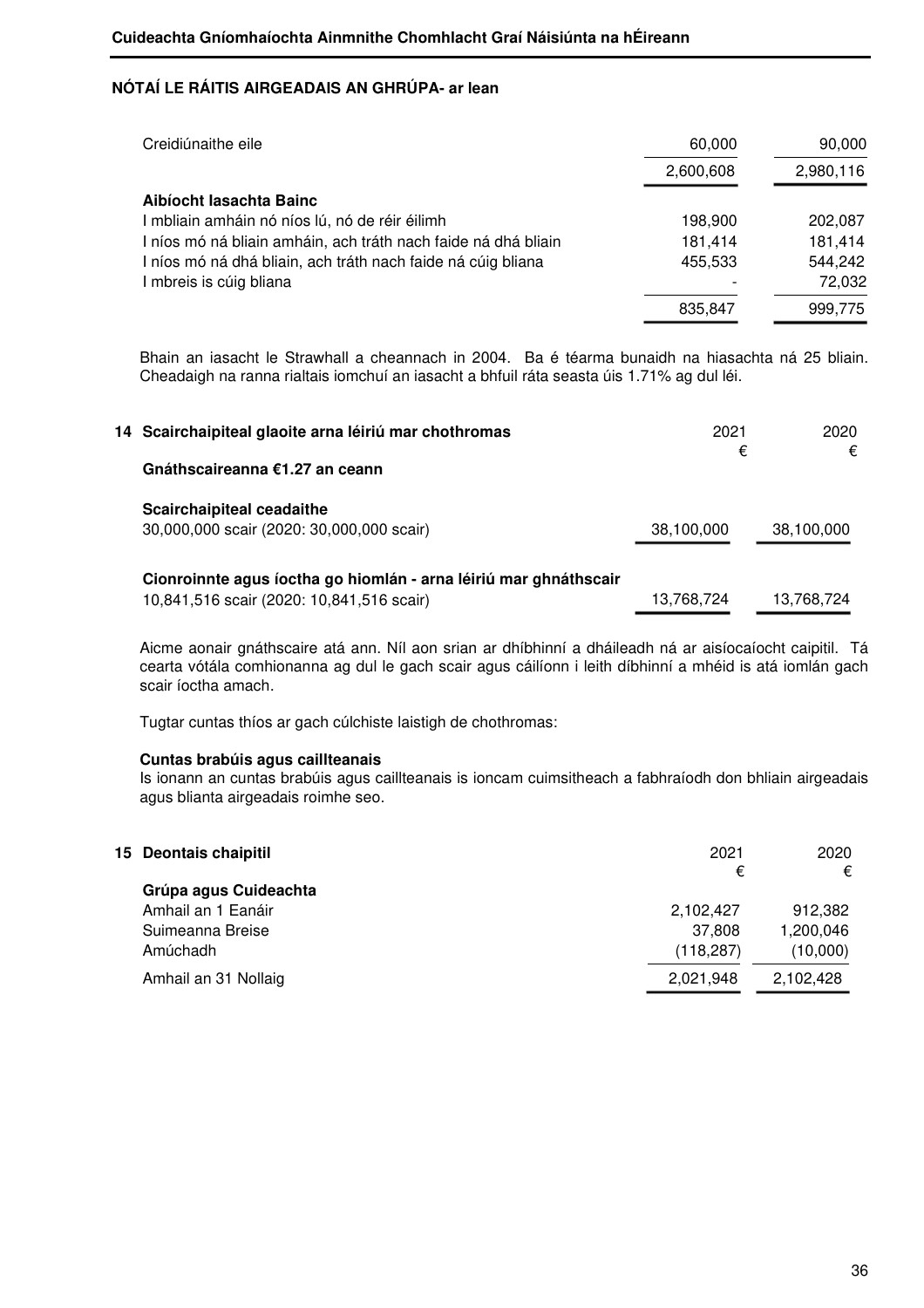## NÓTAÍ LE RÁITIS AIRGEADAIS AN GHRÚPA- ar lean

| | | |
|---|---|---|
| Creidiúnaithe eile | 60,000 | 90,000 |
| | 2,600,608 | 2,980,116 |
| **Aibíocht Iasachta Bainc** | | |
| I mbliain amháin nó níos lú, nó de réir éilimh | 198,900 | 202,087 |
| I níos mó ná bliain amháin, ach tráth nach faide ná dhá bhliain | 181,414 | 181,414 |
| I níos mó ná dhá bliain, ach tráth nach faide ná cúig bliana | 455,533 | 544,242 |
| I mbreis is cúig bliana | - | 72,032 |
| | 835,847 | 999,775 |

Bhain an iasacht le Strawhall a cheannach in 2004. Ba é téarma bunaidh na hiasachta ná 25 bliain. Cheadaigh na ranna rialtais iomchuí an iasacht a bhfuil ráta seasta úis 1.71% ag dul léi.

## 14 Scairchaipiteal glaoite arna léiriú mar chothromas

| | 2021 € | 2020 € |
|---|---|---|
| **Gnáthscaireanna €1.27 an ceann** | | |
| **Scairchaipiteal ceadaithe** | | |
| 30,000,000 scair (2020: 30,000,000 scair) | 38,100,000 | 38,100,000 |
| **Cionroinnte agus íoctha go hiomlán - arna léiriú mar ghnáthscair** | | |
| 10,841,516 scair (2020: 10,841,516 scair) | 13,768,724 | 13,768,724 |

Aicme aonair gnáthscaire atá ann. Níl aon srian ar dhíbhinní a dháileadh ná ar aisíocaíocht caipitil. Tá cearta vótála comhionanna ag dul le gach scair agus cáilíonn i leith díbhinní a mhéid is atá iomlán gach scair íoctha amach.

Tugtar cuntas thíos ar gach cúlchiste laistigh de chothromas:

**Cuntas brabúis agus caillteanais**
Is ionann an cuntas brabúis agus caillteanais is ioncam cuimsitheach a fabhraíodh don bhliain airgeadais agus blianta airgeadais roimhe seo.

## 15 Deontais chaipitil

| | 2021 € | 2020 € |
|---|---|---|
| **Grúpa agus Cuideachta** | | |
| Amhail an 1 Eanáir | 2,102,427 | 912,382 |
| Suimeanna Breise | 37,808 | 1,200,046 |
| Amúchadh | (118,287) | (10,000) |
| Amhail an 31 Nollaig | 2,021,948 | 2,102,428 |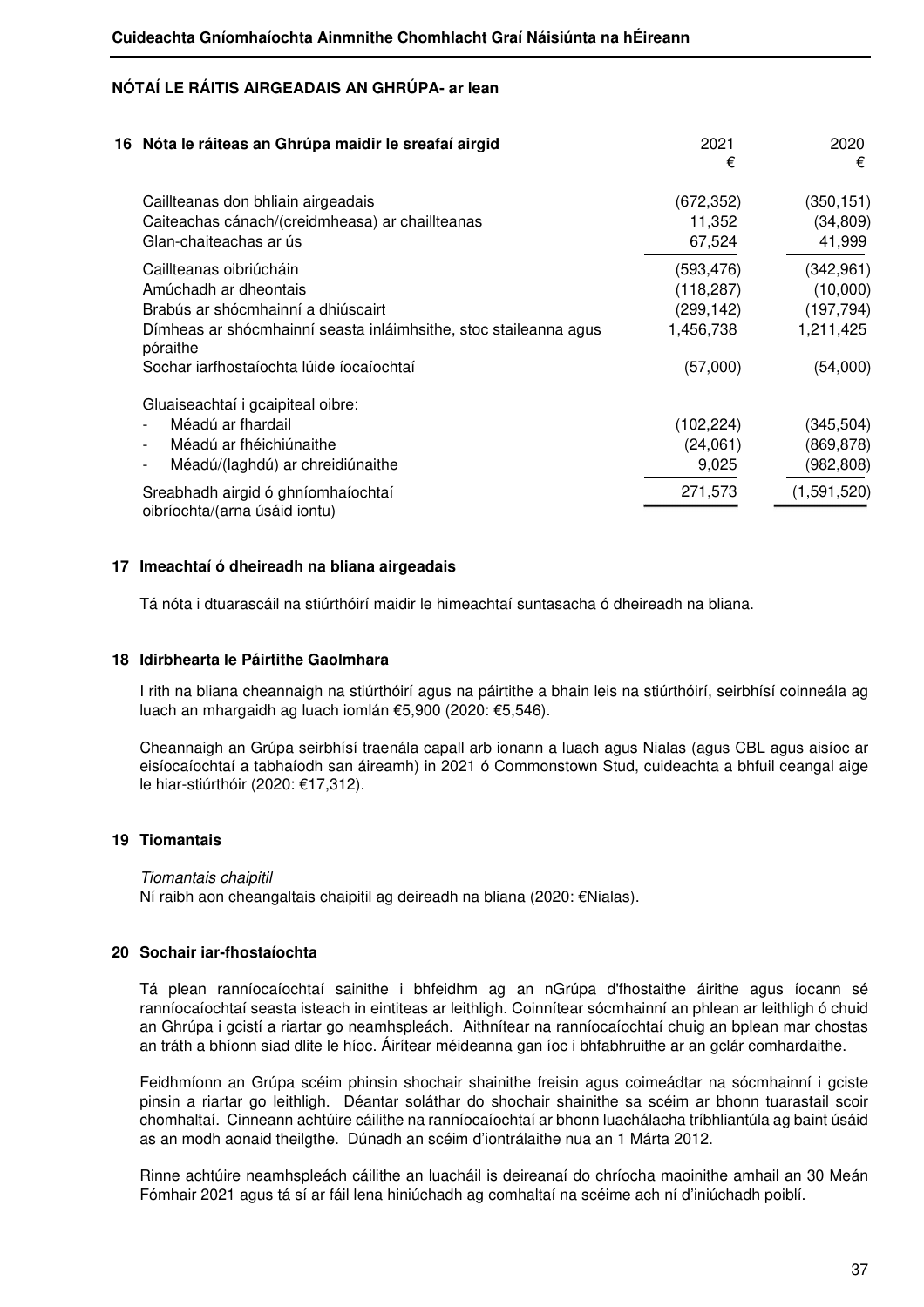## NÓTAÍ LE RÁITIS AIRGEADAIS AN GHRÚPA- ar lean

### 16 Nóta le ráiteas an Ghrúpa maidir le sreafaí airgid

| | 2021 € | 2020 € |
|---|---|---|
| Caillteanas don bhliain airgeadais | (672,352) | (350,151) |
| Caiteachas cánach/(creidmheasa) ar chaillteanas | 11,352 | (34,809) |
| Glan-chaiteachas ar ús | 67,524 | 41,999 |
| Caillteanas oibriúcháin | (593,476) | (342,961) |
| Amúchadh ar dheontais | (118,287) | (10,000) |
| Brabús ar shócmhainní a dhiúscairt | (299,142) | (197,794) |
| Dímheas ar shócmhainní seasta inláimhsithe, stoc staileanna agus póraithe | 1,456,738 | 1,211,425 |
| Sochar iarfhostaíochta lúide íocaíochtaí | (57,000) | (54,000) |
| Gluaiseachtaí i gcaipiteal oibre: | | |
| - Méadú ar fhardail | (102,224) | (345,504) |
| - Méadú ar fhéichiúnaithe | (24,061) | (869,878) |
| - Méadú/(laghdú) ar chreidiúnaithe | 9,025 | (982,808) |
| Sreabhadh airgid ó ghníomhaíochtaí oibríochta/(arna úsáid iontu) | 271,573 | (1,591,520) |

### 17 Imeachtaí ó dheireadh na bliana airgeadais

Tá nóta i dtuarascáil na stiúrthóirí maidir le himeachtaí suntasacha ó dheireadh na bliana.

### 18 Idirbhearta le Páirtithe Gaolmhara

I rith na bliana cheannaigh na stiúrthóirí agus na páirtithe a bhain leis na stiúrthóirí, seirbhísí coinneála ag luach an mhargaidh ag luach iomlán €5,900 (2020: €5,546).

Cheannaigh an Grúpa seirbhísí traenála capall arb ionann a luach agus Nialas (agus CBL agus aisíoc ar eisíocaíochtaí a tabhaíodh san áireamh) in 2021 ó Commonstown Stud, cuideachta a bhfuil ceangal aige le hiar-stiúrthóir (2020: €17,312).

### 19 Tiomantais

*Tiomantais chaipitil*
Ní raibh aon cheangaltais chaipitil ag deireadh na bliana (2020: €Nialas).

### 20 Sochair iar-fhostaíochta

Tá plean ranníocaíochtaí sainithe i bhfeidhm ag an nGrúpa d'fhostaithe áirithe agus íocann sé ranníocaíochtaí seasta isteach in eintiteas ar leithligh. Coinnítear sócmhainní an phlean ar leithligh ó chuid an Ghrúpa i gcistí a riartar go neamhspleách. Aithnítear na ranníocaíochtaí chuig an bplean mar chostas an tráth a bhíonn siad dlite le híoc. Áirítear méideanna gan íoc i bhfabhruithe ar an gclár comhardaithe.

Feidhmíonn an Grúpa scéim phinsin shochair shainithe freisin agus coimeádtar na sócmhainní i gciste pinsin a riartar go leithligh. Déantar soláthar do shochair shainithe sa scéim ar bhonn tuarastail scoir chomhaltaí. Cinneann achtúire cáilithe na ranníocaíochtaí ar bhonn luachálacha tríbhliantúla ag baint úsáid as an modh aonaid theilgthe. Dúnadh an scéim d'iontrálaithe nua an 1 Márta 2012.

Rinne achtúire neamhspleách cáilithe an luacháil is deireanaí do chríocha maoinithe amhail an 30 Meán Fómhair 2021 agus tá sí ar fáil lena hiniúchadh ag comhaltaí na scéime ach ní d'iniúchadh poiblí.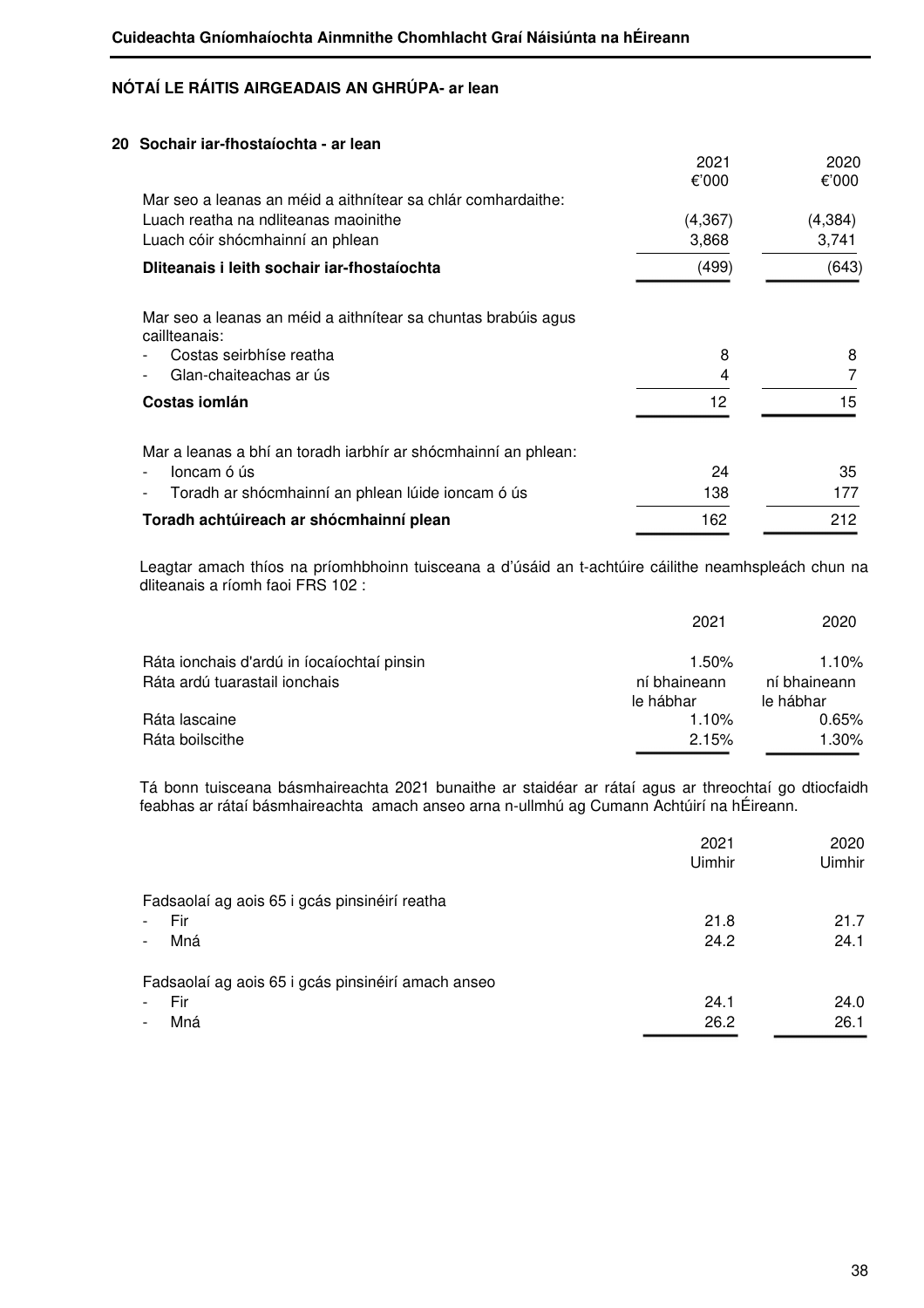## NÓTAÍ LE RÁITIS AIRGEADAIS AN GHRÚPA- ar lean

### 20 Sochair iar-fhostaíochta - ar lean

| | 2021<br>€'000 | 2020<br>€'000 |
|---|---|---|
| Mar seo a leanas an méid a aithnítear sa chlár comhardaithe: | | |
| Luach reatha na ndliteanas maoinithe | (4,367) | (4,384) |
| Luach cóir shócmhainní an phlean | 3,868 | 3,741 |
| **Dliteanais i leith sochair iar-fhostaíochta** | (499) | (643) |
| | | |
| Mar seo a leanas an méid a aithnítear sa chuntas brabúis agus caillteanais: | | |
| - Costas seirbhíse reatha | 8 | 8 |
| - Glan-chaiteachas ar ús | 4 | 7 |
| **Costas iomlán** | 12 | 15 |
| | | |
| Mar a leanas a bhí an toradh iarbhír ar shócmhainní an phlean: | | |
| - Ioncam ó ús | 24 | 35 |
| - Toradh ar shócmhainní an phlean lúide ioncam ó ús | 138 | 177 |
| **Toradh achtúireach ar shócmhainní plean** | 162 | 212 |

Leagtar amach thíos na príomhbhoinn tuisceana a d'úsáid an t-achtúire cáilithe neamhspleách chun na dliteanais a ríomh faoi FRS 102 :

| | 2021 | 2020 |
|---|---|---|
| Ráta ionchais d'ardú in íocaíochtaí pinsin | 1.50% | 1.10% |
| Ráta ardú tuarastail ionchais | ní bhaineann le hábhar | ní bhaineann le hábhar |
| Ráta lascaine | 1.10% | 0.65% |
| Ráta boilscithe | 2.15% | 1.30% |

Tá bonn tuisceana básmhaireachta 2021 bunaithe ar staidéar ar rátaí agus ar threochtaí go dtiocfaidh feabhas ar rátaí básmhaireachta amach anseo arna n-ullmhú ag Cumann Achtúirí na hÉireann.

| | 2021<br>Uimhir | 2020<br>Uimhir |
|---|---|---|
| Fadsaolaí ag aois 65 i gcás pinsinéirí reatha | | |
| - Fir | 21.8 | 21.7 |
| - Mná | 24.2 | 24.1 |
| | | |
| Fadsaolaí ag aois 65 i gcás pinsinéirí amach anseo | | |
| - Fir | 24.1 | 24.0 |
| - Mná | 26.2 | 26.1 |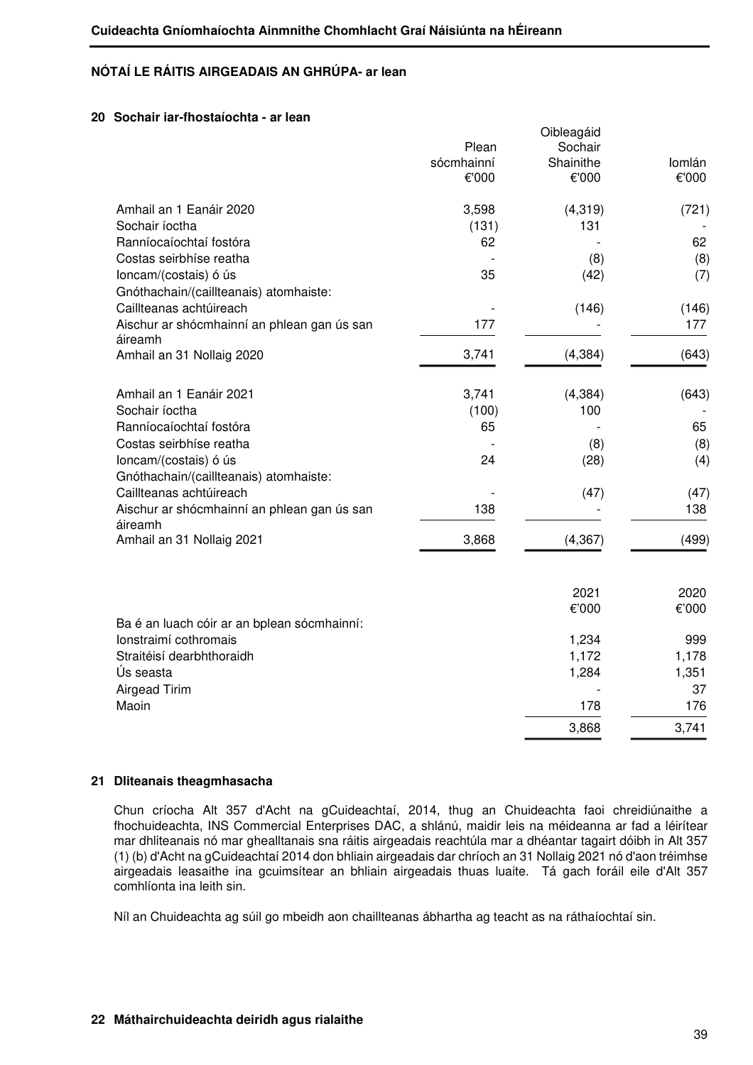## NÓTAÍ LE RÁITIS AIRGEADAIS AN GHRÚPA- ar lean

### 20 Sochair iar-fhostaíochta - ar lean

| | Plean sócmhainní €'000 | Oibleagáid Sochair Shainithe €'000 | Iomlán €'000 |
|---|---|---|---|
| Amhail an 1 Eanáir 2020 | 3,598 | (4,319) | (721) |
| Sochair íoctha | (131) | 131 | - |
| Ranníocaíochtaí fostóra | 62 | - | 62 |
| Costas seirbhíse reatha | - | (8) | (8) |
| Ioncam/(costais) ó ús | 35 | (42) | (7) |
| Gnóthachain/(caillteanais) atomhaiste: | | | |
| Caillteanas achtúireach | - | (146) | (146) |
| Aischur ar shócmhainní an phlean gan ús san áireamh | 177 | - | 177 |
| Amhail an 31 Nollaig 2020 | 3,741 | (4,384) | (643) |
| | | | |
| Amhail an 1 Eanáir 2021 | 3,741 | (4,384) | (643) |
| Sochair íoctha | (100) | 100 | - |
| Ranníocaíochtaí fostóra | 65 | - | 65 |
| Costas seirbhíse reatha | - | (8) | (8) |
| Ioncam/(costais) ó ús | 24 | (28) | (4) |
| Gnóthachain/(caillteanais) atomhaiste: | | | |
| Caillteanas achtúireach | - | (47) | (47) |
| Aischur ar shócmhainní an phlean gan ús san áireamh | 138 | - | 138 |
| Amhail an 31 Nollaig 2021 | 3,868 | (4,367) | (499) |

| | 2021 €'000 | 2020 €'000 |
|---|---|---|
| Ba é an luach cóir ar an bplean sócmhainní: | | |
| Ionstraimí cothromais | 1,234 | 999 |
| Straitéisí dearbhthoraidh | 1,172 | 1,178 |
| Ús seasta | 1,284 | 1,351 |
| Airgead Tirim | - | 37 |
| Maoin | 178 | 176 |
| | 3,868 | 3,741 |

### 21 Dliteanais theagmhasacha

Chun críocha Alt 357 d'Acht na gCuideachtaí, 2014, thug an Chuideachta faoi chreidiúnaithe a fhochuideachta, INS Commercial Enterprises DAC, a shlánú, maidir leis na méideanna ar fad a léirítear mar dhliteanais nó mar ghealltanais sna ráitis airgeadais reachtúla mar a dhéantar tagairt dóibh in Alt 357 (1) (b) d'Acht na gCuideachtaí 2014 don bhliain airgeadais dar chríoch an 31 Nollaig 2021 nó d'aon tréimhse airgeadais leasaithe ina gcuimsítear an bhliain airgeadais thuas luaite. Tá gach foráil eile d'Alt 357 comhlíonta ina leith sin.

Níl an Chuideachta ag súil go mbeidh aon chaillteanas ábhartha ag teacht as na ráthaíochtaí sin.

### 22 Máthairchuideachta deiridh agus rialaithe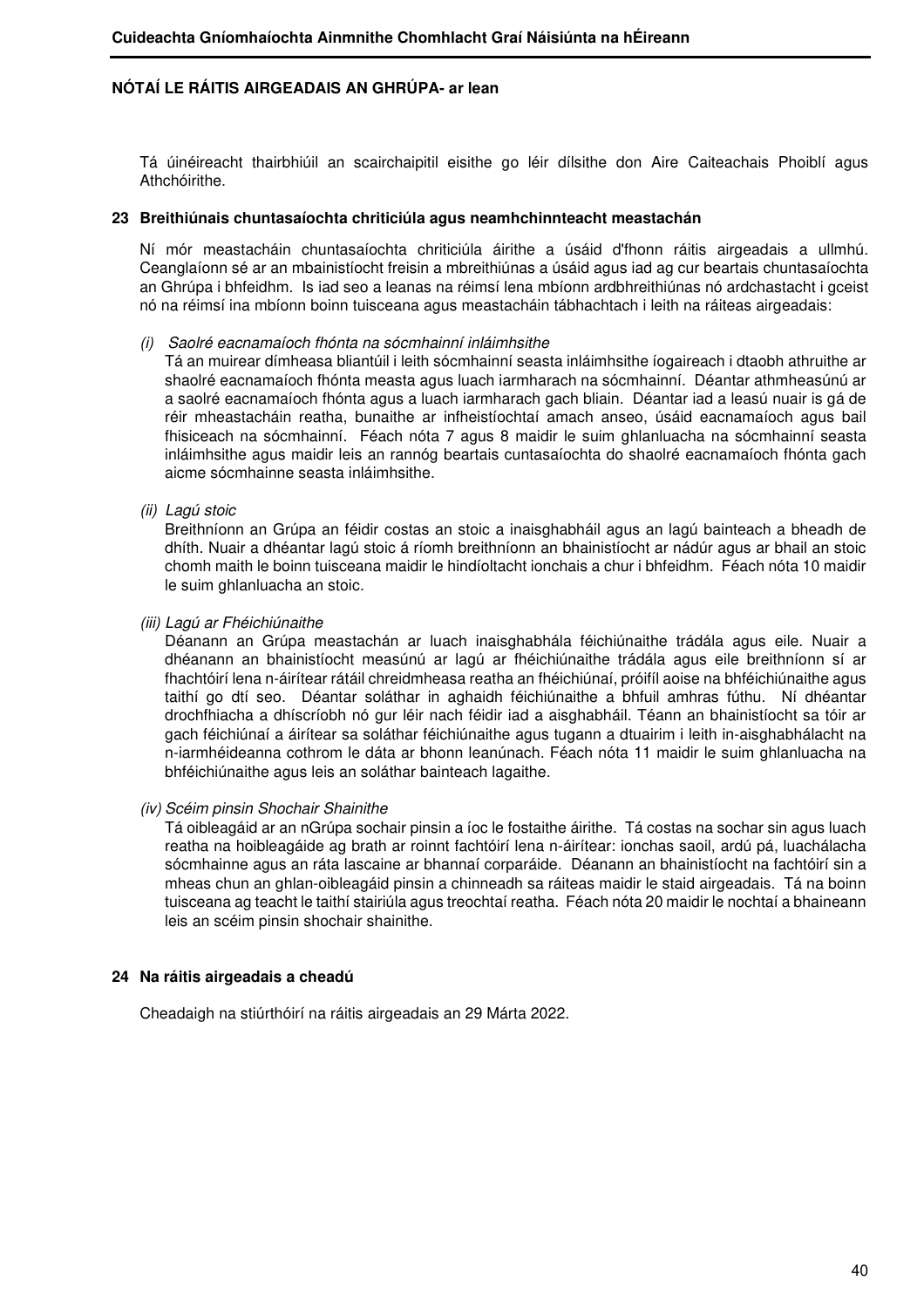Tá úinéireacht thairbhiúil an scairchaipitil eisithe go léir dílsithe don Aire Caiteachais Phoiblí agus Athchóirithe.

## 23 Breithiúnais chuntasaíochta chriticiúla agus neamhchinnteacht meastachán

Ní mór meastacháin chuntasaíochta chriticiúla áirithe a úsáid d'fhonn ráitis airgeadais a ullmhú. Ceanglaíonn sé ar an mbainistíocht freisin a mbreithiúnas a úsáid agus iad ag cur beartais chuntasaíochta an Ghrúpa i bhfeidhm. Is iad seo a leanas na réimsí lena mbíonn ardbhreithiúnas nó ardchastacht i gceist nó na réimsí ina mbíonn boinn tuisceana agus meastacháin tábhachtach i leith na ráiteas airgeadais:

*(i) Saolré eacnamaíoch fhónta na sócmhainní inláimhsithe*

Tá an muirear dímheasa bliantúil i leith sócmhainní seasta inláimhsithe íogaireach i dtaobh athruithe ar shaolré eacnamaíoch fhónta measta agus luach iarmharach na sócmhainní. Déantar athmheasúnú ar a saolré eacnamaíoch fhónta agus a luach iarmharach gach bliain. Déantar iad a leasú nuair is gá de réir mheastacháin reatha, bunaithe ar infheistíochtaí amach anseo, úsáid eacnamaíoch agus bail fhisiceach na sócmhainní. Féach nóta 7 agus 8 maidir le suim ghlanluacha na sócmhainní seasta inláimhsithe agus maidir leis an rannóg beartais cuntasaíochta do shaolré eacnamaíoch fhónta gach aicme sócmhainne seasta inláimhsithe.

*(ii) Lagú stoic*

Breithníonn an Grúpa an féidir costas an stoic a inaisghabháil agus an lagú bainteach a bheadh de dhíth. Nuair a dhéantar lagú stoic á ríomh breithníonn an bhainistíocht ar nádúr agus ar bhail an stoic chomh maith le boinn tuisceana maidir le hindíoltacht ionchais a chur i bhfeidhm. Féach nóta 10 maidir le suim ghlanluacha an stoic.

*(iii) Lagú ar Fhéichiúnaithe*

Déanann an Grúpa meastachán ar luach inaisghabhála féichiúnaithe trádála agus eile. Nuair a dhéanann an bhainistíocht measúnú ar lagú ar fhéichiúnaithe trádála agus eile breithníonn sí ar fhachtóirí lena n-áirítear rátáil chreidmheasa reatha an fhéichiúnaí, próifíl aoise na bhféichiúnaithe agus taithí go dtí seo. Déantar soláthar in aghaidh féichiúnaithe a bhfuil amhras fúthu. Ní dhéantar drochfhiacha a dhíscríobh nó gur léir nach féidir iad a aisghabháil. Téann an bhainistíocht sa tóir ar gach féichiúnaí a áirítear sa soláthar féichiúnaithe agus tugann a dtuairim i leith in-aisghabhálacht na n-iarmhéideanna cothrom le dáta ar bhonn leanúnach. Féach nóta 11 maidir le suim ghlanluacha na bhféichiúnaithe agus leis an soláthar bainteach lagaithe.

*(iv) Scéim pinsin Shochair Shainithe*

Tá oibleagáid ar an nGrúpa sochair pinsin a íoc le fostaithe áirithe. Tá costas na sochar sin agus luach reatha na hoibleagáide ag brath ar roinnt fachtóirí lena n-áirítear: ionchas saoil, ardú pá, luachálacha sócmhainne agus an ráta lascaine ar bhannaí corparáide. Déanann an bhainistíocht na fachtóirí sin a mheas chun an ghlan-oibleagáid pinsin a chinneadh sa ráiteas maidir le staid airgeadais. Tá na boinn tuisceana ag teacht le taithí stairiúla agus treochtaí reatha. Féach nóta 20 maidir le nochtaí a bhaineann leis an scéim pinsin shochair shainithe.

## 24 Na ráitis airgeadais a cheadú

Cheadaigh na stiúrthóirí na ráitis airgeadais an 29 Márta 2022.